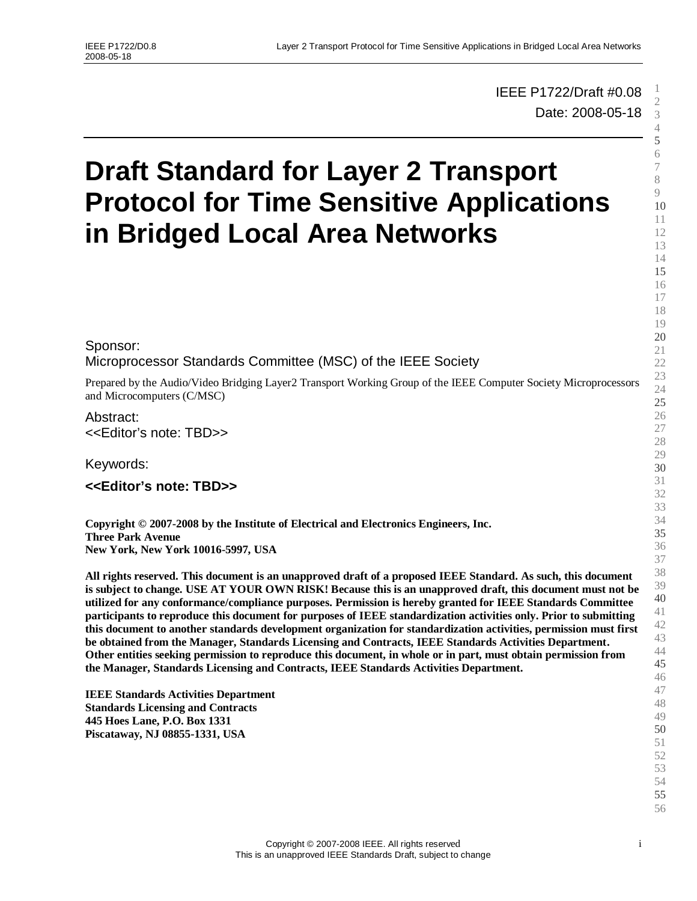IEEE P1722/Draft #0.08

Date: 2008-05-18

# Draft Standard for Layer 2 Transport Protocol for Time Sensitive Applications in Bridged Local Area Networks

Sponsor:

Microprocessor Standards Committee (MSC) of the IEEE Society

Prepared by the Audio/Video Bridging Layer2 Transport Working Group of the IEEE Computer Society Microprocessors and Microcomputers (C/MSC)

Abstract:

<<Editor's note: TBD>>

Keywords:

**<<Editor's note: TBD>>**

**Copyright © 2007-2008 by the Institute of Electrical and Electronics Engineers, Inc.**
**Three Park Avenue**
**New York, New York 10016-5997, USA**

**All rights reserved. This document is an unapproved draft of a proposed IEEE Standard. As such, this document is subject to change. USE AT YOUR OWN RISK! Because this is an unapproved draft, this document must not be utilized for any conformance/compliance purposes. Permission is hereby granted for IEEE Standards Committee participants to reproduce this document for purposes of IEEE standardization activities only. Prior to submitting this document to another standards development organization for standardization activities, permission must first be obtained from the Manager, Standards Licensing and Contracts, IEEE Standards Activities Department. Other entities seeking permission to reproduce this document, in whole or in part, must obtain permission from the Manager, Standards Licensing and Contracts, IEEE Standards Activities Department.**

**IEEE Standards Activities Department**
**Standards Licensing and Contracts**
**445 Hoes Lane, P.O. Box 1331**
**Piscataway, NJ 08855-1331, USA**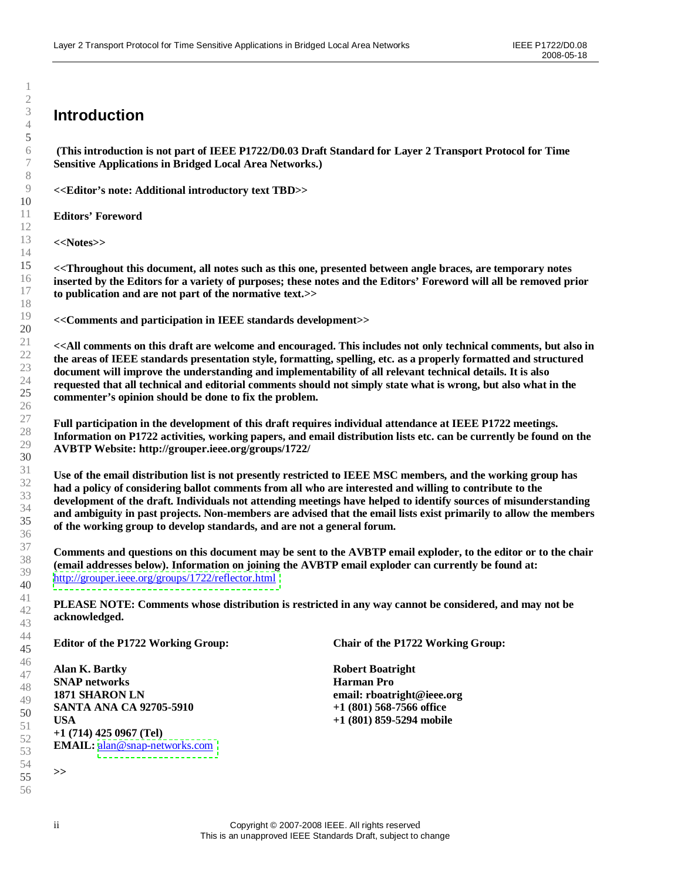# Introduction

**(This introduction is not part of IEEE P1722/D0.03 Draft Standard for Layer 2 Transport Protocol for Time Sensitive Applications in Bridged Local Area Networks.)**

**<<Editor's note: Additional introductory text TBD>>**

**Editors' Foreword**

**<<Notes>>**

**<<Throughout this document, all notes such as this one, presented between angle braces, are temporary notes inserted by the Editors for a variety of purposes; these notes and the Editors' Foreword will all be removed prior to publication and are not part of the normative text.>>**

**<<Comments and participation in IEEE standards development>>**

**<<All comments on this draft are welcome and encouraged. This includes not only technical comments, but also in the areas of IEEE standards presentation style, formatting, spelling, etc. as a properly formatted and structured document will improve the understanding and implementability of all relevant technical details. It is also requested that all technical and editorial comments should not simply state what is wrong, but also what in the commenter's opinion should be done to fix the problem.**

**Full participation in the development of this draft requires individual attendance at IEEE P1722 meetings. Information on P1722 activities, working papers, and email distribution lists etc. can be currently be found on the AVBTP Website: http://grouper.ieee.org/groups/1722/**

**Use of the email distribution list is not presently restricted to IEEE MSC members, and the working group has had a policy of considering ballot comments from all who are interested and willing to contribute to the development of the draft. Individuals not attending meetings have helped to identify sources of misunderstanding and ambiguity in past projects. Non-members are advised that the email lists exist primarily to allow the members of the working group to develop standards, and are not a general forum.**

**Comments and questions on this document may be sent to the AVBTP email exploder, to the editor or to the chair (email addresses below). Information on joining the AVBTP email exploder can currently be found at:** http://grouper.ieee.org/groups/1722/reflector.html

**PLEASE NOTE: Comments whose distribution is restricted in any way cannot be considered, and may not be acknowledged.**

**Editor of the P1722 Working Group:**

**Alan K. Bartky**
**SNAP networks**
**1871 SHARON LN**
**SANTA ANA CA 92705-5910**
**USA**
**+1 (714) 425 0967 (Tel)**
**EMAIL:** alan@snap-networks.com

**Chair of the P1722 Working Group:**

**Robert Boatright**
**Harman Pro**
**email: rboatright@ieee.org**
**+1 (801) 568-7566 office**
**+1 (801) 859-5294 mobile**

**>>**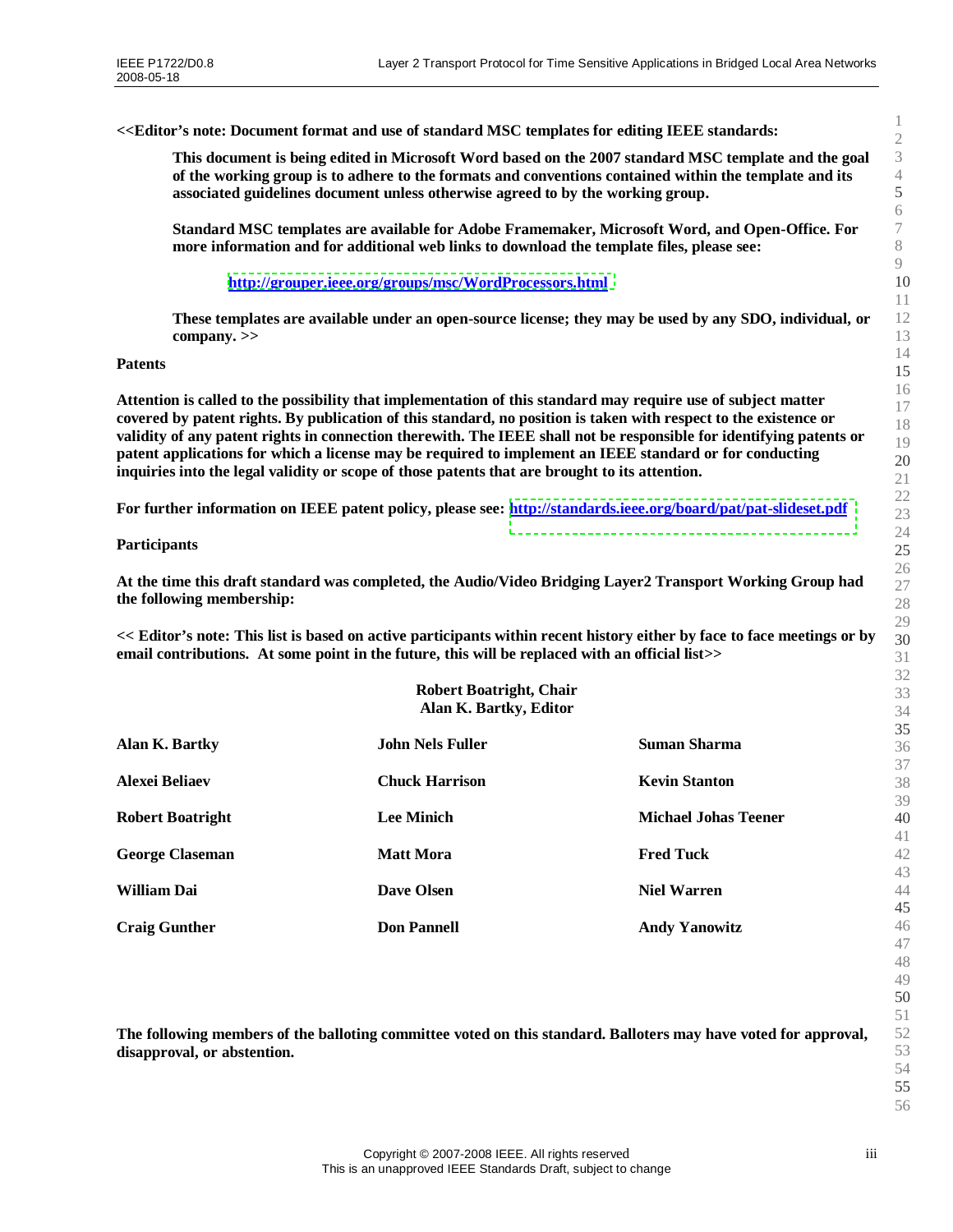**<<Editor's note: Document format and use of standard MSC templates for editing IEEE standards:**

> **This document is being edited in Microsoft Word based on the 2007 standard MSC template and the goal of the working group is to adhere to the formats and conventions contained within the template and its associated guidelines document unless otherwise agreed to by the working group.**
>
> **Standard MSC templates are available for Adobe Framemaker, Microsoft Word, and Open-Office. For more information and for additional web links to download the template files, please see:**
>
> **http://grouper.ieee.org/groups/msc/WordProcessors.html**
>
> **These templates are available under an open-source license; they may be used by any SDO, individual, or company. >>**

**Patents**

**Attention is called to the possibility that implementation of this standard may require use of subject matter covered by patent rights. By publication of this standard, no position is taken with respect to the existence or validity of any patent rights in connection therewith. The IEEE shall not be responsible for identifying patents or patent applications for which a license may be required to implement an IEEE standard or for conducting inquiries into the legal validity or scope of those patents that are brought to its attention.**

**For further information on IEEE patent policy, please see: http://standards.ieee.org/board/pat/pat-slideset.pdf**

**Participants**

**At the time this draft standard was completed, the Audio/Video Bridging Layer2 Transport Working Group had the following membership:**

**<< Editor's note: This list is based on active participants within recent history either by face to face meetings or by email contributions. At some point in the future, this will be replaced with an official list>>**

**Robert Boatright, Chair**
**Alan K. Bartky, Editor**

| | | |
|---|---|---|
| **Alan K. Bartky** | **John Nels Fuller** | **Suman Sharma** |
| **Alexei Beliaev** | **Chuck Harrison** | **Kevin Stanton** |
| **Robert Boatright** | **Lee Minich** | **Michael Johas Teener** |
| **George Claseman** | **Matt Mora** | **Fred Tuck** |
| **William Dai** | **Dave Olsen** | **Niel Warren** |
| **Craig Gunther** | **Don Pannell** | **Andy Yanowitz** |

**The following members of the balloting committee voted on this standard. Balloters may have voted for approval, disapproval, or abstention.**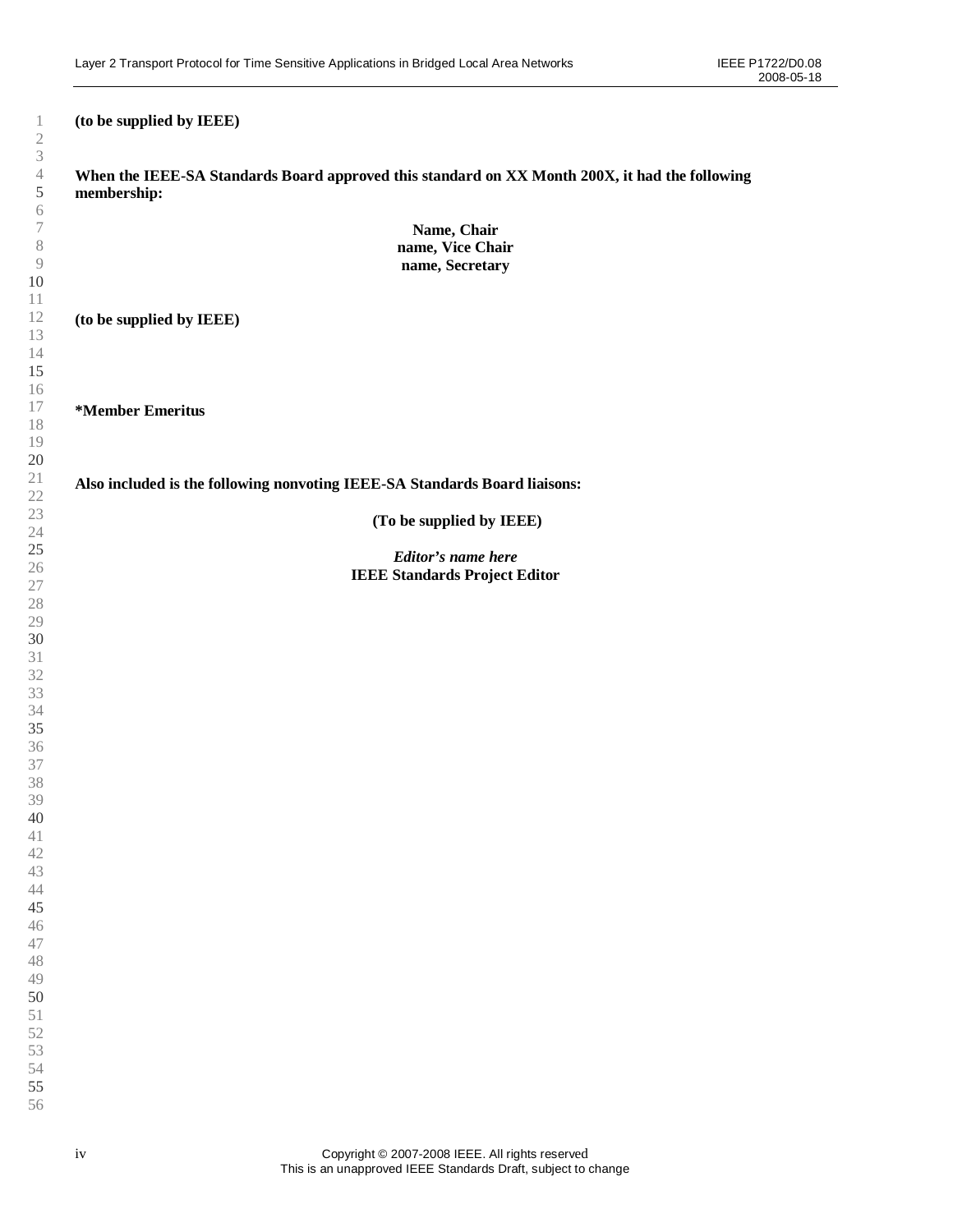**(to be supplied by IEEE)**

**When the IEEE-SA Standards Board approved this standard on XX Month 200X, it had the following membership:**

**Name, Chair**
**name, Vice Chair**
**name, Secretary**

**(to be supplied by IEEE)**

***Member Emeritus**

**Also included is the following nonvoting IEEE-SA Standards Board liaisons:**

**(To be supplied by IEEE)**

***Editor's name here***
**IEEE Standards Project Editor**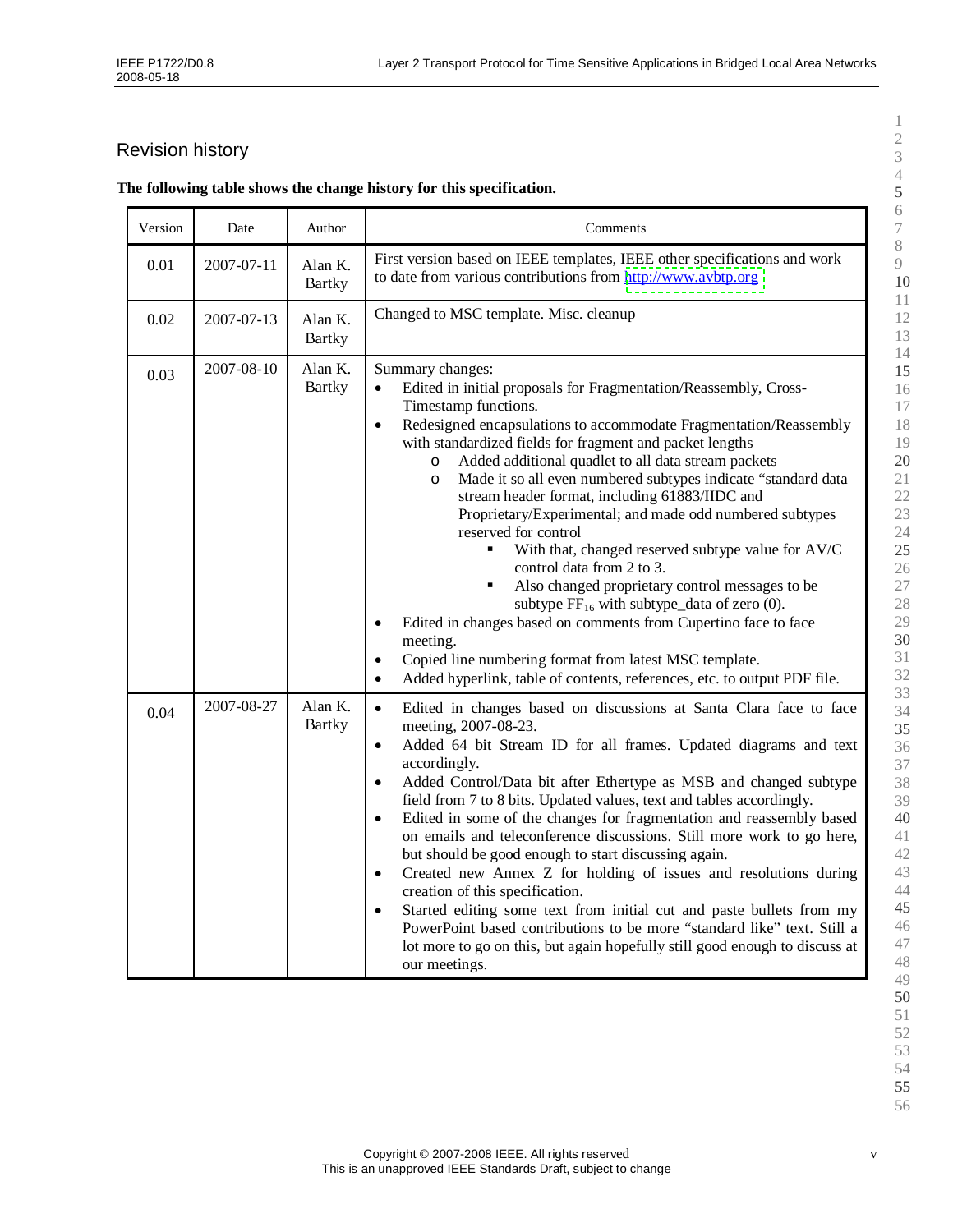## Revision history

**The following table shows the change history for this specification.**

| Version | Date | Author | Comments |
|---|---|---|---|
| 0.01 | 2007-07-11 | Alan K. Bartky | First version based on IEEE templates, IEEE other specifications and work to date from various contributions from http://www.avbtp.org |
| 0.02 | 2007-07-13 | Alan K. Bartky | Changed to MSC template. Misc. cleanup |
| 0.03 | 2007-08-10 | Alan K. Bartky | Summary changes:<br>• Edited in initial proposals for Fragmentation/Reassembly, Cross-Timestamp functions.<br>• Redesigned encapsulations to accommodate Fragmentation/Reassembly with standardized fields for fragment and packet lengths<br>&nbsp;&nbsp;o Added additional quadlet to all data stream packets<br>&nbsp;&nbsp;o Made it so all even numbered subtypes indicate “standard data stream header format, including 61883/IIDC and Proprietary/Experimental; and made odd numbered subtypes reserved for control<br>&nbsp;&nbsp;&nbsp;&nbsp;▪ With that, changed reserved subtype value for AV/C control data from 2 to 3.<br>&nbsp;&nbsp;&nbsp;&nbsp;▪ Also changed proprietary control messages to be subtype $FF_{16}$ with subtype_data of zero (0).<br>• Edited in changes based on comments from Cupertino face to face meeting.<br>• Copied line numbering format from latest MSC template.<br>• Added hyperlink, table of contents, references, etc. to output PDF file. |
| 0.04 | 2007-08-27 | Alan K. Bartky | • Edited in changes based on discussions at Santa Clara face to face meeting, 2007-08-23.<br>• Added 64 bit Stream ID for all frames. Updated diagrams and text accordingly.<br>• Added Control/Data bit after Ethertype as MSB and changed subtype field from 7 to 8 bits. Updated values, text and tables accordingly.<br>• Edited in some of the changes for fragmentation and reassembly based on emails and teleconference discussions. Still more work to go here, but should be good enough to start discussing again.<br>• Created new Annex Z for holding of issues and resolutions during creation of this specification.<br>• Started editing some text from initial cut and paste bullets from my PowerPoint based contributions to be more “standard like” text. Still a lot more to go on this, but again hopefully still good enough to discuss at our meetings. |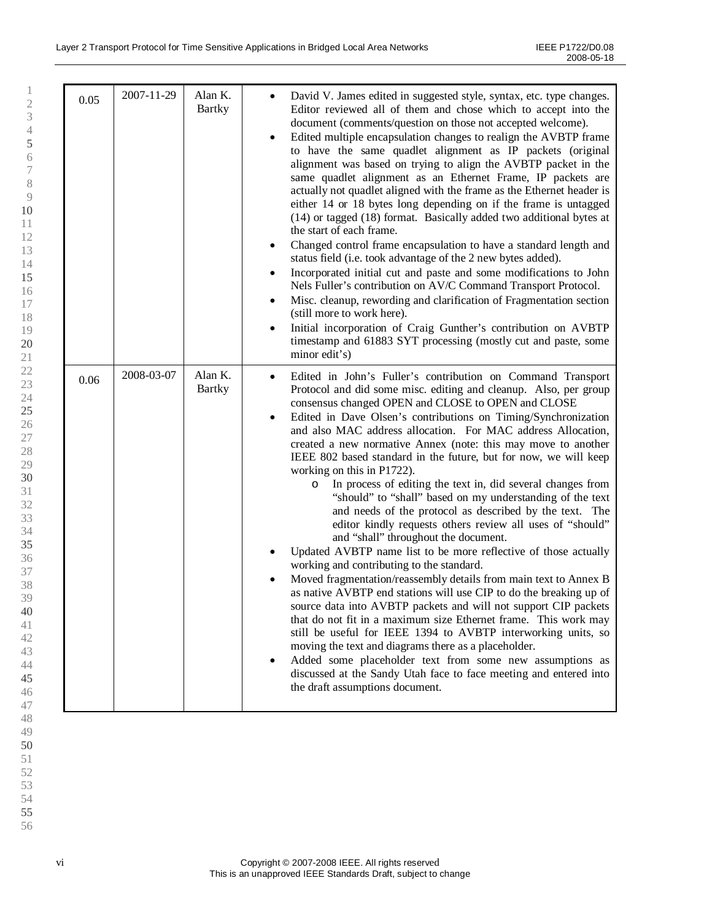| | | | |
|---|---|---|---|
| 0.05 | 2007-11-29 | Alan K. Bartky | • David V. James edited in suggested style, syntax, etc. type changes. Editor reviewed all of them and chose which to accept into the document (comments/question on those not accepted welcome).<br>• Edited multiple encapsulation changes to realign the AVBTP frame to have the same quadlet alignment as IP packets (original alignment was based on trying to align the AVBTP packet in the same quadlet alignment as an Ethernet Frame, IP packets are actually not quadlet aligned with the frame as the Ethernet header is either 14 or 18 bytes long depending on if the frame is untagged (14) or tagged (18) format. Basically added two additional bytes at the start of each frame.<br>• Changed control frame encapsulation to have a standard length and status field (i.e. took advantage of the 2 new bytes added).<br>• Incorporated initial cut and paste and some modifications to John Nels Fuller's contribution on AV/C Command Transport Protocol.<br>• Misc. cleanup, rewording and clarification of Fragmentation section (still more to work here).<br>• Initial incorporation of Craig Gunther's contribution on AVBTP timestamp and 61883 SYT processing (mostly cut and paste, some minor edit's) |
| 0.06 | 2008-03-07 | Alan K. Bartky | • Edited in John's Fuller's contribution on Command Transport Protocol and did some misc. editing and cleanup. Also, per group consensus changed OPEN and CLOSE to OPEN and CLOSE<br>• Edited in Dave Olsen's contributions on Timing/Synchronization and also MAC address allocation. For MAC address Allocation, created a new normative Annex (note: this may move to another IEEE 802 based standard in the future, but for now, we will keep working on this in P1722).<br>&nbsp;&nbsp;&nbsp;&nbsp;o In process of editing the text in, did several changes from "should" to "shall" based on my understanding of the text and needs of the protocol as described by the text. The editor kindly requests others review all uses of "should" and "shall" throughout the document.<br>• Updated AVBTP name list to be more reflective of those actually working and contributing to the standard.<br>• Moved fragmentation/reassembly details from main text to Annex B as native AVBTP end stations will use CIP to do the breaking up of source data into AVBTP packets and will not support CIP packets that do not fit in a maximum size Ethernet frame. This work may still be useful for IEEE 1394 to AVBTP interworking units, so moving the text and diagrams there as a placeholder.<br>• Added some placeholder text from some new assumptions as discussed at the Sandy Utah face to face meeting and entered into the draft assumptions document. |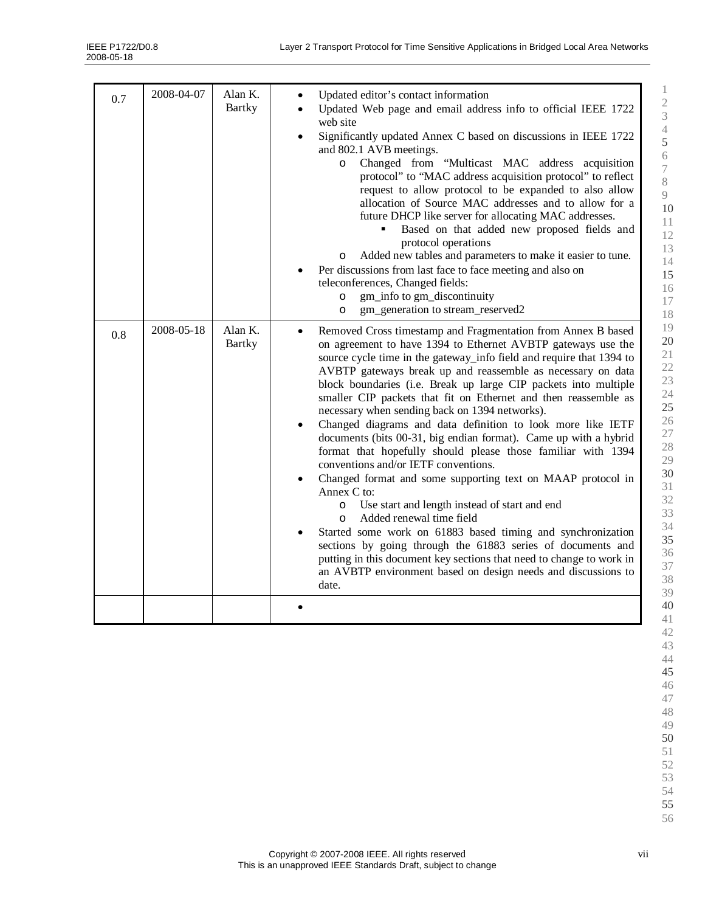| | | | |
|---|---|---|---|
| 0.7 | 2008-04-07 | Alan K. Bartky | • Updated editor's contact information<br>• Updated Web page and email address info to official IEEE 1722 web site<br>• Significantly updated Annex C based on discussions in IEEE 1722 and 802.1 AVB meetings.<br>  o Changed from "Multicast MAC address acquisition protocol" to "MAC address acquisition protocol" to reflect request to allow protocol to be expanded to also allow allocation of Source MAC addresses and to allow for a future DHCP like server for allocating MAC addresses.<br>    ▪ Based on that added new proposed fields and protocol operations<br>  o Added new tables and parameters to make it easier to tune.<br>• Per discussions from last face to face meeting and also on teleconferences, Changed fields:<br>  o gm_info to gm_discontinuity<br>  o gm_generation to stream_reserved2 |
| 0.8 | 2008-05-18 | Alan K. Bartky | • Removed Cross timestamp and Fragmentation from Annex B based on agreement to have 1394 to Ethernet AVBTP gateways use the source cycle time in the gateway_info field and require that 1394 to AVBTP gateways break up and reassemble as necessary on data block boundaries (i.e. Break up large CIP packets into multiple smaller CIP packets that fit on Ethernet and then reassemble as necessary when sending back on 1394 networks).<br>• Changed diagrams and data definition to look more like IETF documents (bits 00-31, big endian format). Came up with a hybrid format that hopefully should please those familiar with 1394 conventions and/or IETF conventions.<br>• Changed format and some supporting text on MAAP protocol in Annex C to:<br>  o Use start and length instead of start and end<br>  o Added renewal time field<br>• Started some work on 61883 based timing and synchronization sections by going through the 61883 series of documents and putting in this document key sections that need to change to work in an AVBTP environment based on design needs and discussions to date. |
| | | | • |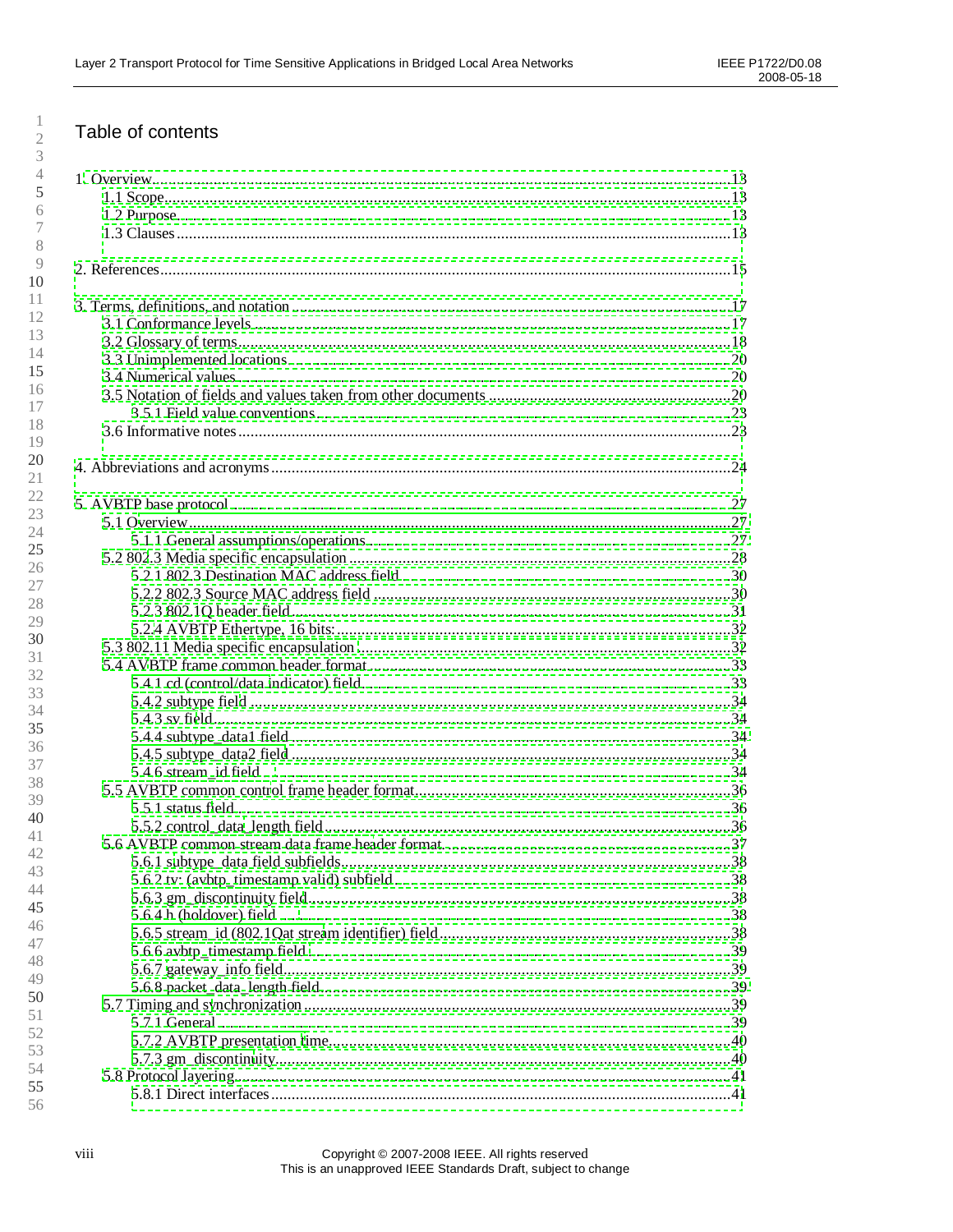# Table of contents

1. Overview....13
   - 1.1 Scope....13
   - 1.2 Purpose....13
   - 1.3 Clauses....13

2. References....15

3. Terms, definitions, and notation....17
   - 3.1 Conformance levels....17
   - 3.2 Glossary of terms....18
   - 3.3 Unimplemented locations....20
   - 3.4 Numerical values....20
   - 3.5 Notation of fields and values taken from other documents....20
     - 3.5.1 Field value conventions....23
   - 3.6 Informative notes....23

4. Abbreviations and acronyms....24

5. AVBTP base protocol....27
   - 5.1 Overview....27
     - 5.1.1 General assumptions/operations....27
   - 5.2 802.3 Media specific encapsulation....28
     - 5.2.1 802.3 Destination MAC address field....30
     - 5.2.2 802.3 Source MAC address field....30
     - 5.2.3 802.1Q header field....31
     - 5.2.4 AVBTP Ethertype, 16 bits:....32
   - 5.3 802.11 Media specific encapsulation....32
   - 5.4 AVBTP frame common header format....33
     - 5.4.1 cd (control/data indicator) field....33
     - 5.4.2 subtype field....34
     - 5.4.3 sv field....34
     - 5.4.4 subtype_data1 field....34
     - 5.4.5 subtype_data2 field....34
     - 5.4.6 stream_id field....34
   - 5.5 AVBTP common control frame header format....36
     - 5.5.1 status field....36
     - 5.5.2 control_data_length field....36
   - 5.6 AVBTP common stream data frame header format....37
     - 5.6.1 subtype_data field subfields....38
     - 5.6.2 tv: (avbtp_timestamp valid) subfield....38
     - 5.6.3 gm_discontinuity field....38
     - 5.6.4 h (holdover) field....38
     - 5.6.5 stream_id (802.1Qat stream identifier) field....38
     - 5.6.6 avbtp_timestamp field....39
     - 5.6.7 gateway_info field....39
     - 5.6.8 packet_data_length field....39
   - 5.7 Timing and synchronization....39
     - 5.7.1 General....39
     - 5.7.2 AVBTP presentation time....40
     - 5.7.3 gm_discontinuity....40
   - 5.8 Protocol layering....41
     - 5.8.1 Direct interfaces....41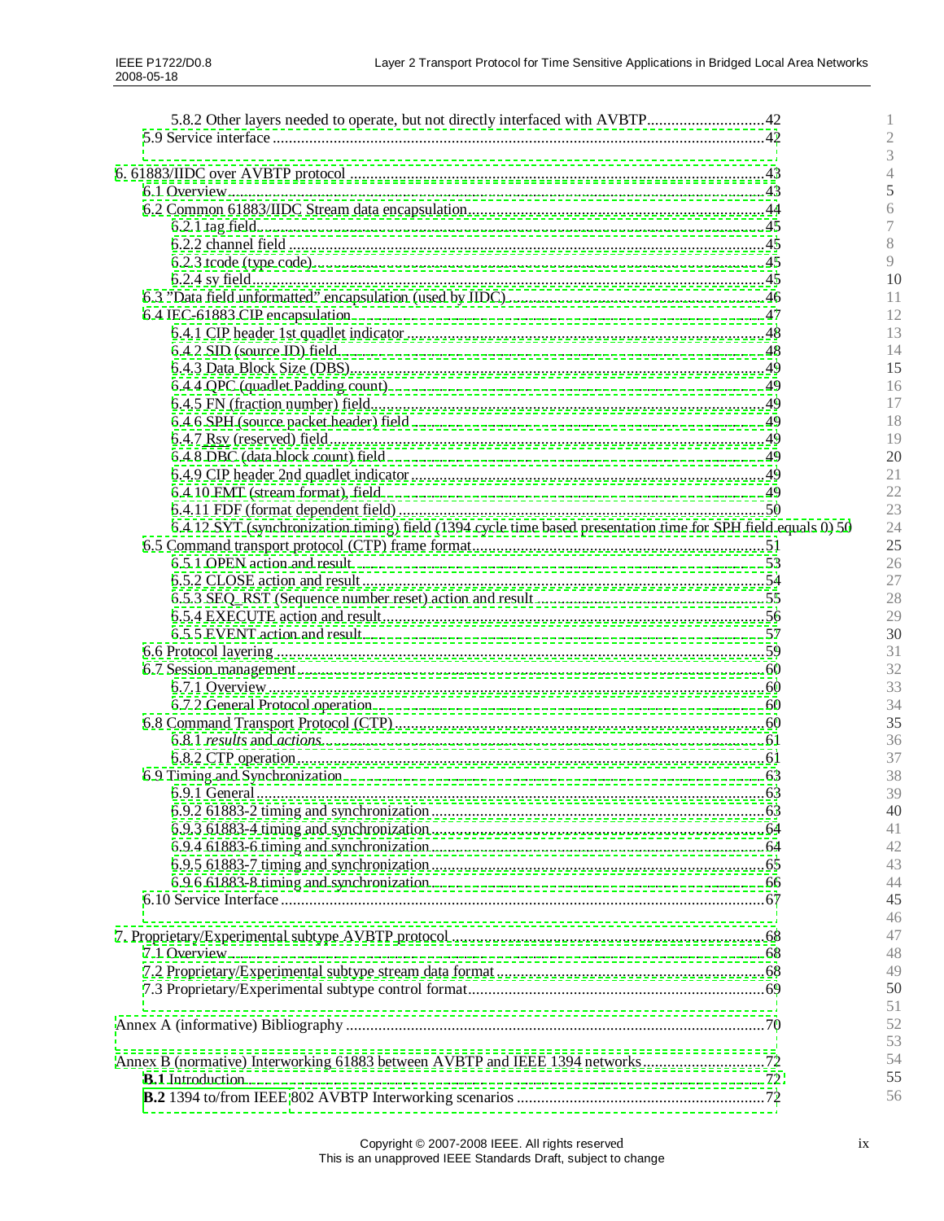5.8.2 Other layers needed to operate, but not directly interfaced with AVBTP............................42
5.9 Service interface ........................................................................................................................42

6. 61883/IIDC over AVBTP protocol ....................................................................................................43
6.1 Overview.........................................................................................................................................43
6.2 Common 61883/IIDC Stream data encapsulation..........................................................................44
6.2.1 tag field........................................................................................................................................45
6.2.2 channel field ................................................................................................................................45
6.2.3 tcode (type code).........................................................................................................................45
6.2.4 sy field.........................................................................................................................................45
6.3 "Data field unformatted" encapsulation (used by IIDC)................................................................46
6.4 IEC-61883 CIP encapsulation .......................................................................................................47
6.4.1 CIP header 1st quadlet indicator ................................................................................................48
6.4.2 SID (source ID) field...................................................................................................................48
6.4.3 Data Block Size (DBS)................................................................................................................49
6.4.4 QPC (quadlet Padding count) .....................................................................................................49
6.4.5 FN (fraction number) field..........................................................................................................49
6.4.6 SPH (source packet header) field ...............................................................................................49
6.4.7 Rsv (reserved) field.....................................................................................................................49
6.4.8 DBC (data block count) field .....................................................................................................49
6.4.9 CIP header 2nd quadlet indicator ...............................................................................................49
6.4.10 FMT (stream format), field.......................................................................................................49
6.4.11 FDF (format dependent field) ...................................................................................................50
6.4.12 SYT (synchronization timing) field (1394 cycle time based presentation time for SPH field equals 0) 50
6.5 Command transport protocol (CTP) frame format.........................................................................51
6.5.1 OPEN action and result ..............................................................................................................53
6.5.2 CLOSE action and result.............................................................................................................54
6.5.3 SEQ_RST (Sequence number reset) action and result ...............................................................55
6.5.4 EXECUTE action and result.......................................................................................................56
6.5.5 EVENT action and result............................................................................................................57
6.6 Protocol layering ............................................................................................................................59
6.7 Session management ......................................................................................................................60
6.7.1 Overview.....................................................................................................................................60
6.7.2 General Protocol operation..........................................................................................................60
6.8 Command Transport Protocol (CTP) .............................................................................................60
6.8.1 *results* and *actions*.......................................................................................................................61
6.8.2 CTP operation.............................................................................................................................61
6.9 Timing and Synchronization...........................................................................................................63
6.9.1 General........................................................................................................................................63
6.9.2 61883-2 timing and synchronization ..........................................................................................63
6.9.3 61883-4 timing and synchronization ..........................................................................................64
6.9.4 61883-6 timing and synchronization ..........................................................................................64
6.9.5 61883-7 timing and synchronization ..........................................................................................65
6.9.6 61883-8 timing and synchronization ..........................................................................................66
6.10 Service Interface ..........................................................................................................................67

7. Proprietary/Experimental subtype AVBTP protocol ......................................................................68
7.1 Overview.........................................................................................................................................68
7.2 Proprietary/Experimental subtype stream data format ..................................................................68
7.3 Proprietary/Experimental subtype control format..........................................................................69

Annex A (informative) Bibliography ..................................................................................................70

Annex B (normative) Interworking 61883 between AVBTP and IEEE 1394 networks.........................72
**B.1** Introduction.................................................................................................................................72
**B.2** 1394 to/from IEEE 802 AVBTP Interworking scenarios ...........................................................72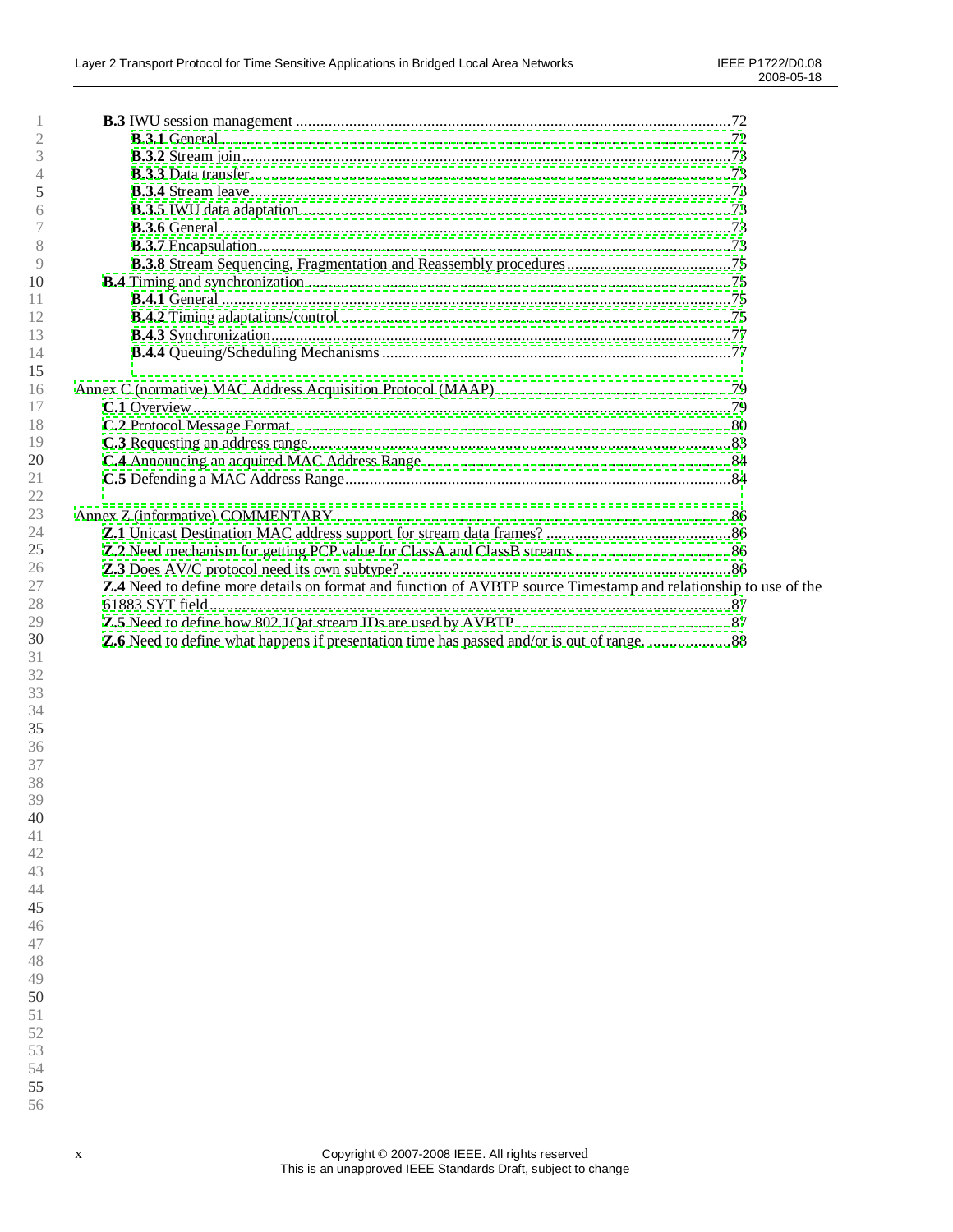**B.3** IWU session management ....................................................................................................72

**B.3.1** General..........................................................................................................................72

**B.3.2** Stream join.....................................................................................................................73

**B.3.3** Data transfer...................................................................................................................73

**B.3.4** Stream leave...................................................................................................................73

**B.3.5** IWU data adaptation......................................................................................................73

**B.3.6** General ..........................................................................................................................73

**B.3.7** Encapsulation.................................................................................................................73

**B.3.8** Stream Sequencing, Fragmentation and Reassembly procedures..................................75

**B.4** Timing and synchronization....................................................................................................75

**B.4.1** General ..........................................................................................................................75

**B.4.2** Timing adaptations/control ...........................................................................................75

**B.4.3** Synchronization.............................................................................................................77

**B.4.4** Queuing/Scheduling Mechanisms .................................................................................77

Annex C (normative) MAC Address Acquisition Protocol (MAAP) .................................................79

**C.1** Overview.................................................................................................................................79

**C.2** Protocol Message Format .......................................................................................................80

**C.3** Requesting an address range...................................................................................................83

**C.4** Announcing an acquired MAC Address Range .....................................................................84

**C.5** Defending a MAC Address Range..........................................................................................84

Annex Z (informative) COMMENTARY..........................................................................................86

**Z.1** Unicast Destination MAC address support for stream data frames? .....................................86

**Z.2** Need mechanism for getting PCP value for ClassA and ClassB streams...............................86

**Z.3** Does AV/C protocol need its own subtype? ..........................................................................86

**Z.4** Need to define more details on format and function of AVBTP source Timestamp and relationship to use of the 61883 SYT field................................................................................................................87

**Z.5** Need to define how 802.1Qat stream IDs are used by AVBTP .............................................87

**Z.6** Need to define what happens if presentation time has passed and/or is out of range. ...................88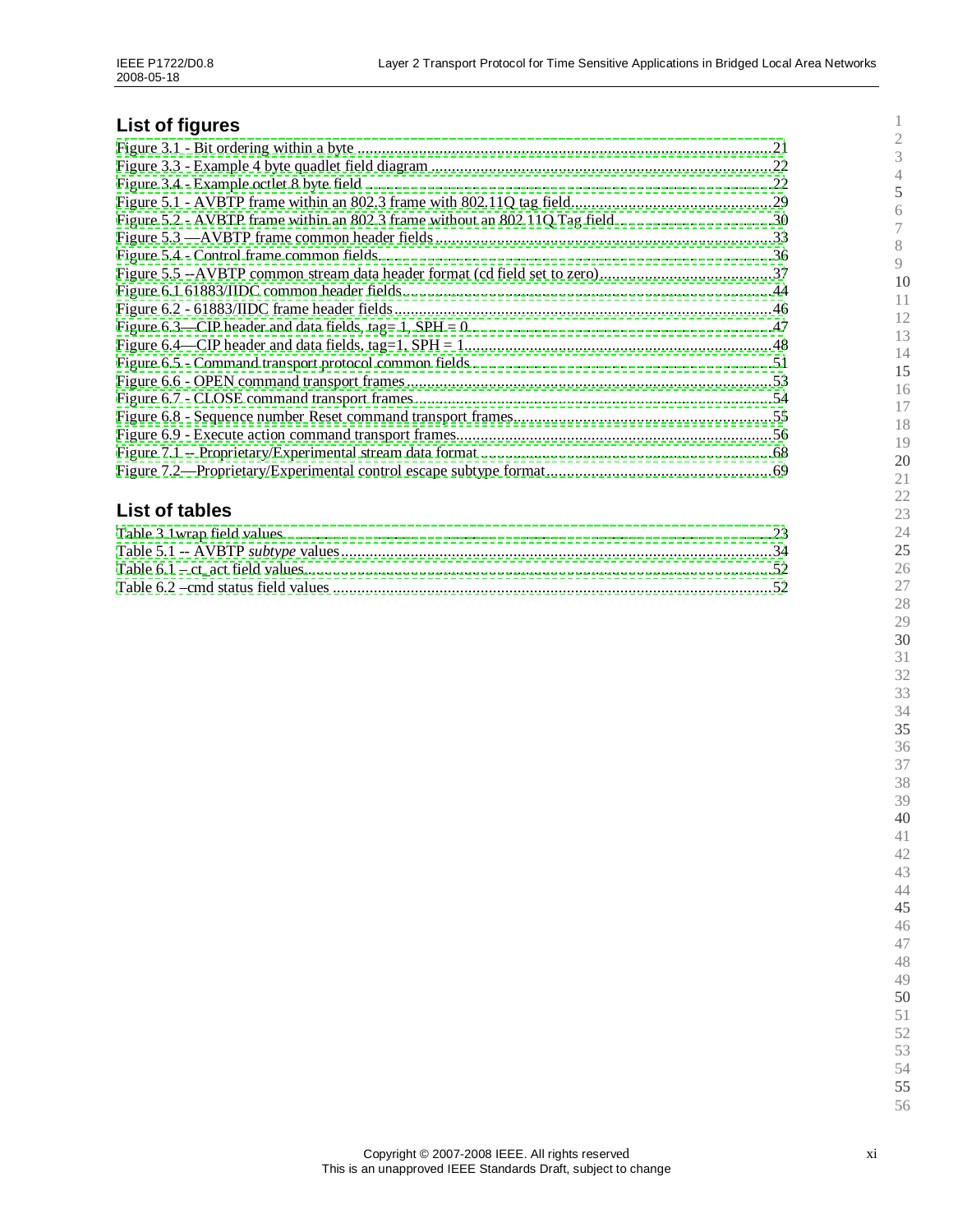## List of figures

Figure 3.1 - Bit ordering within a byte ....................................................................................................21
Figure 3.3 - Example 4 byte quadlet field diagram ..................................................................................22
Figure 3.4 - Example octlet 8 byte field ....................................................................................................22
Figure 5.1 - AVBTP frame within an 802.3 frame with 802.11Q tag field...............................................29
Figure 5.2 - AVBTP frame within an 802.3 frame without an 802.11Q Tag field.....................................30
Figure 5.3 —AVBTP frame common header fields ...................................................................................33
Figure 5.4 - Control frame common fields.................................................................................................36
Figure 5.5 --AVBTP common stream data header format (cd field set to zero)........................................37
Figure 6.1 61883/IIDC common header fields...........................................................................................44
Figure 6.2 - 61883/IIDC frame header fields..............................................................................................46
Figure 6.3—CIP header and data fields, tag= 1, SPH = 0..........................................................................47
Figure 6.4—CIP header and data fields, tag=1, SPH = 1...........................................................................48
Figure 6.5 - Command transport protocol common fields..........................................................................51
Figure 6.6 - OPEN command transport frames...........................................................................................53
Figure 6.7 - CLOSE command transport frames........................................................................................54
Figure 6.8 - Sequence number Reset command transport frames..............................................................55
Figure 6.9 - Execute action command transport frames.............................................................................56
Figure 7.1 -- Proprietary/Experimental stream data format .......................................................................68
Figure 7.2—Proprietary/Experimental control escape subtype format.......................................................69

## List of tables

Table 3.1wrap field values...........................................................................................................................23
Table 5.1 -- AVBTP *subtype* values...........................................................................................................34
Table 6.1 – ct_act field values.......................................................................................................................52
Table 6.2 –cmd status field values ...............................................................................................................52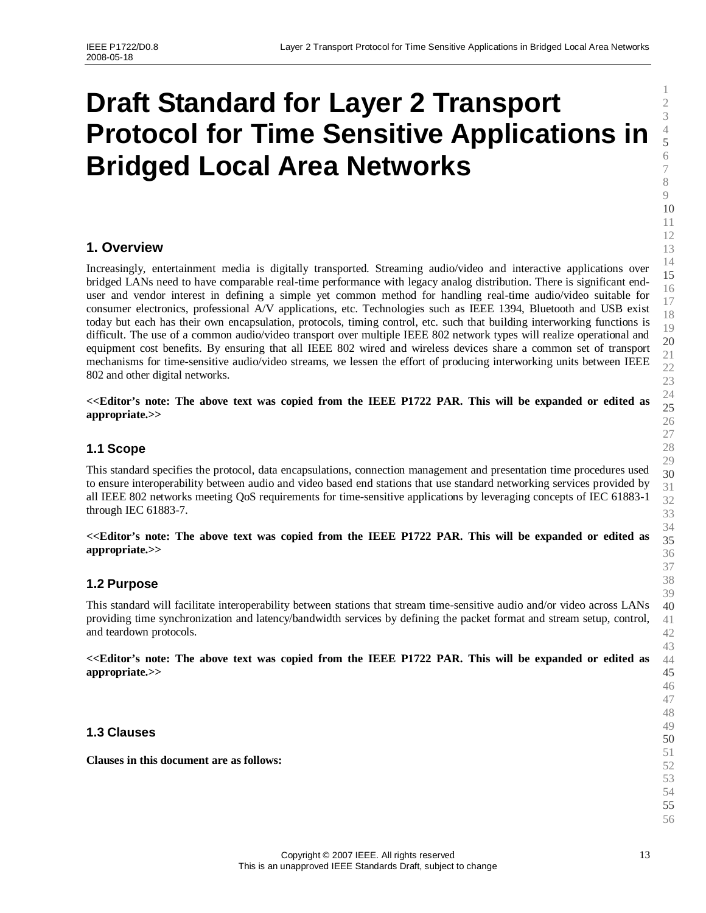# Draft Standard for Layer 2 Transport Protocol for Time Sensitive Applications in Bridged Local Area Networks

## 1. Overview

Increasingly, entertainment media is digitally transported. Streaming audio/video and interactive applications over bridged LANs need to have comparable real-time performance with legacy analog distribution. There is significant end-user and vendor interest in defining a simple yet common method for handling real-time audio/video suitable for consumer electronics, professional A/V applications, etc. Technologies such as IEEE 1394, Bluetooth and USB exist today but each has their own encapsulation, protocols, timing control, etc. such that building interworking functions is difficult. The use of a common audio/video transport over multiple IEEE 802 network types will realize operational and equipment cost benefits. By ensuring that all IEEE 802 wired and wireless devices share a common set of transport mechanisms for time-sensitive audio/video streams, we lessen the effort of producing interworking units between IEEE 802 and other digital networks.

**<<Editor's note: The above text was copied from the IEEE P1722 PAR. This will be expanded or edited as appropriate.>>**

### 1.1 Scope

This standard specifies the protocol, data encapsulations, connection management and presentation time procedures used to ensure interoperability between audio and video based end stations that use standard networking services provided by all IEEE 802 networks meeting QoS requirements for time-sensitive applications by leveraging concepts of IEC 61883-1 through IEC 61883-7.

**<<Editor's note: The above text was copied from the IEEE P1722 PAR. This will be expanded or edited as appropriate.>>**

### 1.2 Purpose

This standard will facilitate interoperability between stations that stream time-sensitive audio and/or video across LANs providing time synchronization and latency/bandwidth services by defining the packet format and stream setup, control, and teardown protocols.

**<<Editor's note: The above text was copied from the IEEE P1722 PAR. This will be expanded or edited as appropriate.>>**

### 1.3 Clauses

**Clauses in this document are as follows:**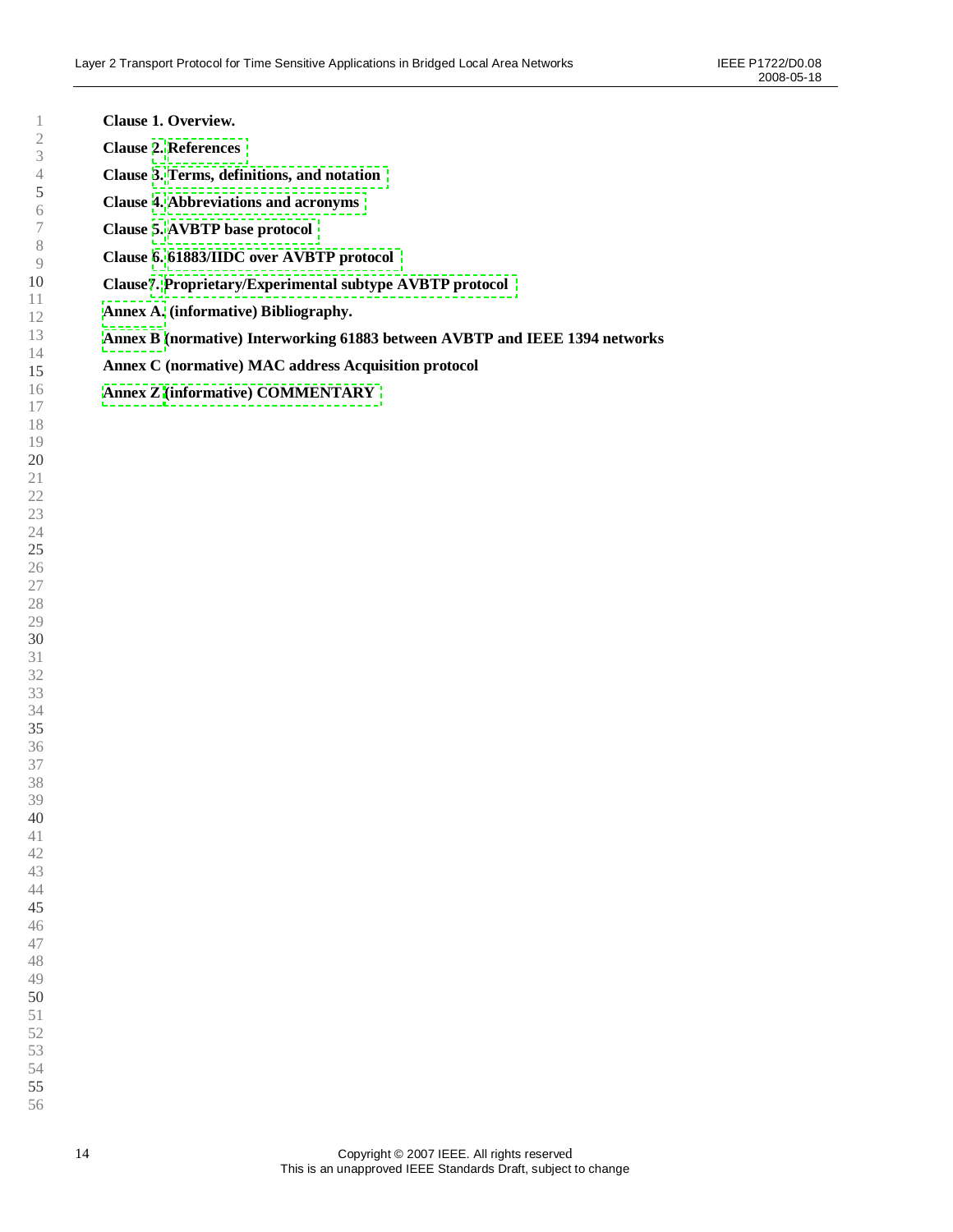**Clause 1. Overview.**

**Clause 2. References**

**Clause 3. Terms, definitions, and notation**

**Clause 4. Abbreviations and acronyms**

**Clause 5. AVBTP base protocol**

**Clause 6. 61883/IIDC over AVBTP protocol**

**Clause7. Proprietary/Experimental subtype AVBTP protocol**

**Annex A. (informative) Bibliography.**

**Annex B (normative) Interworking 61883 between AVBTP and IEEE 1394 networks**

**Annex C (normative) MAC address Acquisition protocol**

**Annex Z (informative) COMMENTARY**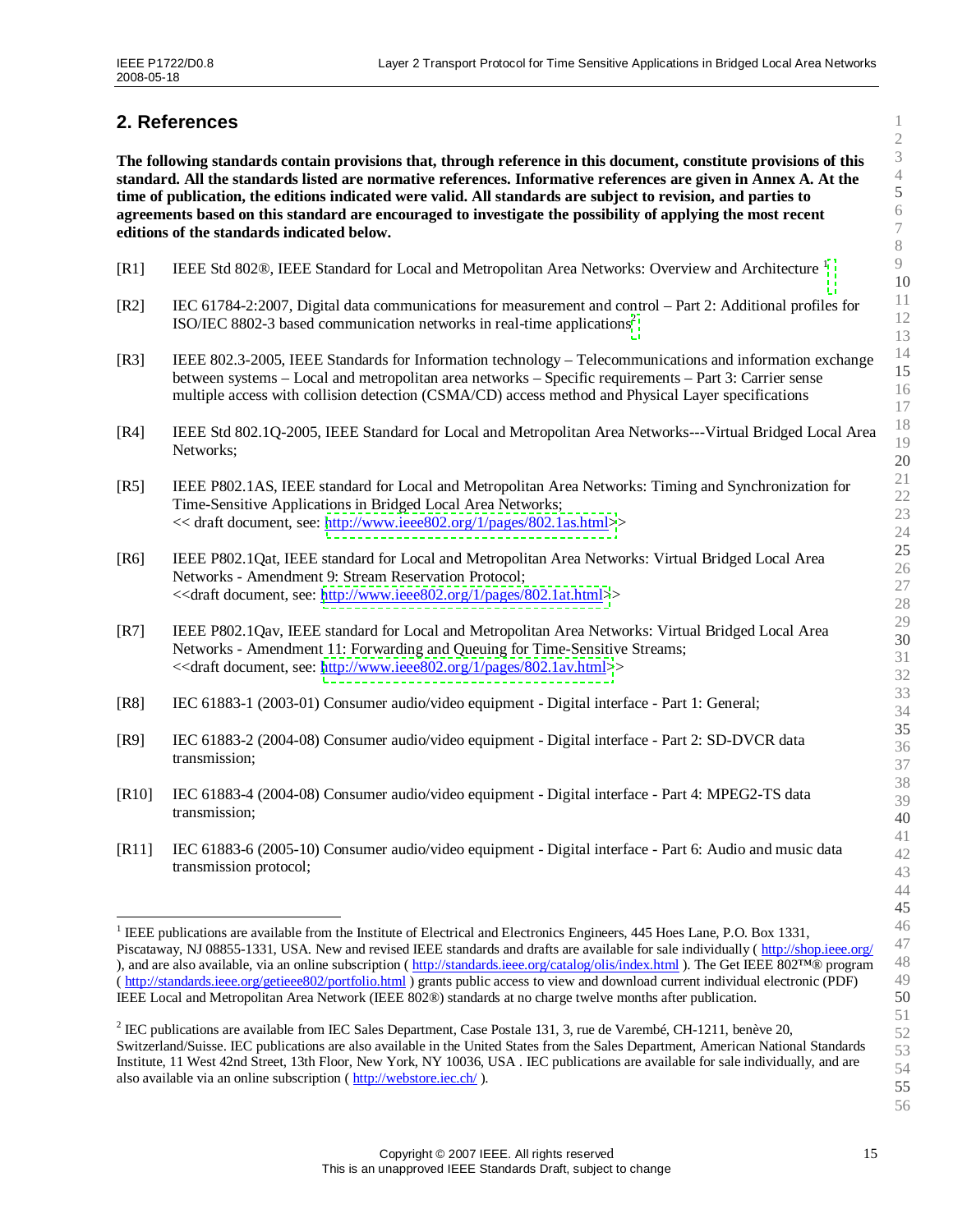# 2. References

**The following standards contain provisions that, through reference in this document, constitute provisions of this standard. All the standards listed are normative references. Informative references are given in Annex A. At the time of publication, the editions indicated were valid. All standards are subject to revision, and parties to agreements based on this standard are encouraged to investigate the possibility of applying the most recent editions of the standards indicated below.**

[R1] IEEE Std 802®, IEEE Standard for Local and Metropolitan Area Networks: Overview and Architecture [1]

[R2] IEC 61784-2:2007, Digital data communications for measurement and control – Part 2: Additional profiles for ISO/IEC 8802-3 based communication networks in real-time applications[2]

[R3] IEEE 802.3-2005, IEEE Standards for Information technology – Telecommunications and information exchange between systems – Local and metropolitan area networks – Specific requirements – Part 3: Carrier sense multiple access with collision detection (CSMA/CD) access method and Physical Layer specifications

[R4] IEEE Std 802.1Q-2005, IEEE Standard for Local and Metropolitan Area Networks---Virtual Bridged Local Area Networks;

[R5] IEEE P802.1AS, IEEE standard for Local and Metropolitan Area Networks: Timing and Synchronization for Time-Sensitive Applications in Bridged Local Area Networks;
<< draft document, see: http://www.ieee802.org/1/pages/802.1as.html>>

[R6] IEEE P802.1Qat, IEEE standard for Local and Metropolitan Area Networks: Virtual Bridged Local Area Networks - Amendment 9: Stream Reservation Protocol;
<<draft document, see: http://www.ieee802.org/1/pages/802.1at.html>>

[R7] IEEE P802.1Qav, IEEE standard for Local and Metropolitan Area Networks: Virtual Bridged Local Area Networks - Amendment 11: Forwarding and Queuing for Time-Sensitive Streams;
<<draft document, see: http://www.ieee802.org/1/pages/802.1av.html>>

[R8] IEC 61883-1 (2003-01) Consumer audio/video equipment - Digital interface - Part 1: General;

[R9] IEC 61883-2 (2004-08) Consumer audio/video equipment - Digital interface - Part 2: SD-DVCR data transmission;

[R10] IEC 61883-4 (2004-08) Consumer audio/video equipment - Digital interface - Part 4: MPEG2-TS data transmission;

[R11] IEC 61883-6 (2005-10) Consumer audio/video equipment - Digital interface - Part 6: Audio and music data transmission protocol;

---

[1] IEEE publications are available from the Institute of Electrical and Electronics Engineers, 445 Hoes Lane, P.O. Box 1331, Piscataway, NJ 08855-1331, USA. New and revised IEEE standards and drafts are available for sale individually ( http://shop.ieee.org/ ), and are also available, via an online subscription ( http://standards.ieee.org/catalog/olis/index.html ). The Get IEEE 802™® program ( http://standards.ieee.org/getieee802/portfolio.html ) grants public access to view and download current individual electronic (PDF) IEEE Local and Metropolitan Area Network (IEEE 802®) standards at no charge twelve months after publication.

[2] IEC publications are available from IEC Sales Department, Case Postale 131, 3, rue de Varembé, CH-1211, benève 20, Switzerland/Suisse. IEC publications are also available in the United States from the Sales Department, American National Standards Institute, 11 West 42nd Street, 13th Floor, New York, NY 10036, USA . IEC publications are available for sale individually, and are also available via an online subscription ( http://webstore.iec.ch/ ).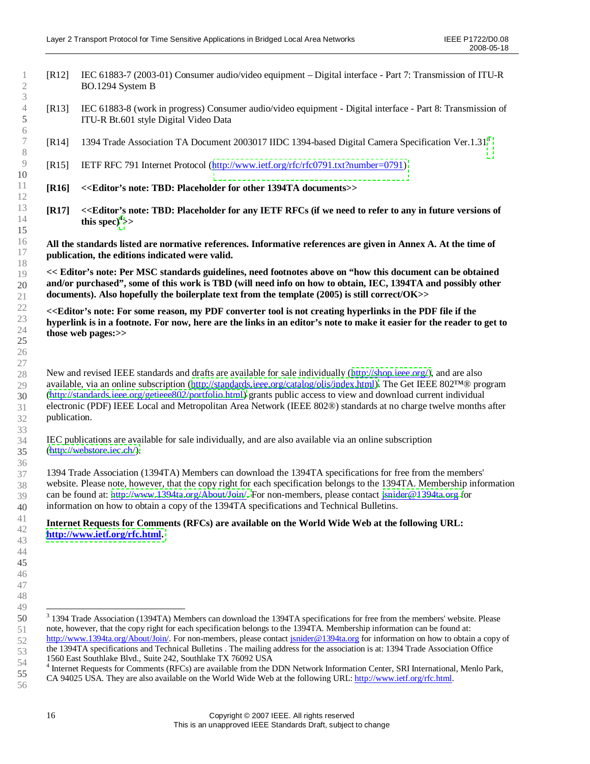[R12] IEC 61883-7 (2003-01) Consumer audio/video equipment – Digital interface - Part 7: Transmission of ITU-R BO.1294 System B

[R13] IEC 61883-8 (work in progress) Consumer audio/video equipment - Digital interface - Part 8: Transmission of ITU-R Bt.601 style Digital Video Data

[R14] 1394 Trade Association TA Document 2003017 IIDC 1394-based Digital Camera Specification Ver.1.31[3]

[R15] IETF RFC 791 Internet Protocol (http://www.ietf.org/rfc/rfc0791.txt?number=0791)

**[R16] <<Editor's note: TBD: Placeholder for other 1394TA documents>>**

**[R17] <<Editor's note: TBD: Placeholder for any IETF RFCs (if we need to refer to any in future versions of this spec)[4]>>**

**All the standards listed are normative references. Informative references are given in Annex A. At the time of publication, the editions indicated were valid.**

**<< Editor's note: Per MSC standards guidelines, need footnotes above on "how this document can be obtained and/or purchased", some of this work is TBD (will need info on how to obtain, IEC, 1394TA and possibly other documents). Also hopefully the boilerplate text from the template (2005) is still correct/OK>>**

**<<Editor's note: For some reason, my PDF converter tool is not creating hyperlinks in the PDF file if the hyperlink is in a footnote. For now, here are the links in an editor's note to make it easier for the reader to get to those web pages:>>**

New and revised IEEE standards and drafts are available for sale individually (http://shop.ieee.org/), and are also available, via an online subscription (http://standards.ieee.org/catalog/olis/index.html). The Get IEEE 802™® program (http://standards.ieee.org/getieee802/portfolio.html) grants public access to view and download current individual electronic (PDF) IEEE Local and Metropolitan Area Network (IEEE 802®) standards at no charge twelve months after publication.

IEC publications are available for sale individually, and are also available via an online subscription (http://webstore.iec.ch/).

1394 Trade Association (1394TA) Members can download the 1394TA specifications for free from the members' website. Please note, however, that the copy right for each specification belongs to the 1394TA. Membership information can be found at: http://www.1394ta.org/About/Join/. For non-members, please contact jsnider@1394ta.org for information on how to obtain a copy of the 1394TA specifications and Technical Bulletins.

**Internet Requests for Comments (RFCs) are available on the World Wide Web at the following URL: http://www.ietf.org/rfc.html.**

---

[3] 1394 Trade Association (1394TA) Members can download the 1394TA specifications for free from the members' website. Please note, however, that the copy right for each specification belongs to the 1394TA. Membership information can be found at: http://www.1394ta.org/About/Join/. For non-members, please contact jsnider@1394ta.org for information on how to obtain a copy of the 1394TA specifications and Technical Bulletins . The mailing address for the association is at: 1394 Trade Association Office 1560 East Southlake Blvd., Suite 242, Southlake TX 76092 USA

[4] Internet Requests for Comments (RFCs) are available from the DDN Network Information Center, SRI International, Menlo Park, CA 94025 USA. They are also available on the World Wide Web at the following URL: http://www.ietf.org/rfc.html.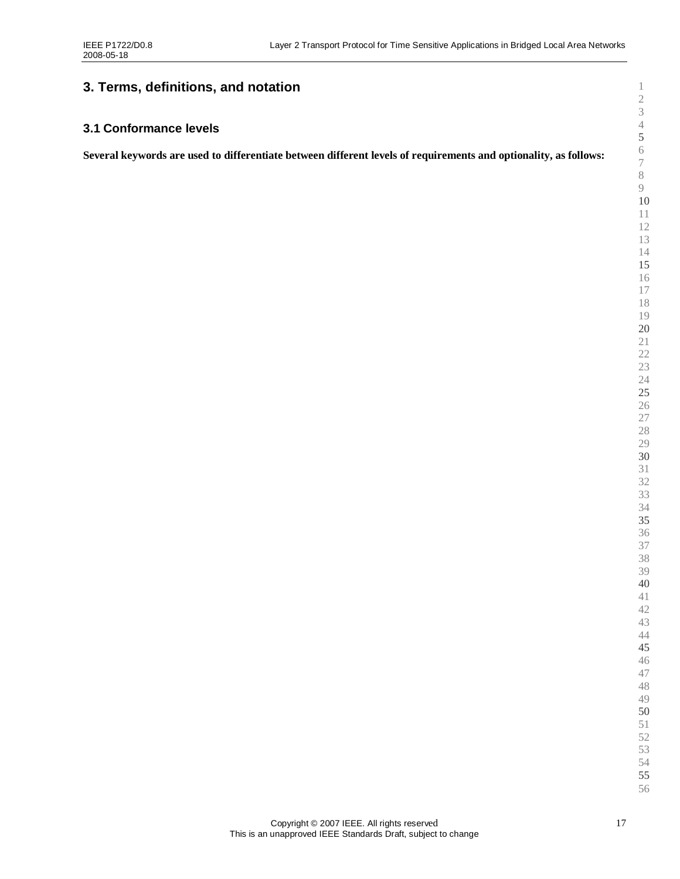# 3. Terms, definitions, and notation

## 3.1 Conformance levels

**Several keywords are used to differentiate between different levels of requirements and optionality, as follows:**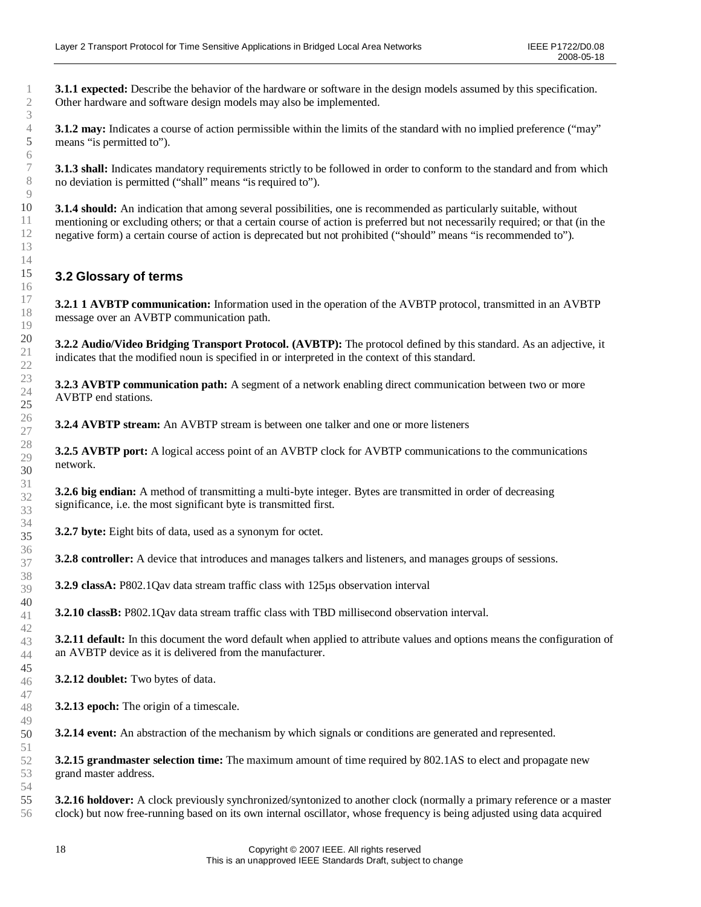**3.1.1 expected:** Describe the behavior of the hardware or software in the design models assumed by this specification. Other hardware and software design models may also be implemented.

**3.1.2 may:** Indicates a course of action permissible within the limits of the standard with no implied preference ("may" means "is permitted to").

**3.1.3 shall:** Indicates mandatory requirements strictly to be followed in order to conform to the standard and from which no deviation is permitted ("shall" means "is required to").

**3.1.4 should:** An indication that among several possibilities, one is recommended as particularly suitable, without mentioning or excluding others; or that a certain course of action is preferred but not necessarily required; or that (in the negative form) a certain course of action is deprecated but not prohibited ("should" means "is recommended to").

## 3.2 Glossary of terms

**3.2.1 1 AVBTP communication:** Information used in the operation of the AVBTP protocol, transmitted in an AVBTP message over an AVBTP communication path.

**3.2.2 Audio/Video Bridging Transport Protocol. (AVBTP):** The protocol defined by this standard. As an adjective, it indicates that the modified noun is specified in or interpreted in the context of this standard.

**3.2.3 AVBTP communication path:** A segment of a network enabling direct communication between two or more AVBTP end stations.

**3.2.4 AVBTP stream:** An AVBTP stream is between one talker and one or more listeners

**3.2.5 AVBTP port:** A logical access point of an AVBTP clock for AVBTP communications to the communications network.

**3.2.6 big endian:** A method of transmitting a multi-byte integer. Bytes are transmitted in order of decreasing significance, i.e. the most significant byte is transmitted first.

**3.2.7 byte:** Eight bits of data, used as a synonym for octet.

**3.2.8 controller:** A device that introduces and manages talkers and listeners, and manages groups of sessions.

**3.2.9 classA:** P802.1Qav data stream traffic class with 125µs observation interval

**3.2.10 classB:** P802.1Qav data stream traffic class with TBD millisecond observation interval.

**3.2.11 default:** In this document the word default when applied to attribute values and options means the configuration of an AVBTP device as it is delivered from the manufacturer.

**3.2.12 doublet:** Two bytes of data.

**3.2.13 epoch:** The origin of a timescale.

**3.2.14 event:** An abstraction of the mechanism by which signals or conditions are generated and represented.

**3.2.15 grandmaster selection time:** The maximum amount of time required by 802.1AS to elect and propagate new grand master address.

**3.2.16 holdover:** A clock previously synchronized/syntonized to another clock (normally a primary reference or a master clock) but now free-running based on its own internal oscillator, whose frequency is being adjusted using data acquired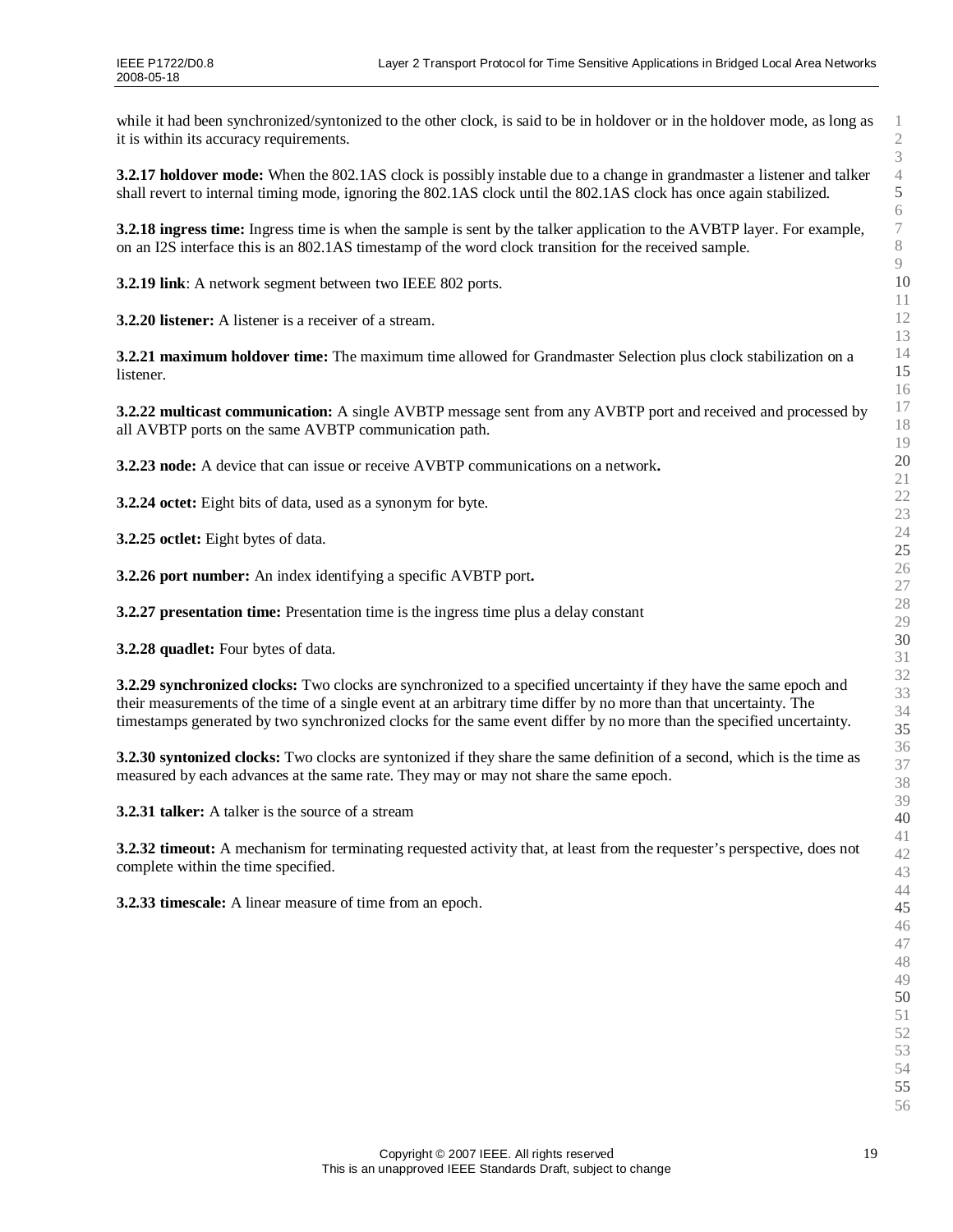while it had been synchronized/syntonized to the other clock, is said to be in holdover or in the holdover mode, as long as it is within its accuracy requirements.

**3.2.17 holdover mode:** When the 802.1AS clock is possibly instable due to a change in grandmaster a listener and talker shall revert to internal timing mode, ignoring the 802.1AS clock until the 802.1AS clock has once again stabilized.

**3.2.18 ingress time:** Ingress time is when the sample is sent by the talker application to the AVBTP layer. For example, on an I2S interface this is an 802.1AS timestamp of the word clock transition for the received sample.

**3.2.19 link**: A network segment between two IEEE 802 ports.

**3.2.20 listener:** A listener is a receiver of a stream.

**3.2.21 maximum holdover time:** The maximum time allowed for Grandmaster Selection plus clock stabilization on a listener.

**3.2.22 multicast communication:** A single AVBTP message sent from any AVBTP port and received and processed by all AVBTP ports on the same AVBTP communication path.

**3.2.23 node:** A device that can issue or receive AVBTP communications on a network**.**

**3.2.24 octet:** Eight bits of data, used as a synonym for byte.

**3.2.25 octlet:** Eight bytes of data.

**3.2.26 port number:** An index identifying a specific AVBTP port**.**

**3.2.27 presentation time:** Presentation time is the ingress time plus a delay constant

**3.2.28 quadlet:** Four bytes of data.

**3.2.29 synchronized clocks:** Two clocks are synchronized to a specified uncertainty if they have the same epoch and their measurements of the time of a single event at an arbitrary time differ by no more than that uncertainty. The timestamps generated by two synchronized clocks for the same event differ by no more than the specified uncertainty.

**3.2.30 syntonized clocks:** Two clocks are syntonized if they share the same definition of a second, which is the time as measured by each advances at the same rate. They may or may not share the same epoch.

**3.2.31 talker:** A talker is the source of a stream

**3.2.32 timeout:** A mechanism for terminating requested activity that, at least from the requester's perspective, does not complete within the time specified.

**3.2.33 timescale:** A linear measure of time from an epoch.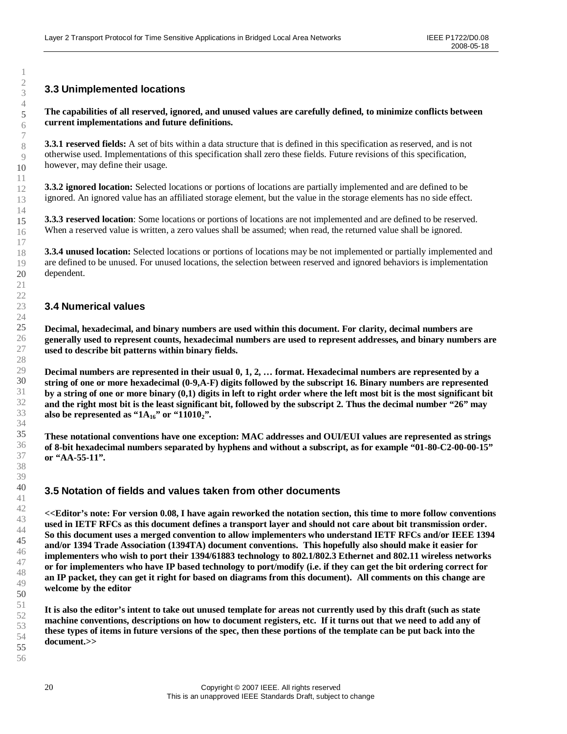## 3.3 Unimplemented locations

**The capabilities of all reserved, ignored, and unused values are carefully defined, to minimize conflicts between current implementations and future definitions.**

**3.3.1 reserved fields:** A set of bits within a data structure that is defined in this specification as reserved, and is not otherwise used. Implementations of this specification shall zero these fields. Future revisions of this specification, however, may define their usage.

**3.3.2 ignored location:** Selected locations or portions of locations are partially implemented and are defined to be ignored. An ignored value has an affiliated storage element, but the value in the storage elements has no side effect.

**3.3.3 reserved location**: Some locations or portions of locations are not implemented and are defined to be reserved. When a reserved value is written, a zero values shall be assumed; when read, the returned value shall be ignored.

**3.3.4 unused location:** Selected locations or portions of locations may be not implemented or partially implemented and are defined to be unused. For unused locations, the selection between reserved and ignored behaviors is implementation dependent.

## 3.4 Numerical values

**Decimal, hexadecimal, and binary numbers are used within this document. For clarity, decimal numbers are generally used to represent counts, hexadecimal numbers are used to represent addresses, and binary numbers are used to describe bit patterns within binary fields.**

**Decimal numbers are represented in their usual 0, 1, 2, … format. Hexadecimal numbers are represented by a string of one or more hexadecimal (0-9,A-F) digits followed by the subscript 16. Binary numbers are represented by a string of one or more binary (0,1) digits in left to right order where the left most bit is the most significant bit and the right most bit is the least significant bit, followed by the subscript 2. Thus the decimal number "26" may also be represented as "$1A_{16}$" or "$11010_2$".**

**These notational conventions have one exception: MAC addresses and OUI/EUI values are represented as strings of 8-bit hexadecimal numbers separated by hyphens and without a subscript, as for example "01-80-C2-00-00-15" or "AA-55-11".**

## 3.5 Notation of fields and values taken from other documents

**<<Editor's note: For version 0.08, I have again reworked the notation section, this time to more follow conventions used in IETF RFCs as this document defines a transport layer and should not care about bit transmission order. So this document uses a merged convention to allow implementers who understand IETF RFCs and/or IEEE 1394 and/or 1394 Trade Association (1394TA) document conventions. This hopefully also should make it easier for implementers who wish to port their 1394/61883 technology to 802.1/802.3 Ethernet and 802.11 wireless networks or for implementers who have IP based technology to port/modify (i.e. if they can get the bit ordering correct for an IP packet, they can get it right for based on diagrams from this document). All comments on this change are welcome by the editor**

**It is also the editor's intent to take out unused template for areas not currently used by this draft (such as state machine conventions, descriptions on how to document registers, etc. If it turns out that we need to add any of these types of items in future versions of the spec, then these portions of the template can be put back into the document.>>**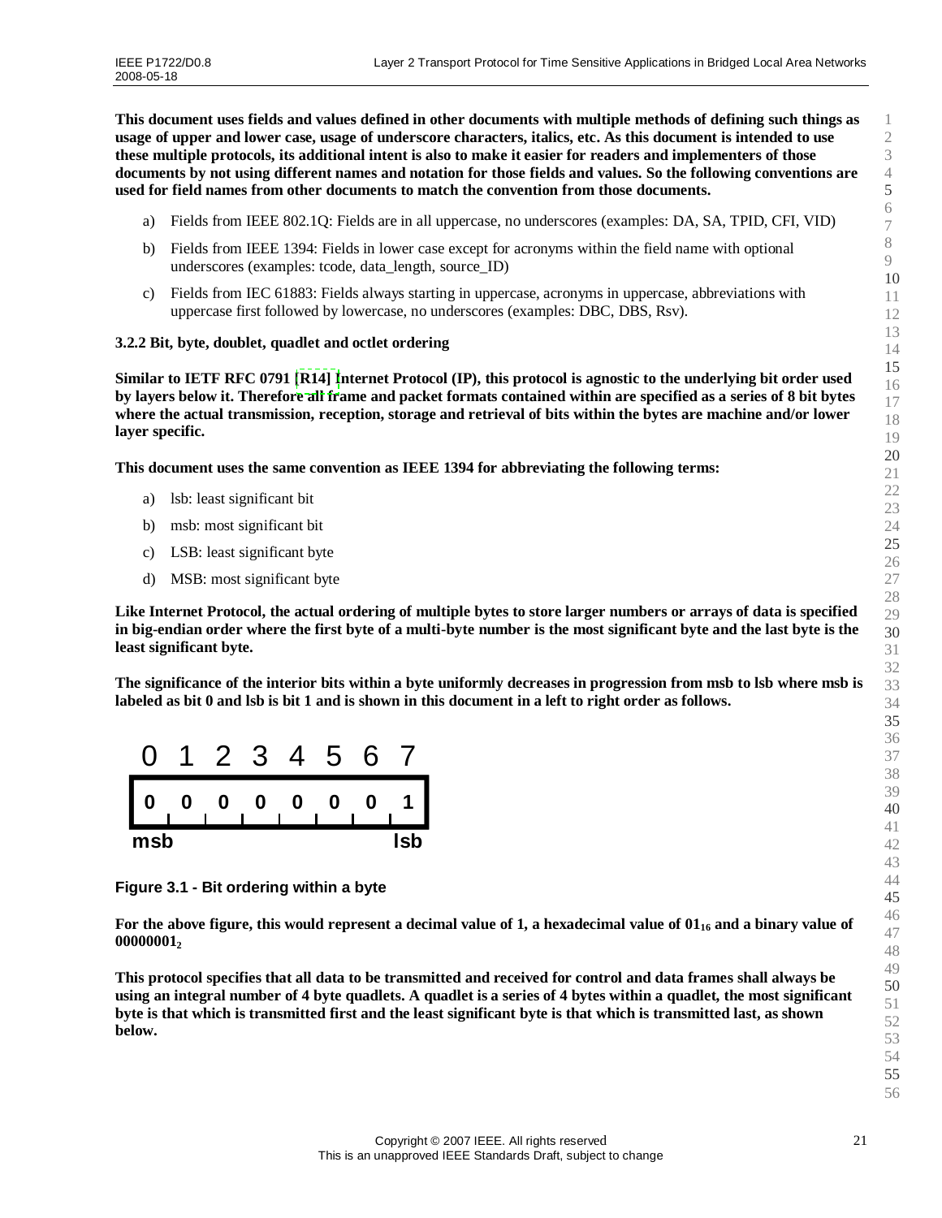**This document uses fields and values defined in other documents with multiple methods of defining such things as usage of upper and lower case, usage of underscore characters, italics, etc. As this document is intended to use these multiple protocols, its additional intent is also to make it easier for readers and implementers of those documents by not using different names and notation for those fields and values. So the following conventions are used for field names from other documents to match the convention from those documents.**

a) Fields from IEEE 802.1Q: Fields are in all uppercase, no underscores (examples: DA, SA, TPID, CFI, VID)

b) Fields from IEEE 1394: Fields in lower case except for acronyms within the field name with optional underscores (examples: tcode, data_length, source_ID)

c) Fields from IEC 61883: Fields always starting in uppercase, acronyms in uppercase, abbreviations with uppercase first followed by lowercase, no underscores (examples: DBC, DBS, Rsv).

### 3.2.2 Bit, byte, doublet, quadlet and octlet ordering

**Similar to IETF RFC 0791 [R14] Internet Protocol (IP), this protocol is agnostic to the underlying bit order used by layers below it. Therefore all frame and packet formats contained within are specified as a series of 8 bit bytes where the actual transmission, reception, storage and retrieval of bits within the bytes are machine and/or lower layer specific.**

**This document uses the same convention as IEEE 1394 for abbreviating the following terms:**

a) lsb: least significant bit

b) msb: most significant bit

c) LSB: least significant byte

d) MSB: most significant byte

**Like Internet Protocol, the actual ordering of multiple bytes to store larger numbers or arrays of data is specified in big-endian order where the first byte of a multi-byte number is the most significant byte and the last byte is the least significant byte.**

**The significance of the interior bits within a byte uniformly decreases in progression from msb to lsb where msb is labeled as bit 0 and lsb is bit 1 and is shown in this document in a left to right order as follows.**

| 0 | 1 | 2 | 3 | 4 | 5 | 6 | 7 |
|---|---|---|---|---|---|---|---|
| 0 | 0 | 0 | 0 | 0 | 0 | 0 | 1 |
| msb | | | | | | | lsb |

**Figure 3.1 - Bit ordering within a byte**

**For the above figure, this would represent a decimal value of 1, a hexadecimal value of $01_{16}$ and a binary value of $00000001_2$**

**This protocol specifies that all data to be transmitted and received for control and data frames shall always be using an integral number of 4 byte quadlets. A quadlet is a series of 4 bytes within a quadlet, the most significant byte is that which is transmitted first and the least significant byte is that which is transmitted last, as shown below.**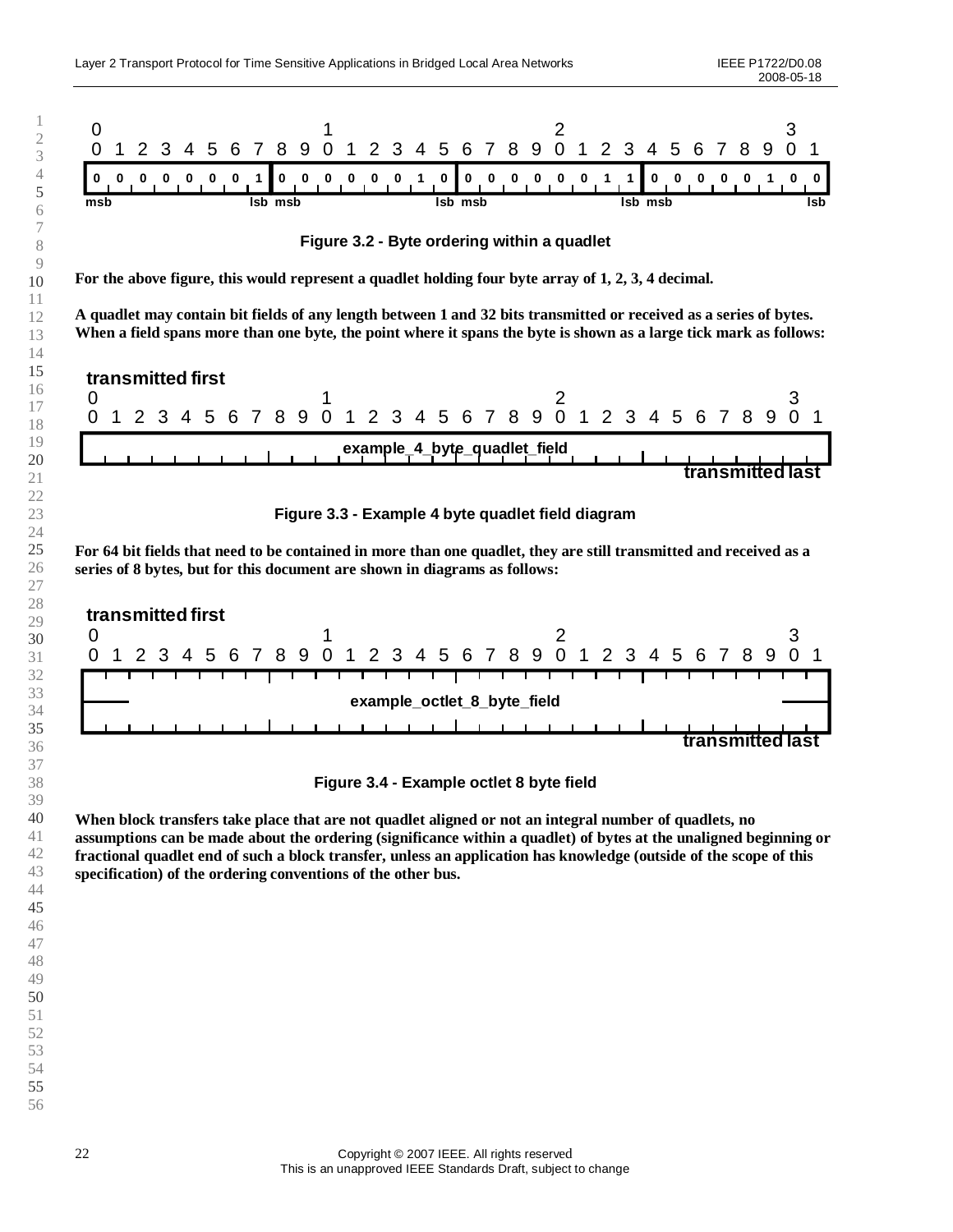| 0 | | | | | | | | | | 1 | | | | | | | | | | 2 | | | | | | | | | | 3 | |
|---|---|---|---|---|---|---|---|---|---|---|---|---|---|---|---|---|---|---|---|---|---|---|---|---|---|---|---|---|---|---|---|
| 0 | 1 | 2 | 3 | 4 | 5 | 6 | 7 | 8 | 9 | 0 | 1 | 2 | 3 | 4 | 5 | 6 | 7 | 8 | 9 | 0 | 1 | 2 | 3 | 4 | 5 | 6 | 7 | 8 | 9 | 0 | 1 |
| 0 | 0 | 0 | 0 | 0 | 0 | 0 | 1 | 0 | 0 | 0 | 0 | 0 | 0 | 1 | 0 | 0 | 0 | 0 | 0 | 0 | 0 | 1 | 1 | 0 | 0 | 0 | 0 | 0 | 1 | 0 | 0 |
| msb | | | | | | | lsb | msb | | | | | | | lsb | msb | | | | | | | lsb | msb | | | | | | | lsb |

Figure 3.2 - Byte ordering within a quadlet

**For the above figure, this would represent a quadlet holding four byte array of 1, 2, 3, 4 decimal.**

**A quadlet may contain bit fields of any length between 1 and 32 bits transmitted or received as a series of bytes. When a field spans more than one byte, the point where it spans the byte is shown as a large tick mark as follows:**

transmitted first

| 0 | | | | | | | | | | 1 | | | | | | | | | | 2 | | | | | | | | | | 3 | |
|---|---|---|---|---|---|---|---|---|---|---|---|---|---|---|---|---|---|---|---|---|---|---|---|---|---|---|---|---|---|---|---|
| 0 | 1 | 2 | 3 | 4 | 5 | 6 | 7 | 8 | 9 | 0 | 1 | 2 | 3 | 4 | 5 | 6 | 7 | 8 | 9 | 0 | 1 | 2 | 3 | 4 | 5 | 6 | 7 | 8 | 9 | 0 | 1 |
| example_4_byte_quadlet_field | | | | | | | | | | | | | | | | | | | | | | | | | | | | | | | |

transmitted last

Figure 3.3 - Example 4 byte quadlet field diagram

**For 64 bit fields that need to be contained in more than one quadlet, they are still transmitted and received as a series of 8 bytes, but for this document are shown in diagrams as follows:**

transmitted first

| 0 | | | | | | | | | | 1 | | | | | | | | | | 2 | | | | | | | | | | 3 | |
|---|---|---|---|---|---|---|---|---|---|---|---|---|---|---|---|---|---|---|---|---|---|---|---|---|---|---|---|---|---|---|---|
| 0 | 1 | 2 | 3 | 4 | 5 | 6 | 7 | 8 | 9 | 0 | 1 | 2 | 3 | 4 | 5 | 6 | 7 | 8 | 9 | 0 | 1 | 2 | 3 | 4 | 5 | 6 | 7 | 8 | 9 | 0 | 1 |
| example_octlet_8_byte_field | | | | | | | | | | | | | | | | | | | | | | | | | | | | | | | |

transmitted last

Figure 3.4 - Example octlet 8 byte field

**When block transfers take place that are not quadlet aligned or not an integral number of quadlets, no assumptions can be made about the ordering (significance within a quadlet) of bytes at the unaligned beginning or fractional quadlet end of such a block transfer, unless an application has knowledge (outside of the scope of this specification) of the ordering conventions of the other bus.**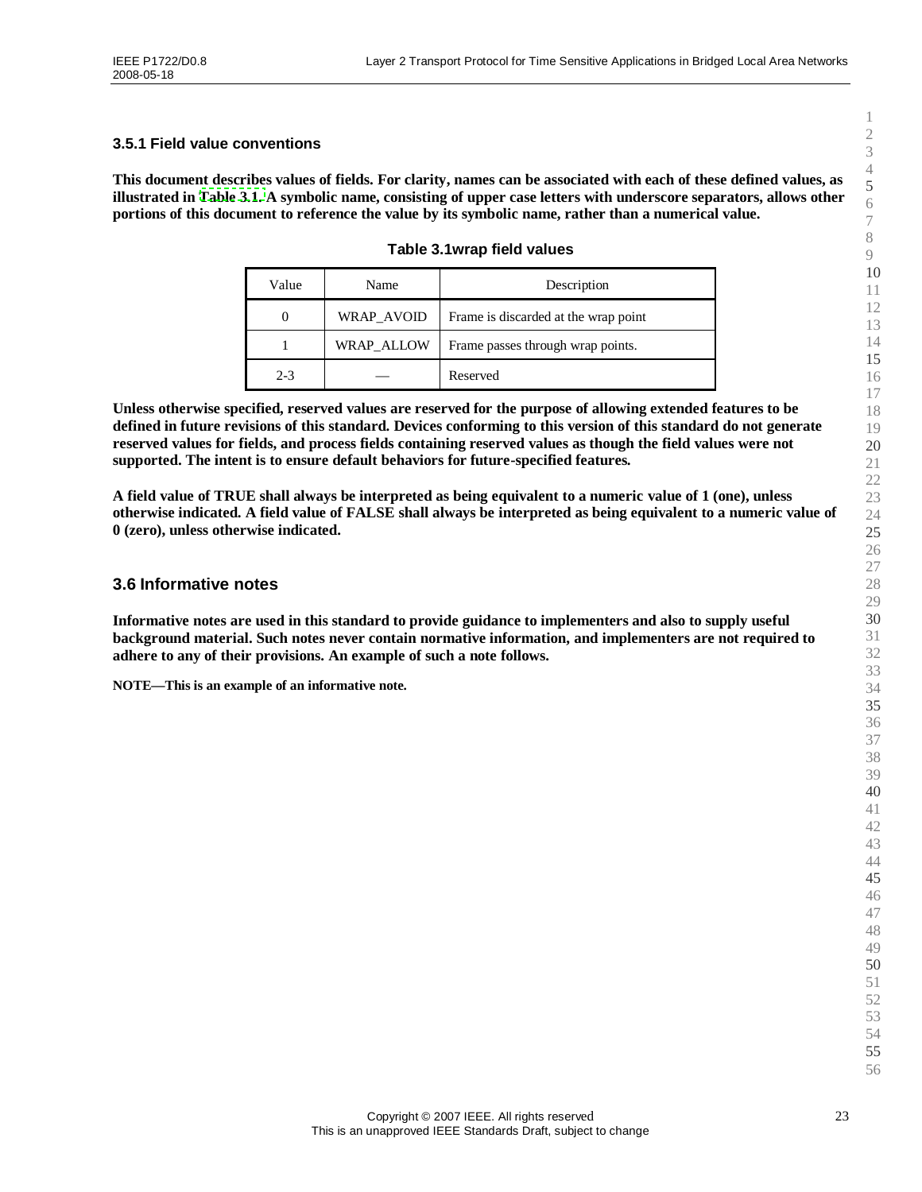### 3.5.1 Field value conventions

**This document describes values of fields. For clarity, names can be associated with each of these defined values, as illustrated in Table 3.1. A symbolic name, consisting of upper case letters with underscore separators, allows other portions of this document to reference the value by its symbolic name, rather than a numerical value.**

**Table 3.1wrap field values**

| Value | Name | Description |
|---|---|---|
| 0 | WRAP_AVOID | Frame is discarded at the wrap point |
| 1 | WRAP_ALLOW | Frame passes through wrap points. |
| 2-3 | — | Reserved |

**Unless otherwise specified, reserved values are reserved for the purpose of allowing extended features to be defined in future revisions of this standard. Devices conforming to this version of this standard do not generate reserved values for fields, and process fields containing reserved values as though the field values were not supported. The intent is to ensure default behaviors for future-specified features.**

**A field value of TRUE shall always be interpreted as being equivalent to a numeric value of 1 (one), unless otherwise indicated. A field value of FALSE shall always be interpreted as being equivalent to a numeric value of 0 (zero), unless otherwise indicated.**

## 3.6 Informative notes

**Informative notes are used in this standard to provide guidance to implementers and also to supply useful background material. Such notes never contain normative information, and implementers are not required to adhere to any of their provisions. An example of such a note follows.**

**NOTE—This is an example of an informative note.**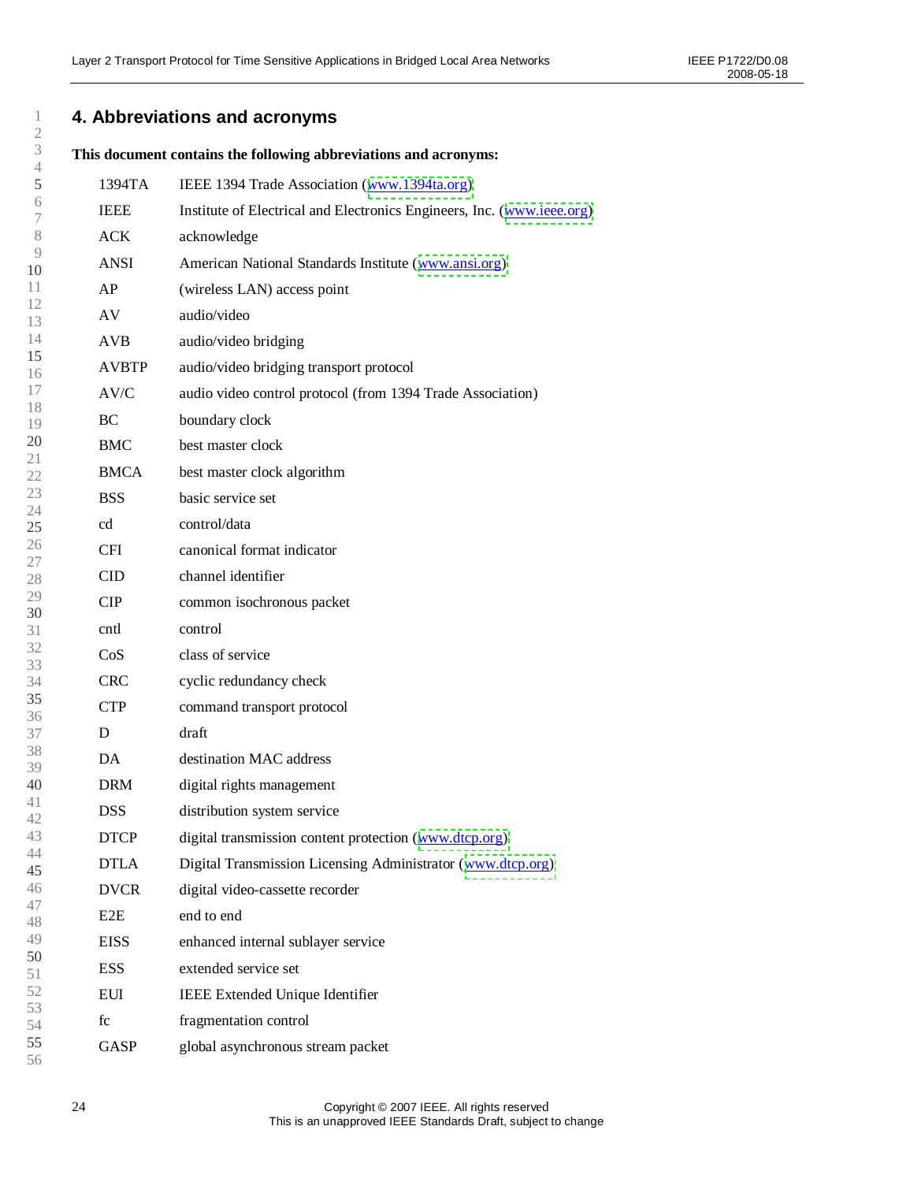# 4. Abbreviations and acronyms

**This document contains the following abbreviations and acronyms:**

| | |
|---|---|
| 1394TA | IEEE 1394 Trade Association (www.1394ta.org) |
| IEEE | Institute of Electrical and Electronics Engineers, Inc. (www.ieee.org) |
| ACK | acknowledge |
| ANSI | American National Standards Institute (www.ansi.org) |
| AP | (wireless LAN) access point |
| AV | audio/video |
| AVB | audio/video bridging |
| AVBTP | audio/video bridging transport protocol |
| AV/C | audio video control protocol (from 1394 Trade Association) |
| BC | boundary clock |
| BMC | best master clock |
| BMCA | best master clock algorithm |
| BSS | basic service set |
| cd | control/data |
| CFI | canonical format indicator |
| CID | channel identifier |
| CIP | common isochronous packet |
| cntl | control |
| CoS | class of service |
| CRC | cyclic redundancy check |
| CTP | command transport protocol |
| D | draft |
| DA | destination MAC address |
| DRM | digital rights management |
| DSS | distribution system service |
| DTCP | digital transmission content protection (www.dtcp.org) |
| DTLA | Digital Transmission Licensing Administrator (www.dtcp.org) |
| DVCR | digital video-cassette recorder |
| E2E | end to end |
| EISS | enhanced internal sublayer service |
| ESS | extended service set |
| EUI | IEEE Extended Unique Identifier |
| fc | fragmentation control |
| GASP | global asynchronous stream packet |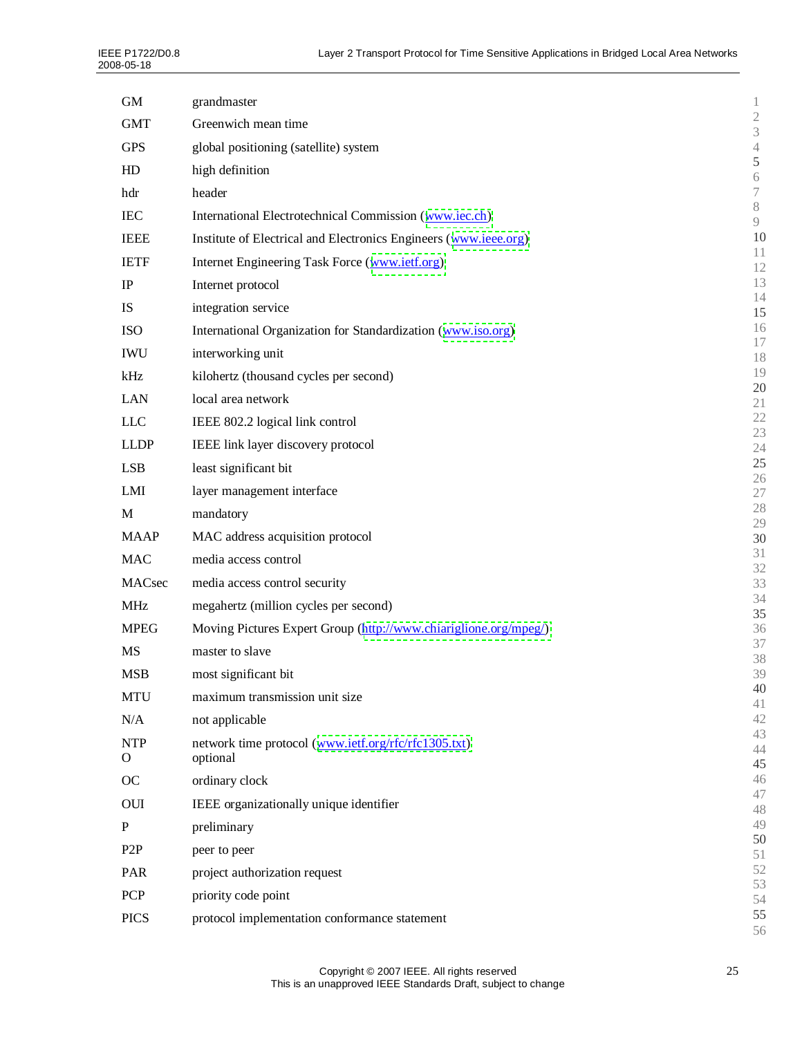| | |
|---|---|
| GM | grandmaster |
| GMT | Greenwich mean time |
| GPS | global positioning (satellite) system |
| HD | high definition |
| hdr | header |
| IEC | International Electrotechnical Commission (www.iec.ch) |
| IEEE | Institute of Electrical and Electronics Engineers (www.ieee.org) |
| IETF | Internet Engineering Task Force (www.ietf.org) |
| IP | Internet protocol |
| IS | integration service |
| ISO | International Organization for Standardization (www.iso.org) |
| IWU | interworking unit |
| kHz | kilohertz (thousand cycles per second) |
| LAN | local area network |
| LLC | IEEE 802.2 logical link control |
| LLDP | IEEE link layer discovery protocol |
| LSB | least significant bit |
| LMI | layer management interface |
| M | mandatory |
| MAAP | MAC address acquisition protocol |
| MAC | media access control |
| MACsec | media access control security |
| MHz | megahertz (million cycles per second) |
| MPEG | Moving Pictures Expert Group (http://www.chiariglione.org/mpeg/) |
| MS | master to slave |
| MSB | most significant bit |
| MTU | maximum transmission unit size |
| N/A | not applicable |
| NTP | network time protocol (www.ietf.org/rfc/rfc1305.txt) |
| O | optional |
| OC | ordinary clock |
| OUI | IEEE organizationally unique identifier |
| P | preliminary |
| P2P | peer to peer |
| PAR | project authorization request |
| PCP | priority code point |
| PICS | protocol implementation conformance statement |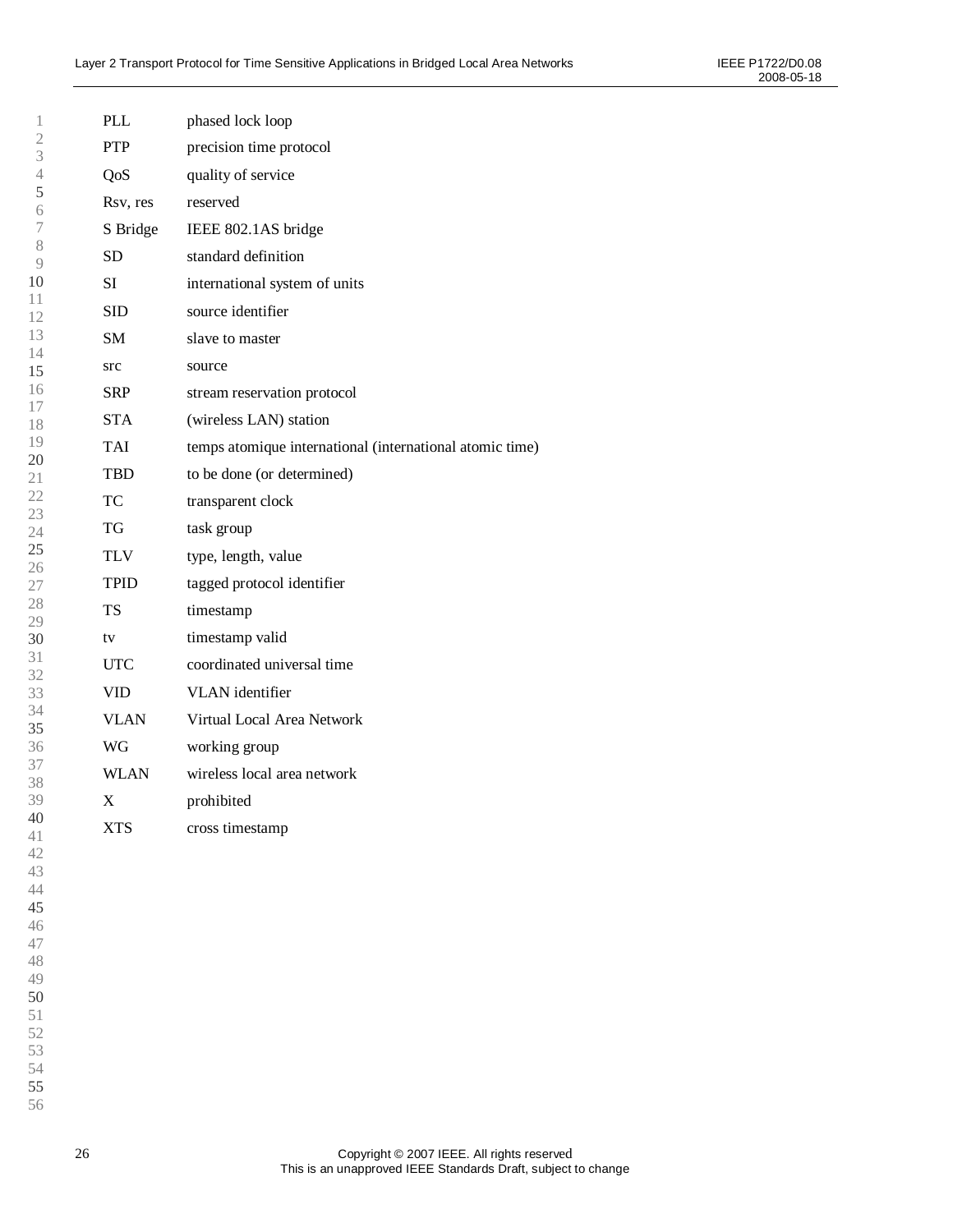| | |
|---|---|
| PLL | phased lock loop |
| PTP | precision time protocol |
| QoS | quality of service |
| Rsv, res | reserved |
| S Bridge | IEEE 802.1AS bridge |
| SD | standard definition |
| SI | international system of units |
| SID | source identifier |
| SM | slave to master |
| src | source |
| SRP | stream reservation protocol |
| STA | (wireless LAN) station |
| TAI | temps atomique international (international atomic time) |
| TBD | to be done (or determined) |
| TC | transparent clock |
| TG | task group |
| TLV | type, length, value |
| TPID | tagged protocol identifier |
| TS | timestamp |
| tv | timestamp valid |
| UTC | coordinated universal time |
| VID | VLAN identifier |
| VLAN | Virtual Local Area Network |
| WG | working group |
| WLAN | wireless local area network |
| X | prohibited |
| XTS | cross timestamp |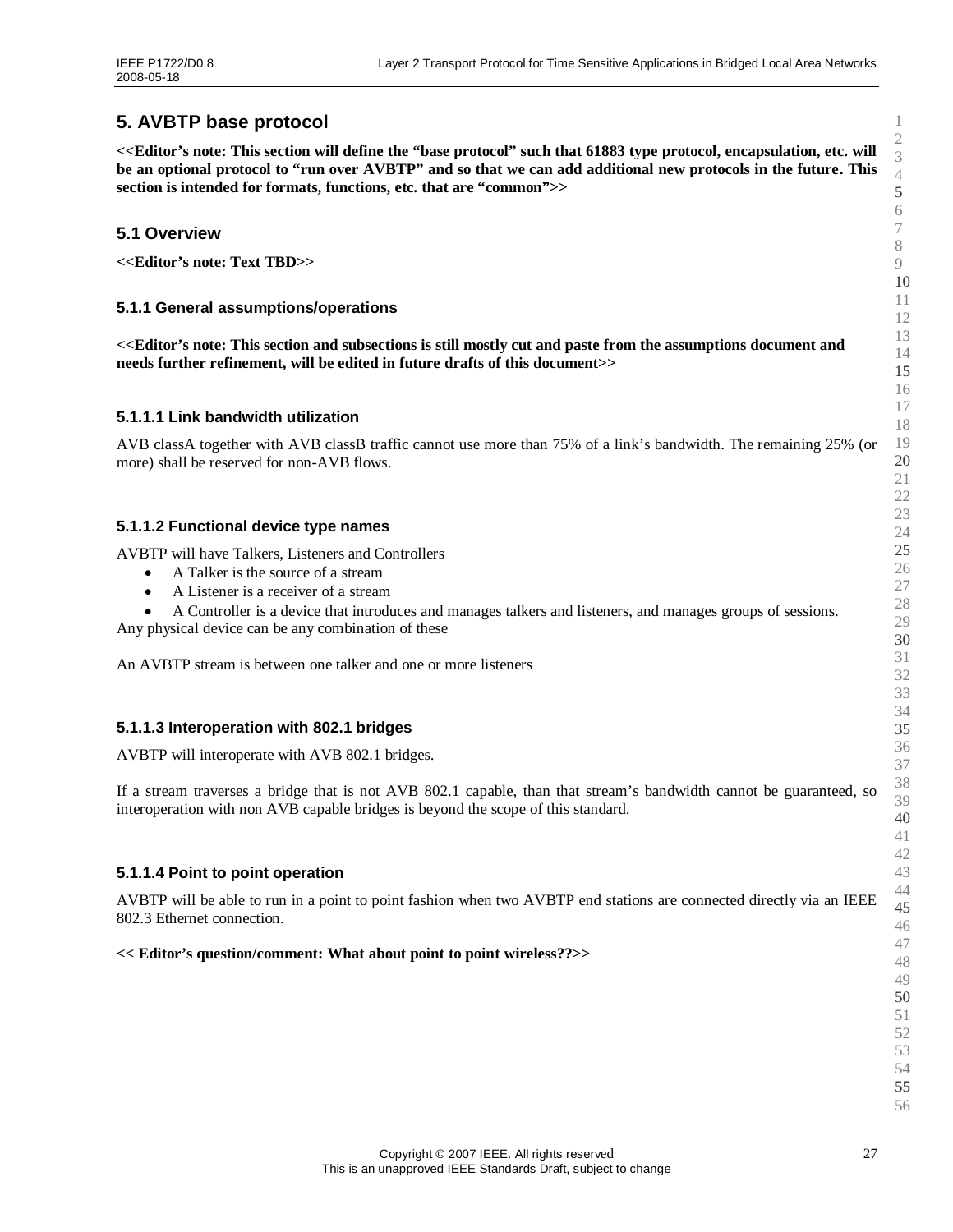# 5. AVBTP base protocol

**<<Editor's note: This section will define the "base protocol" such that 61883 type protocol, encapsulation, etc. will be an optional protocol to "run over AVBTP" and so that we can add additional new protocols in the future. This section is intended for formats, functions, etc. that are "common">>**

## 5.1 Overview

**<<Editor's note: Text TBD>>**

### 5.1.1 General assumptions/operations

**<<Editor's note: This section and subsections is still mostly cut and paste from the assumptions document and needs further refinement, will be edited in future drafts of this document>>**

#### 5.1.1.1 Link bandwidth utilization

AVB classA together with AVB classB traffic cannot use more than 75% of a link's bandwidth. The remaining 25% (or more) shall be reserved for non-AVB flows.

#### 5.1.1.2 Functional device type names

AVBTP will have Talkers, Listeners and Controllers

- A Talker is the source of a stream
- A Listener is a receiver of a stream
- A Controller is a device that introduces and manages talkers and listeners, and manages groups of sessions.

Any physical device can be any combination of these

An AVBTP stream is between one talker and one or more listeners

#### 5.1.1.3 Interoperation with 802.1 bridges

AVBTP will interoperate with AVB 802.1 bridges.

If a stream traverses a bridge that is not AVB 802.1 capable, than that stream's bandwidth cannot be guaranteed, so interoperation with non AVB capable bridges is beyond the scope of this standard.

#### 5.1.1.4 Point to point operation

AVBTP will be able to run in a point to point fashion when two AVBTP end stations are connected directly via an IEEE 802.3 Ethernet connection.

**<< Editor's question/comment: What about point to point wireless??>>**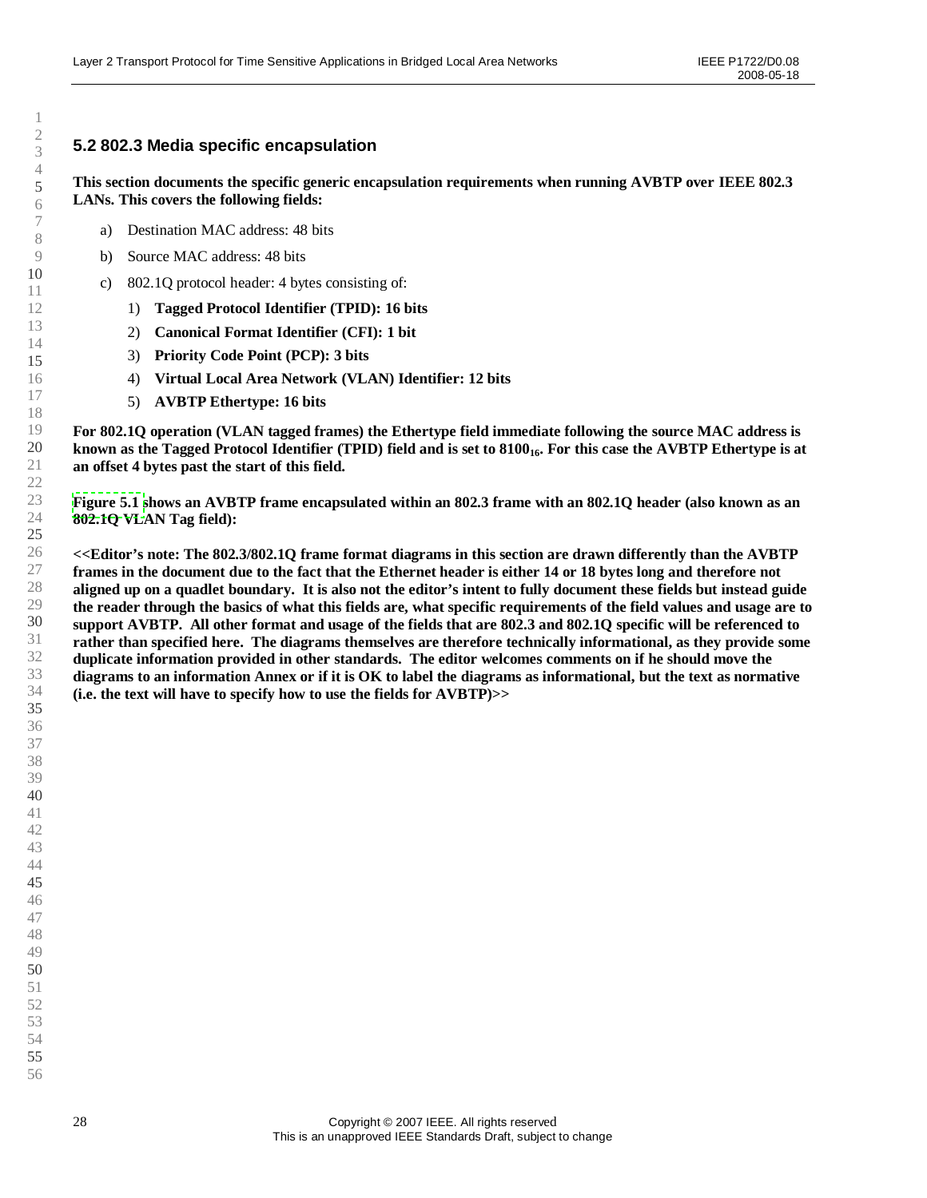## 5.2 802.3 Media specific encapsulation

**This section documents the specific generic encapsulation requirements when running AVBTP over IEEE 802.3 LANs. This covers the following fields:**

a) Destination MAC address: 48 bits

b) Source MAC address: 48 bits

c) 802.1Q protocol header: 4 bytes consisting of:

   1) **Tagged Protocol Identifier (TPID): 16 bits**

   2) **Canonical Format Identifier (CFI): 1 bit**

   3) **Priority Code Point (PCP): 3 bits**

   4) **Virtual Local Area Network (VLAN) Identifier: 12 bits**

   5) **AVBTP Ethertype: 16 bits**

**For 802.1Q operation (VLAN tagged frames) the Ethertype field immediate following the source MAC address is known as the Tagged Protocol Identifier (TPID) field and is set to $8100_{16}$. For this case the AVBTP Ethertype is at an offset 4 bytes past the start of this field.**

**Figure 5.1 shows an AVBTP frame encapsulated within an 802.3 frame with an 802.1Q header (also known as an 802.1Q VLAN Tag field):**

**<<Editor's note: The 802.3/802.1Q frame format diagrams in this section are drawn differently than the AVBTP frames in the document due to the fact that the Ethernet header is either 14 or 18 bytes long and therefore not aligned up on a quadlet boundary. It is also not the editor's intent to fully document these fields but instead guide the reader through the basics of what this fields are, what specific requirements of the field values and usage are to support AVBTP. All other format and usage of the fields that are 802.3 and 802.1Q specific will be referenced to rather than specified here. The diagrams themselves are therefore technically informational, as they provide some duplicate information provided in other standards. The editor welcomes comments on if he should move the diagrams to an information Annex or if it is OK to label the diagrams as informational, but the text as normative (i.e. the text will have to specify how to use the fields for AVBTP)>>**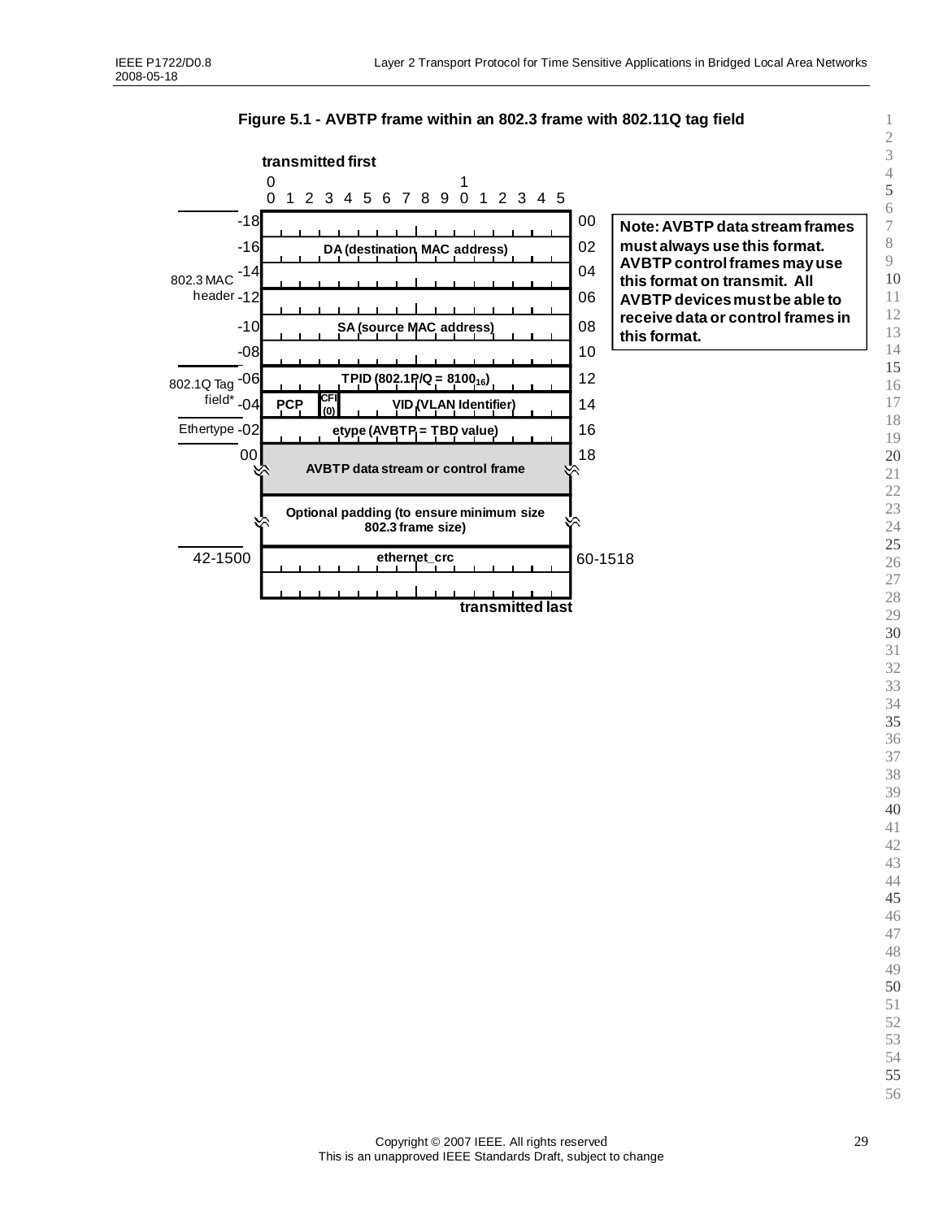**Figure 5.1 - AVBTP frame within an 802.3 frame with 802.11Q tag field**

transmitted first

| Section | Offset | Field | Offset |
|---|---|---|---|
| 802.3 MAC header | -18 | DA (destination MAC address) | 00 |
| | -16 | | 02 |
| | -14 | | 04 |
| | -12 | SA (source MAC address) | 06 |
| | -10 | | 08 |
| | -08 | | 10 |
| 802.1Q Tag field* | -06 | TPID (802.1P/Q = $8100_{16}$) | 12 |
| | -04 | PCP \| CFI (0) \| VID (VLAN Identifier) | 14 |
| Ethertype | -02 | etype (AVBTP = TBD value) | 16 |
| | 00 | AVBTP data stream or control frame | 18 |
| | | Optional padding (to ensure minimum size 802.3 frame size) | |
| | 42-1500 | ethernet_crc | 60-1518 |

transmitted last

**Note: AVBTP data stream frames must always use this format. AVBTP control frames may use this format on transmit. All AVBTP devices must be able to receive data or control frames in this format.**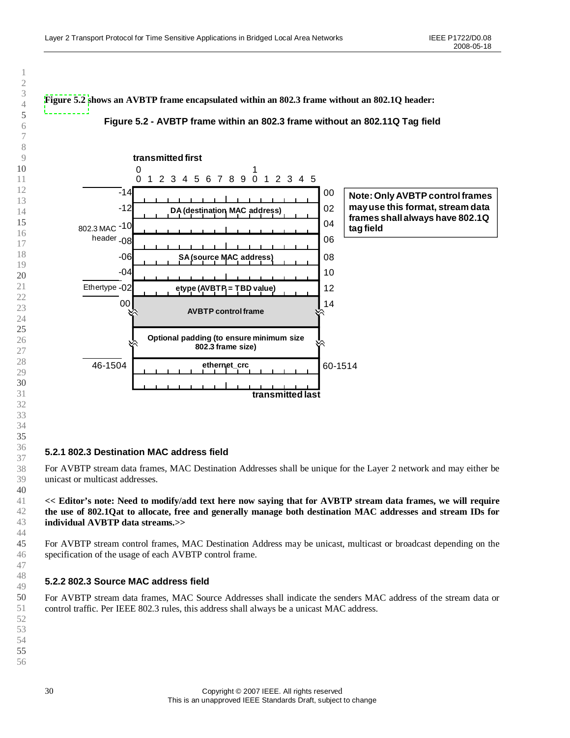**Figure 5.2 shows an AVBTP frame encapsulated within an 802.3 frame without an 802.1Q header:**

**Figure 5.2 - AVBTP frame within an 802.3 frame without an 802.11Q Tag field**

| Offset | Field (bits 0–15, transmitted first) | Offset |
|---|---|---|
| -14 (802.3 MAC header) | DA (destination MAC address) | 00 |
| -12 | | 02 |
| -10 | | 04 |
| -08 | SA (source MAC address) | 06 |
| -06 | | 08 |
| -04 | | 10 |
| -02 (Ethertype) | etype (AVBTP = TBD value) | 12 |
| 00 | AVBTP control frame | 14 |
| | Optional padding (to ensure minimum size 802.3 frame size) | |
| 46-1504 | ethernet_crc (transmitted last) | 60-1514 |

Note: Only AVBTP control frames may use this format, stream data frames shall always have 802.1Q tag field

### 5.2.1 802.3 Destination MAC address field

For AVBTP stream data frames, MAC Destination Addresses shall be unique for the Layer 2 network and may either be unicast or multicast addresses.

**<< Editor's note: Need to modify/add text here now saying that for AVBTP stream data frames, we will require the use of 802.1Qat to allocate, free and generally manage both destination MAC addresses and stream IDs for individual AVBTP data streams.>>**

For AVBTP stream control frames, MAC Destination Address may be unicast, multicast or broadcast depending on the specification of the usage of each AVBTP control frame.

### 5.2.2 802.3 Source MAC address field

For AVBTP stream data frames, MAC Source Addresses shall indicate the senders MAC address of the stream data or control traffic. Per IEEE 802.3 rules, this address shall always be a unicast MAC address.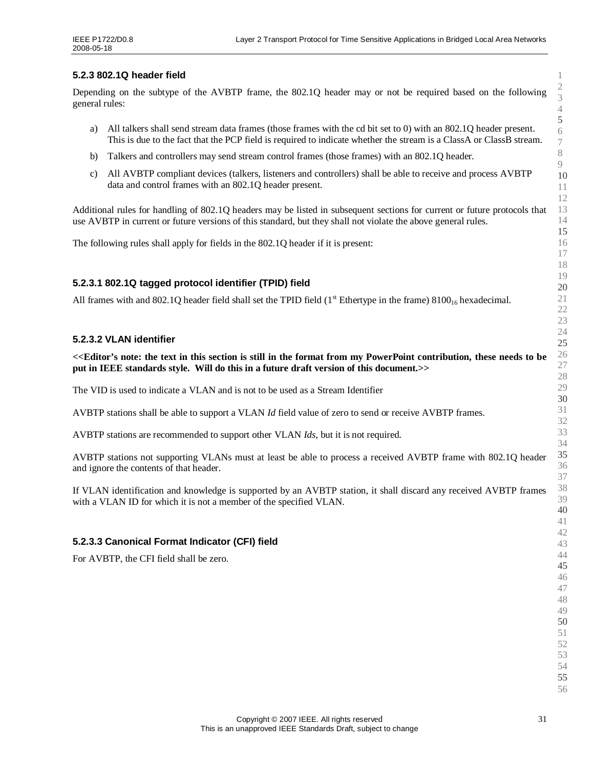### 5.2.3 802.1Q header field

Depending on the subtype of the AVBTP frame, the 802.1Q header may or not be required based on the following general rules:

a) All talkers shall send stream data frames (those frames with the cd bit set to 0) with an 802.1Q header present. This is due to the fact that the PCP field is required to indicate whether the stream is a ClassA or ClassB stream.

b) Talkers and controllers may send stream control frames (those frames) with an 802.1Q header.

c) All AVBTP compliant devices (talkers, listeners and controllers) shall be able to receive and process AVBTP data and control frames with an 802.1Q header present.

Additional rules for handling of 802.1Q headers may be listed in subsequent sections for current or future protocols that use AVBTP in current or future versions of this standard, but they shall not violate the above general rules.

The following rules shall apply for fields in the 802.1Q header if it is present:

#### 5.2.3.1 802.1Q tagged protocol identifier (TPID) field

All frames with and 802.1Q header field shall set the TPID field (1st Ethertype in the frame) $8100_{16}$ hexadecimal.

#### 5.2.3.2 VLAN identifier

**<<Editor's note: the text in this section is still in the format from my PowerPoint contribution, these needs to be put in IEEE standards style. Will do this in a future draft version of this document.>>**

The VID is used to indicate a VLAN and is not to be used as a Stream Identifier

AVBTP stations shall be able to support a VLAN *Id* field value of zero to send or receive AVBTP frames.

AVBTP stations are recommended to support other VLAN *Ids*, but it is not required.

AVBTP stations not supporting VLANs must at least be able to process a received AVBTP frame with 802.1Q header and ignore the contents of that header.

If VLAN identification and knowledge is supported by an AVBTP station, it shall discard any received AVBTP frames with a VLAN ID for which it is not a member of the specified VLAN.

#### 5.2.3.3 Canonical Format Indicator (CFI) field

For AVBTP, the CFI field shall be zero.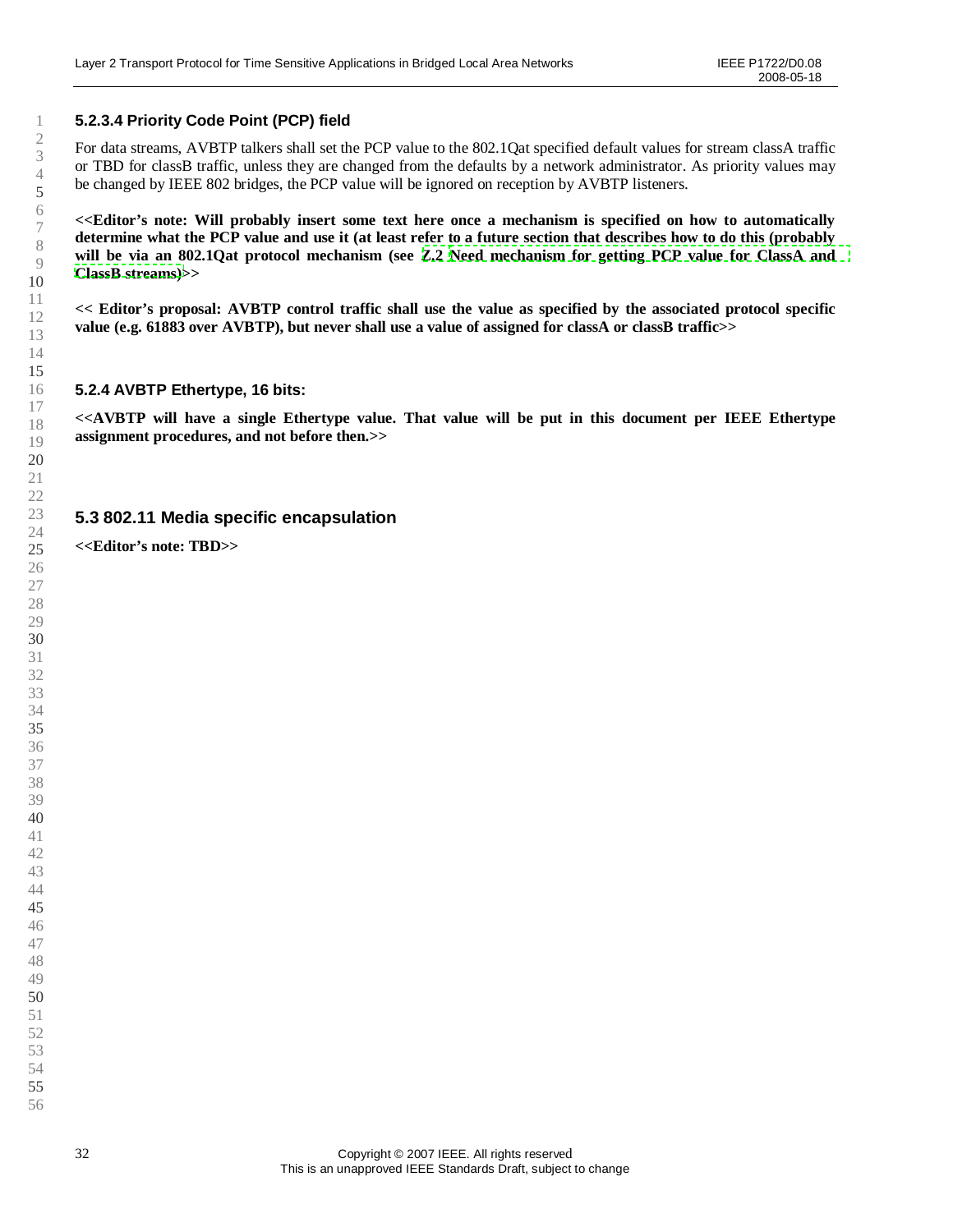#### 5.2.3.4 Priority Code Point (PCP) field

For data streams, AVBTP talkers shall set the PCP value to the 802.1Qat specified default values for stream classA traffic or TBD for classB traffic, unless they are changed from the defaults by a network administrator. As priority values may be changed by IEEE 802 bridges, the PCP value will be ignored on reception by AVBTP listeners.

**<<Editor's note: Will probably insert some text here once a mechanism is specified on how to automatically determine what the PCP value and use it (at least refer to a future section that describes how to do this (probably will be via an 802.1Qat protocol mechanism (see Z.2 Need mechanism for getting PCP value for ClassA and ClassB streams)>>**

**<< Editor's proposal: AVBTP control traffic shall use the value as specified by the associated protocol specific value (e.g. 61883 over AVBTP), but never shall use a value of assigned for classA or classB traffic>>**

### 5.2.4 AVBTP Ethertype, 16 bits:

**<<AVBTP will have a single Ethertype value. That value will be put in this document per IEEE Ethertype assignment procedures, and not before then.>>**

## 5.3 802.11 Media specific encapsulation

**<<Editor's note: TBD>>**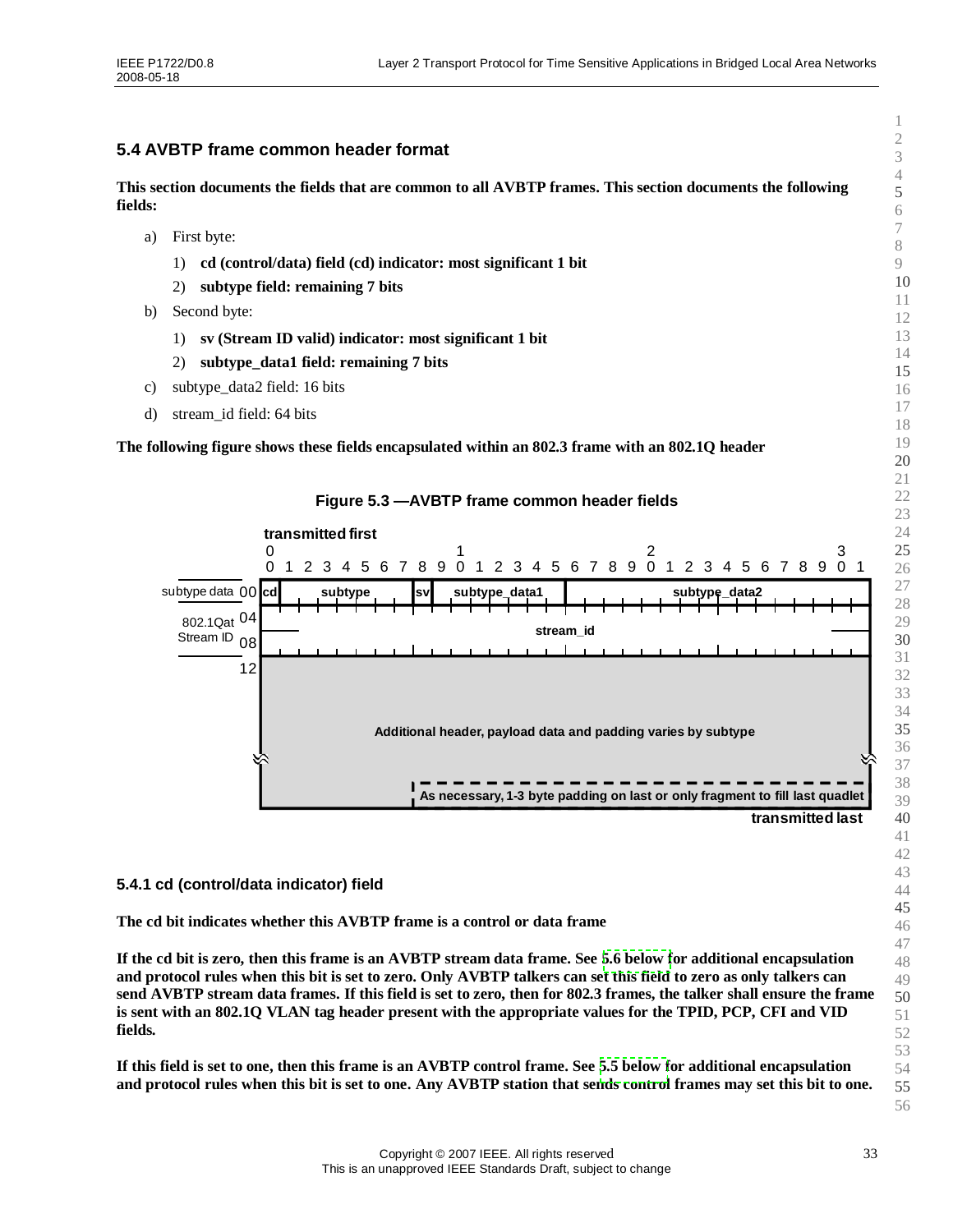## 5.4 AVBTP frame common header format

**This section documents the fields that are common to all AVBTP frames. This section documents the following fields:**

a) First byte:

   1) **cd (control/data) field (cd) indicator: most significant 1 bit**

   2) **subtype field: remaining 7 bits**

b) Second byte:

   1) **sv (Stream ID valid) indicator: most significant 1 bit**

   2) **subtype_data1 field: remaining 7 bits**

c) subtype_data2 field: 16 bits

d) stream_id field: 64 bits

**The following figure shows these fields encapsulated within an 802.3 frame with an 802.1Q header**

**Figure 5.3 —AVBTP frame common header fields**

| Offset | Bits 0 | 1–7 | 8 | 9–15 | 16–31 |
|---|---|---|---|---|---|
| subtype data 00 | cd | subtype | sv | subtype_data1 | subtype_data2 |
| 802.1Qat Stream ID 04 | stream_id | | | | |
| 08 | | | | | |
| 12 | Additional header, payload data and padding varies by subtype | | | | |
| | As necessary, 1-3 byte padding on last or only fragment to fill last quadlet | | | | |

transmitted first (bit 0) … transmitted last

### 5.4.1 cd (control/data indicator) field

**The cd bit indicates whether this AVBTP frame is a control or data frame**

**If the cd bit is zero, then this frame is an AVBTP stream data frame. See 5.6 below for additional encapsulation and protocol rules when this bit is set to zero. Only AVBTP talkers can set this field to zero as only talkers can send AVBTP stream data frames. If this field is set to zero, then for 802.3 frames, the talker shall ensure the frame is sent with an 802.1Q VLAN tag header present with the appropriate values for the TPID, PCP, CFI and VID fields.**

**If this field is set to one, then this frame is an AVBTP control frame. See 5.5 below for additional encapsulation and protocol rules when this bit is set to one. Any AVBTP station that sends control frames may set this bit to one.**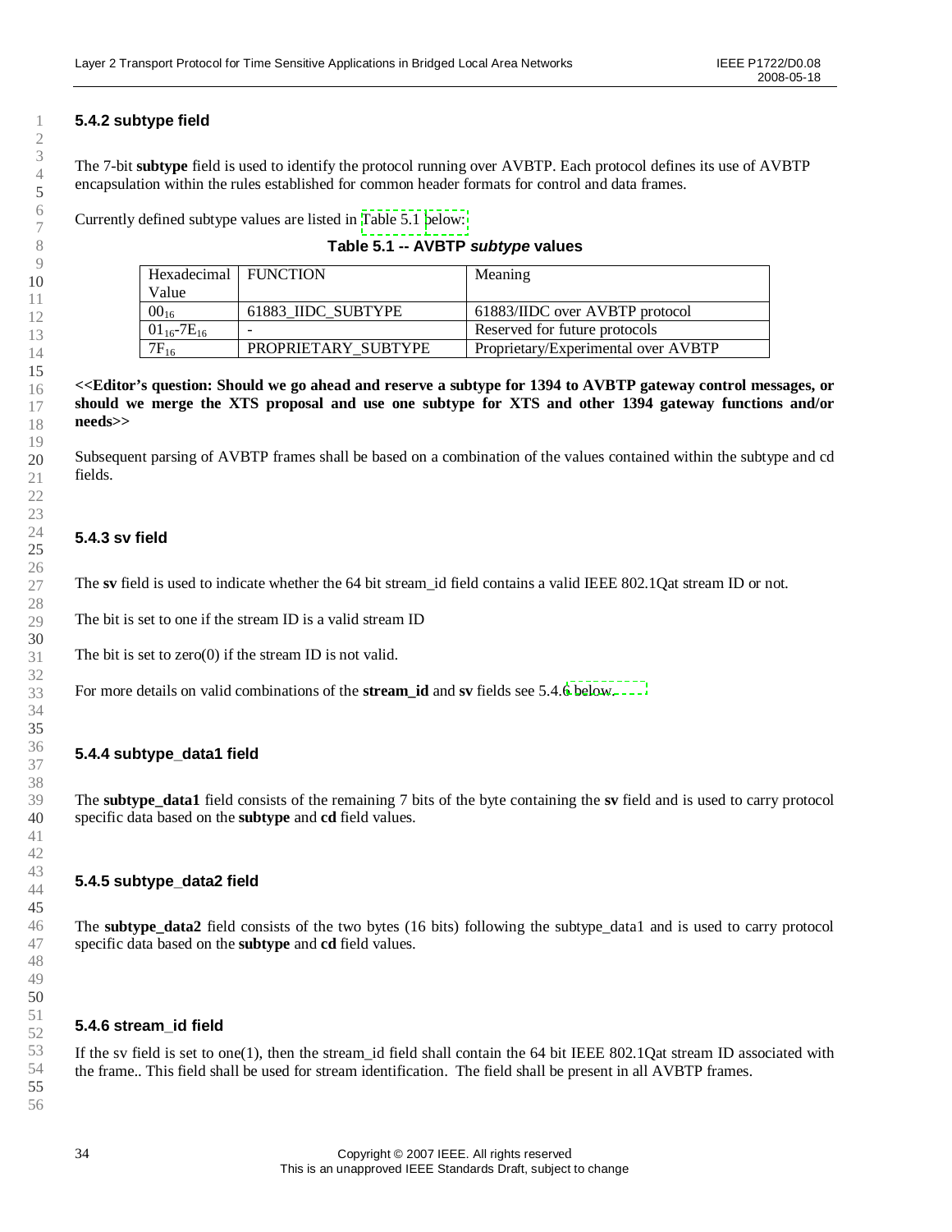### 5.4.2 subtype field

The 7-bit **subtype** field is used to identify the protocol running over AVBTP. Each protocol defines its use of AVBTP encapsulation within the rules established for common header formats for control and data frames.

Currently defined subtype values are listed in Table 5.1 below:

**Table 5.1 -- AVBTP *subtype* values**

| Hexadecimal Value | FUNCTION | Meaning |
|---|---|---|
| $00_{16}$ | 61883_IIDC_SUBTYPE | 61883/IIDC over AVBTP protocol |
| $01_{16}$-$7E_{16}$ | - | Reserved for future protocols |
| $7F_{16}$ | PROPRIETARY_SUBTYPE | Proprietary/Experimental over AVBTP |

**<<Editor's question: Should we go ahead and reserve a subtype for 1394 to AVBTP gateway control messages, or should we merge the XTS proposal and use one subtype for XTS and other 1394 gateway functions and/or needs>>**

Subsequent parsing of AVBTP frames shall be based on a combination of the values contained within the subtype and cd fields.

### 5.4.3 sv field

The **sv** field is used to indicate whether the 64 bit stream_id field contains a valid IEEE 802.1Qat stream ID or not.

The bit is set to one if the stream ID is a valid stream ID

The bit is set to zero(0) if the stream ID is not valid.

For more details on valid combinations of the **stream_id** and **sv** fields see 5.4.6 below.

### 5.4.4 subtype_data1 field

The **subtype_data1** field consists of the remaining 7 bits of the byte containing the **sv** field and is used to carry protocol specific data based on the **subtype** and **cd** field values.

### 5.4.5 subtype_data2 field

The **subtype_data2** field consists of the two bytes (16 bits) following the subtype_data1 and is used to carry protocol specific data based on the **subtype** and **cd** field values.

### 5.4.6 stream_id field

If the sv field is set to one(1), then the stream_id field shall contain the 64 bit IEEE 802.1Qat stream ID associated with the frame.. This field shall be used for stream identification. The field shall be present in all AVBTP frames.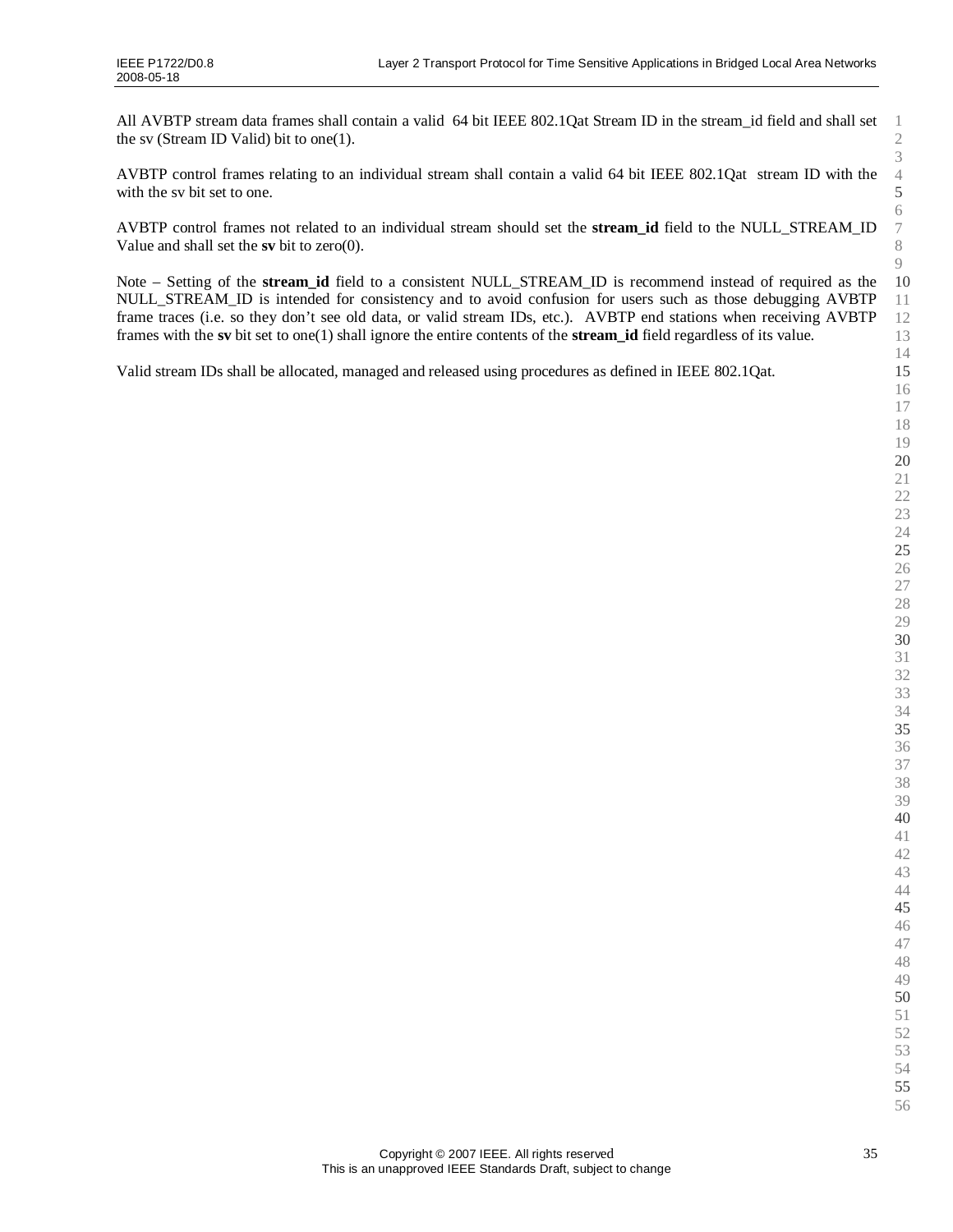All AVBTP stream data frames shall contain a valid 64 bit IEEE 802.1Qat Stream ID in the stream_id field and shall set the sv (Stream ID Valid) bit to one(1).

AVBTP control frames relating to an individual stream shall contain a valid 64 bit IEEE 802.1Qat stream ID with the with the sv bit set to one.

AVBTP control frames not related to an individual stream should set the **stream_id** field to the NULL_STREAM_ID Value and shall set the **sv** bit to zero(0).

Note – Setting of the **stream_id** field to a consistent NULL_STREAM_ID is recommend instead of required as the NULL_STREAM_ID is intended for consistency and to avoid confusion for users such as those debugging AVBTP frame traces (i.e. so they don't see old data, or valid stream IDs, etc.). AVBTP end stations when receiving AVBTP frames with the **sv** bit set to one(1) shall ignore the entire contents of the **stream_id** field regardless of its value.

Valid stream IDs shall be allocated, managed and released using procedures as defined in IEEE 802.1Qat.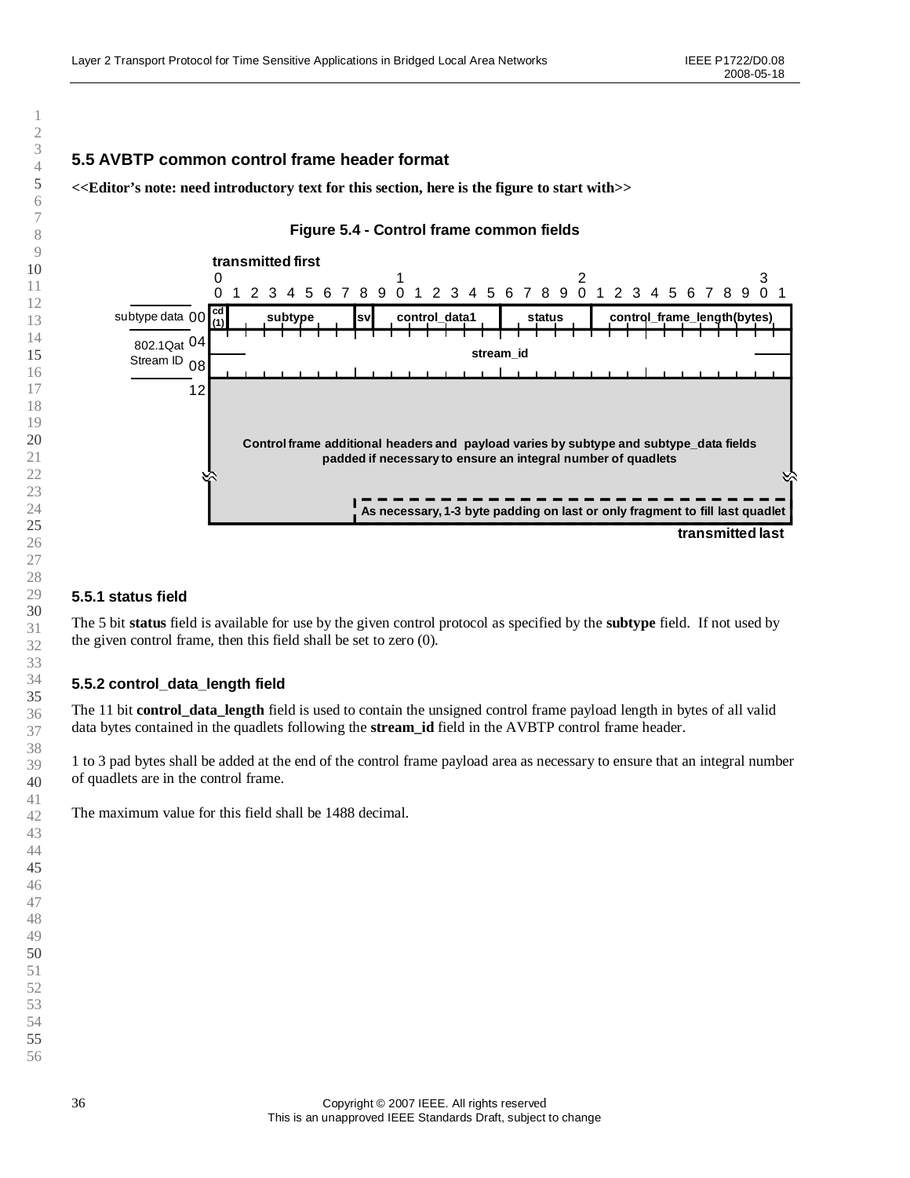## 5.5 AVBTP common control frame header format

**<<Editor's note: need introductory text for this section, here is the figure to start with>>**

**Figure 5.4 - Control frame common fields**

| Offset | Bits 0 | 1–7 | 8 | 9–15 | 16–20 | 21–31 |
|---|---|---|---|---|---|---|
| subtype data 00 | cd (1) | subtype | sv | control_data1 | status | control_frame_length(bytes) |
| 802.1Qat Stream ID 04 | stream_id | | | | | |
| 08 | | | | | | |
| 12 | Control frame additional headers and payload varies by subtype and subtype_data fields padded if necessary to ensure an integral number of quadlets | | | | | |
| | | | As necessary, 1-3 byte padding on last or only fragment to fill last quadlet | | | |

transmitted first … transmitted last

### 5.5.1 status field

The 5 bit **status** field is available for use by the given control protocol as specified by the **subtype** field. If not used by the given control frame, then this field shall be set to zero (0).

### 5.5.2 control_data_length field

The 11 bit **control_data_length** field is used to contain the unsigned control frame payload length in bytes of all valid data bytes contained in the quadlets following the **stream_id** field in the AVBTP control frame header.

1 to 3 pad bytes shall be added at the end of the control frame payload area as necessary to ensure that an integral number of quadlets are in the control frame.

The maximum value for this field shall be 1488 decimal.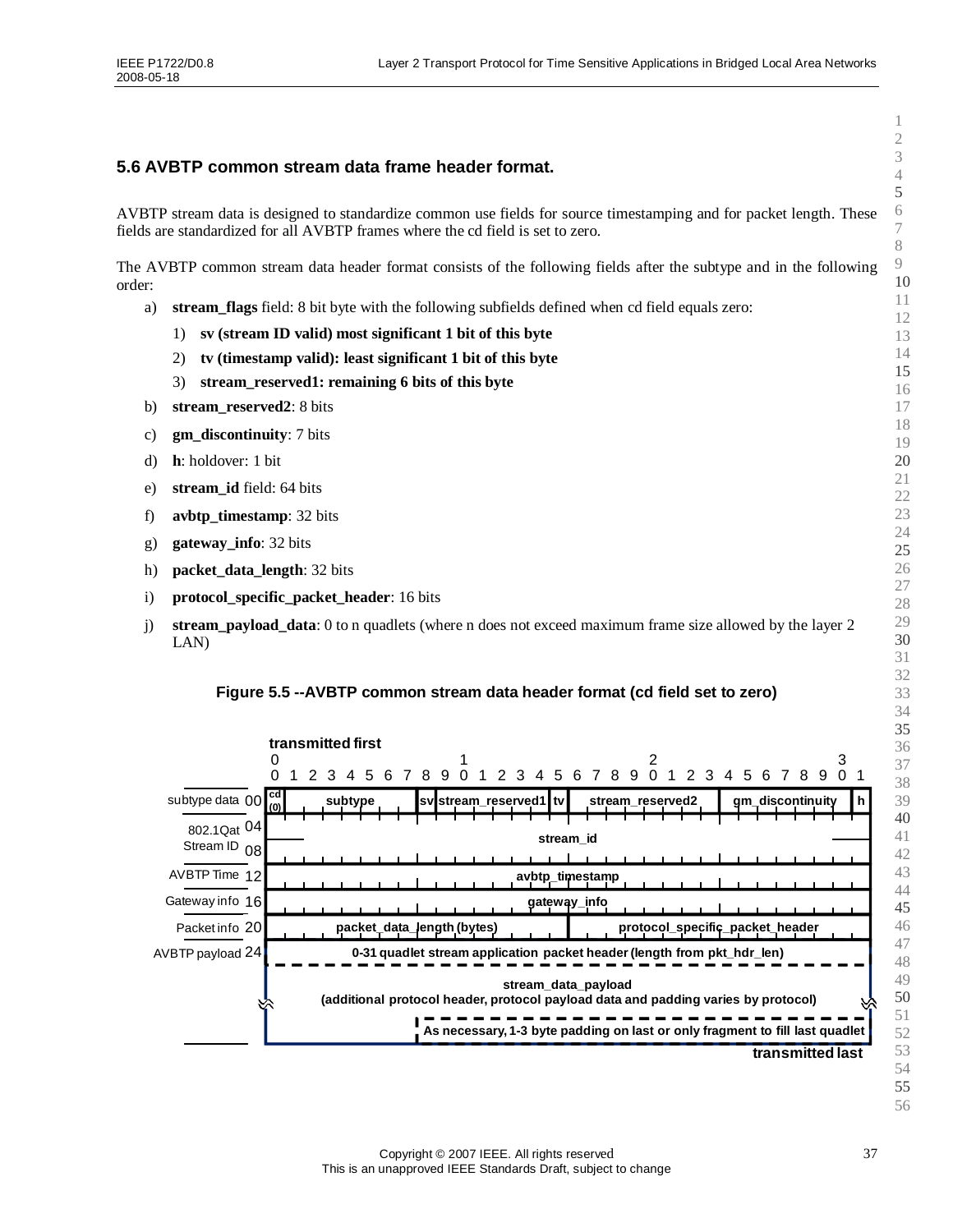## 5.6 AVBTP common stream data frame header format.

AVBTP stream data is designed to standardize common use fields for source timestamping and for packet length. These fields are standardized for all AVBTP frames where the cd field is set to zero.

The AVBTP common stream data header format consists of the following fields after the subtype and in the following order:

a) **stream_flags** field: 8 bit byte with the following subfields defined when cd field equals zero:

   1) **sv (stream ID valid) most significant 1 bit of this byte**

   2) **tv (timestamp valid): least significant 1 bit of this byte**

   3) **stream_reserved1: remaining 6 bits of this byte**

b) **stream_reserved2**: 8 bits

c) **gm_discontinuity**: 7 bits

d) **h**: holdover: 1 bit

e) **stream_id** field: 64 bits

f) **avbtp_timestamp**: 32 bits

g) **gateway_info**: 32 bits

h) **packet_data_length**: 32 bits

i) **protocol_specific_packet_header**: 16 bits

j) **stream_payload_data**: 0 to n quadlets (where n does not exceed maximum frame size allowed by the layer 2 LAN)

**Figure 5.5 --AVBTP common stream data header format (cd field set to zero)**

transmitted first

| | Bits 0 | 1–7 | 8 | 9–14 | 15 | 16–23 | 24–30 | 31 |
|---|---|---|---|---|---|---|---|---|
| subtype data 00 | cd (0) | subtype | sv | stream_reserved1 | tv | stream_reserved2 | gm_discontinuity | h |
| 802.1Qat Stream ID 04 | stream_id | | | | | | | |
| 08 | | | | | | | | |
| AVBTP Time 12 | avbtp_timestamp | | | | | | | |
| Gateway info 16 | gateway_info | | | | | | | |
| Packet info 20 | packet_data_length (bytes) | | | | | protocol_specific_packet_header | | |
| AVBTP payload 24 | 0-31 quadlet stream application packet header (length from pkt_hdr_len) | | | | | | | |
| | stream_data_payload (additional protocol header, protocol payload data and padding varies by protocol) | | | | | | | |
| | | | | As necessary, 1-3 byte padding on last or only fragment to fill last quadlet | | | | |

transmitted last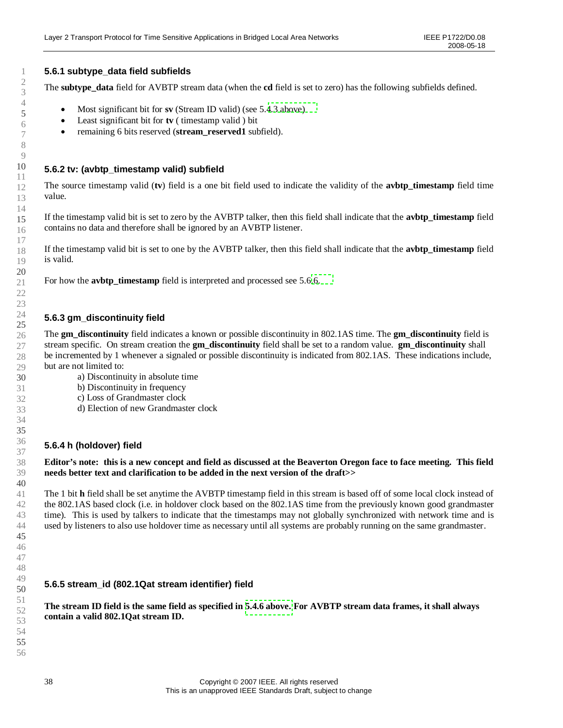### 5.6.1 subtype_data field subfields

The **subtype_data** field for AVBTP stream data (when the **cd** field is set to zero) has the following subfields defined.

- Most significant bit for **sv** (Stream ID valid) (see 5.4.3 above)
- Least significant bit for **tv** ( timestamp valid ) bit
- remaining 6 bits reserved (**stream_reserved1** subfield).

### 5.6.2 tv: (avbtp_timestamp valid) subfield

The source timestamp valid (**tv**) field is a one bit field used to indicate the validity of the **avbtp_timestamp** field time value.

If the timestamp valid bit is set to zero by the AVBTP talker, then this field shall indicate that the **avbtp_timestamp** field contains no data and therefore shall be ignored by an AVBTP listener.

If the timestamp valid bit is set to one by the AVBTP talker, then this field shall indicate that the **avbtp_timestamp** field is valid.

For how the **avbtp_timestamp** field is interpreted and processed see 5.6.6.

### 5.6.3 gm_discontinuity field

The **gm_discontinuity** field indicates a known or possible discontinuity in 802.1AS time. The **gm_discontinuity** field is stream specific. On stream creation the **gm_discontinuity** field shall be set to a random value. **gm_discontinuity** shall be incremented by 1 whenever a signaled or possible discontinuity is indicated from 802.1AS. These indications include, but are not limited to:

a) Discontinuity in absolute time
b) Discontinuity in frequency
c) Loss of Grandmaster clock
d) Election of new Grandmaster clock

### 5.6.4 h (holdover) field

**Editor's note: this is a new concept and field as discussed at the Beaverton Oregon face to face meeting. This field needs better text and clarification to be added in the next version of the draft>>**

The 1 bit **h** field shall be set anytime the AVBTP timestamp field in this stream is based off of some local clock instead of the 802.1AS based clock (i.e. in holdover clock based on the 802.1AS time from the previously known good grandmaster time). This is used by talkers to indicate that the timestamps may not globally synchronized with network time and is used by listeners to also use holdover time as necessary until all systems are probably running on the same grandmaster.

### 5.6.5 stream_id (802.1Qat stream identifier) field

**The stream ID field is the same field as specified in 5.4.6 above. For AVBTP stream data frames, it shall always contain a valid 802.1Qat stream ID.**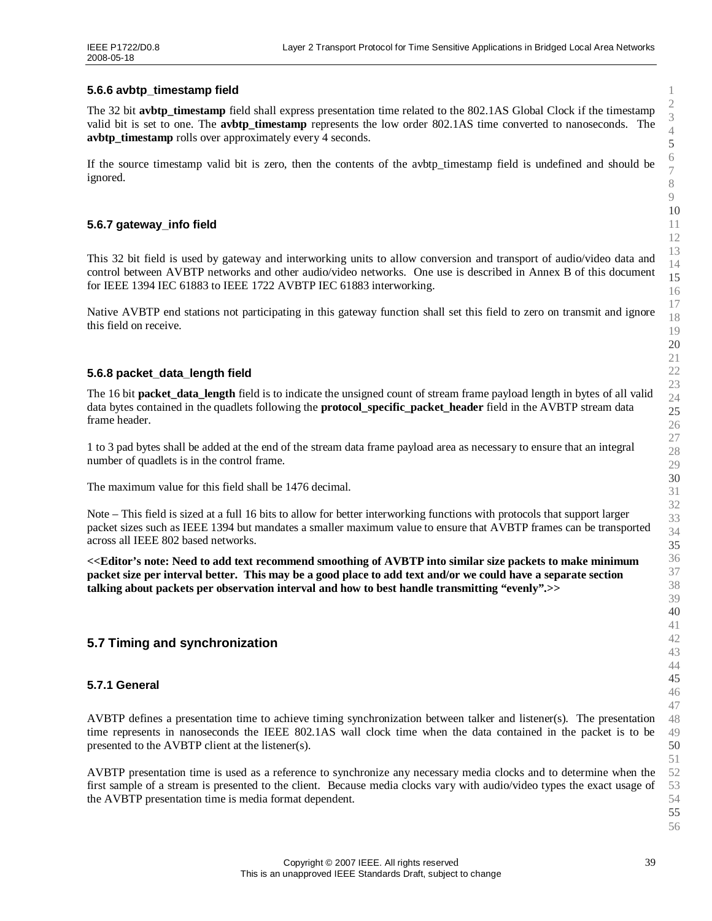### 5.6.6 avbtp_timestamp field

The 32 bit **avbtp_timestamp** field shall express presentation time related to the 802.1AS Global Clock if the timestamp valid bit is set to one. The **avbtp_timestamp** represents the low order 802.1AS time converted to nanoseconds. The **avbtp_timestamp** rolls over approximately every 4 seconds.

If the source timestamp valid bit is zero, then the contents of the avbtp_timestamp field is undefined and should be ignored.

### 5.6.7 gateway_info field

This 32 bit field is used by gateway and interworking units to allow conversion and transport of audio/video data and control between AVBTP networks and other audio/video networks. One use is described in Annex B of this document for IEEE 1394 IEC 61883 to IEEE 1722 AVBTP IEC 61883 interworking.

Native AVBTP end stations not participating in this gateway function shall set this field to zero on transmit and ignore this field on receive.

### 5.6.8 packet_data_length field

The 16 bit **packet_data_length** field is to indicate the unsigned count of stream frame payload length in bytes of all valid data bytes contained in the quadlets following the **protocol_specific_packet_header** field in the AVBTP stream data frame header.

1 to 3 pad bytes shall be added at the end of the stream data frame payload area as necessary to ensure that an integral number of quadlets is in the control frame.

The maximum value for this field shall be 1476 decimal.

Note – This field is sized at a full 16 bits to allow for better interworking functions with protocols that support larger packet sizes such as IEEE 1394 but mandates a smaller maximum value to ensure that AVBTP frames can be transported across all IEEE 802 based networks.

**<<Editor's note: Need to add text recommend smoothing of AVBTP into similar size packets to make minimum packet size per interval better. This may be a good place to add text and/or we could have a separate section talking about packets per observation interval and how to best handle transmitting "evenly".>>**

## 5.7 Timing and synchronization

### 5.7.1 General

AVBTP defines a presentation time to achieve timing synchronization between talker and listener(s). The presentation time represents in nanoseconds the IEEE 802.1AS wall clock time when the data contained in the packet is to be presented to the AVBTP client at the listener(s).

AVBTP presentation time is used as a reference to synchronize any necessary media clocks and to determine when the first sample of a stream is presented to the client. Because media clocks vary with audio/video types the exact usage of the AVBTP presentation time is media format dependent.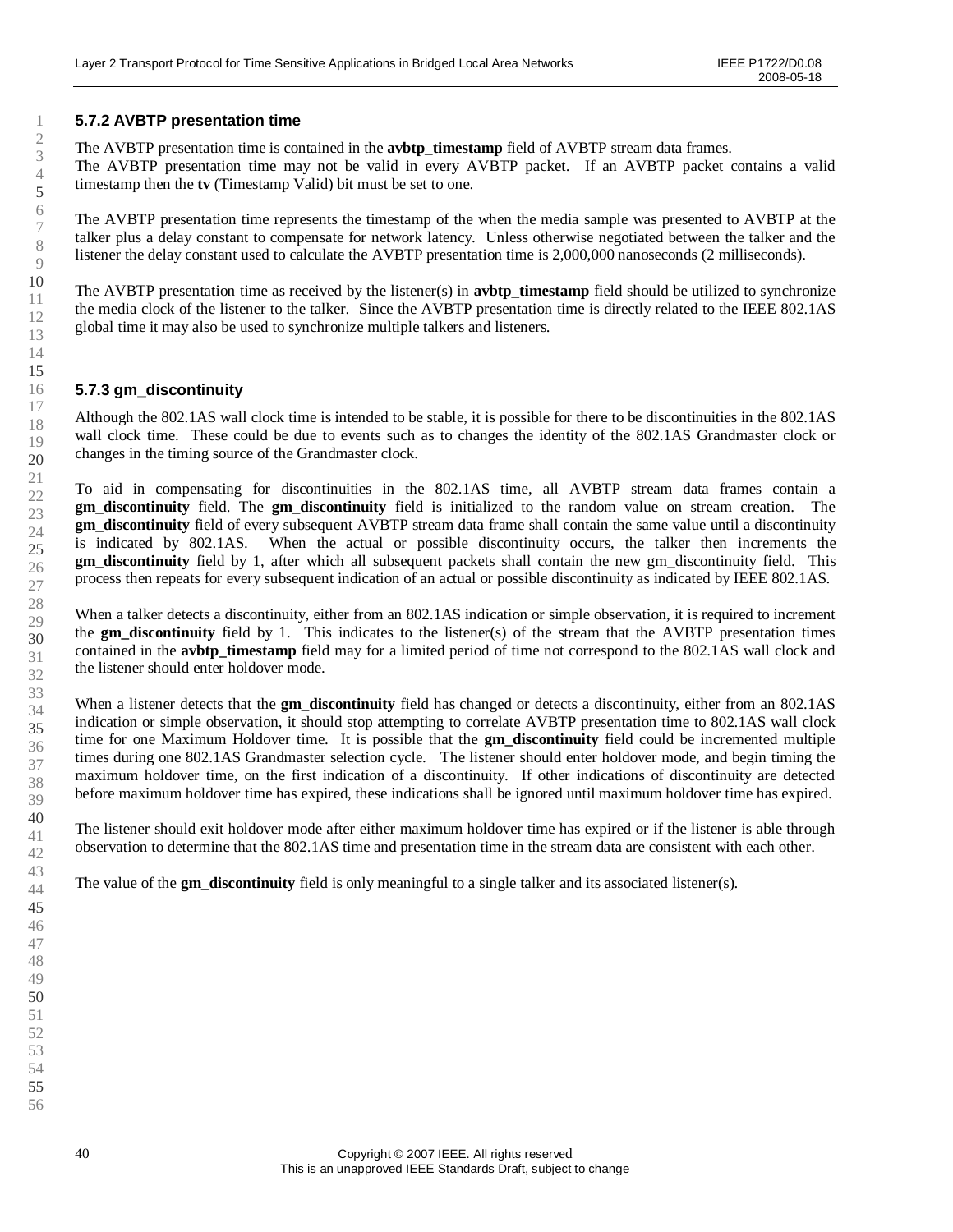### 5.7.2 AVBTP presentation time

The AVBTP presentation time is contained in the **avbtp_timestamp** field of AVBTP stream data frames.
The AVBTP presentation time may not be valid in every AVBTP packet. If an AVBTP packet contains a valid timestamp then the **tv** (Timestamp Valid) bit must be set to one.

The AVBTP presentation time represents the timestamp of the when the media sample was presented to AVBTP at the talker plus a delay constant to compensate for network latency. Unless otherwise negotiated between the talker and the listener the delay constant used to calculate the AVBTP presentation time is 2,000,000 nanoseconds (2 milliseconds).

The AVBTP presentation time as received by the listener(s) in **avbtp_timestamp** field should be utilized to synchronize the media clock of the listener to the talker. Since the AVBTP presentation time is directly related to the IEEE 802.1AS global time it may also be used to synchronize multiple talkers and listeners.

### 5.7.3 gm_discontinuity

Although the 802.1AS wall clock time is intended to be stable, it is possible for there to be discontinuities in the 802.1AS wall clock time. These could be due to events such as to changes the identity of the 802.1AS Grandmaster clock or changes in the timing source of the Grandmaster clock.

To aid in compensating for discontinuities in the 802.1AS time, all AVBTP stream data frames contain a **gm_discontinuity** field. The **gm_discontinuity** field is initialized to the random value on stream creation. The **gm_discontinuity** field of every subsequent AVBTP stream data frame shall contain the same value until a discontinuity is indicated by 802.1AS. When the actual or possible discontinuity occurs, the talker then increments the **gm_discontinuity** field by 1, after which all subsequent packets shall contain the new gm_discontinuity field. This process then repeats for every subsequent indication of an actual or possible discontinuity as indicated by IEEE 802.1AS.

When a talker detects a discontinuity, either from an 802.1AS indication or simple observation, it is required to increment the **gm_discontinuity** field by 1. This indicates to the listener(s) of the stream that the AVBTP presentation times contained in the **avbtp_timestamp** field may for a limited period of time not correspond to the 802.1AS wall clock and the listener should enter holdover mode.

When a listener detects that the **gm_discontinuity** field has changed or detects a discontinuity, either from an 802.1AS indication or simple observation, it should stop attempting to correlate AVBTP presentation time to 802.1AS wall clock time for one Maximum Holdover time. It is possible that the **gm_discontinuity** field could be incremented multiple times during one 802.1AS Grandmaster selection cycle. The listener should enter holdover mode, and begin timing the maximum holdover time, on the first indication of a discontinuity. If other indications of discontinuity are detected before maximum holdover time has expired, these indications shall be ignored until maximum holdover time has expired.

The listener should exit holdover mode after either maximum holdover time has expired or if the listener is able through observation to determine that the 802.1AS time and presentation time in the stream data are consistent with each other.

The value of the **gm_discontinuity** field is only meaningful to a single talker and its associated listener(s).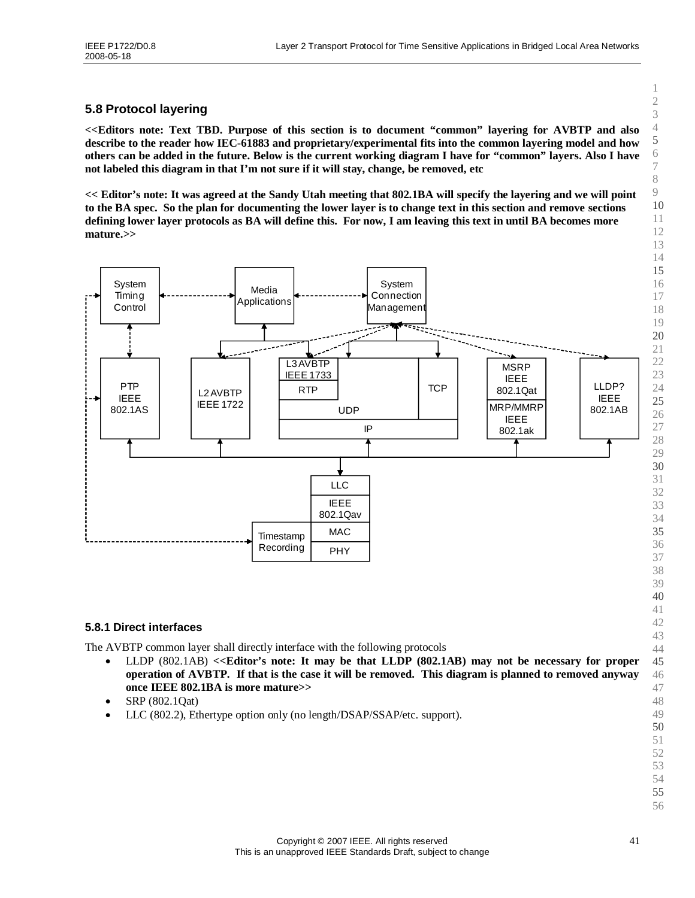## 5.8 Protocol layering

**<<Editors note: Text TBD. Purpose of this section is to document "common" layering for AVBTP and also describe to the reader how IEC-61883 and proprietary/experimental fits into the common layering model and how others can be added in the future. Below is the current working diagram I have for "common" layers. Also I have not labeled this diagram in that I'm not sure if it will stay, change, be removed, etc**

**<< Editor's note: It was agreed at the Sandy Utah meeting that 802.1BA will specify the layering and we will point to the BA spec. So the plan for documenting the lower layer is to change text in this section and remove sections defining lower layer protocols as BA will define this. For now, I am leaving this text in until BA becomes more mature.>>**

System Timing Control | Media Applications | System Connection Management

PTP IEEE 802.1AS | L2 AVBTP IEEE 1722 | L3 AVBTP IEEE 1733 | RTP | UDP | TCP | IP | MSRP IEEE 802.1Qat | MRP/MMRP IEEE 802.1ak | LLDP? IEEE 802.1AB

LLC | IEEE 802.1Qav | MAC | PHY | Timestamp Recording

### 5.8.1 Direct interfaces

The AVBTP common layer shall directly interface with the following protocols

- LLDP (802.1AB) **<<Editor's note: It may be that LLDP (802.1AB) may not be necessary for proper operation of AVBTP. If that is the case it will be removed. This diagram is planned to removed anyway once IEEE 802.1BA is more mature>>**
- SRP (802.1Qat)
- LLC (802.2), Ethertype option only (no length/DSAP/SSAP/etc. support).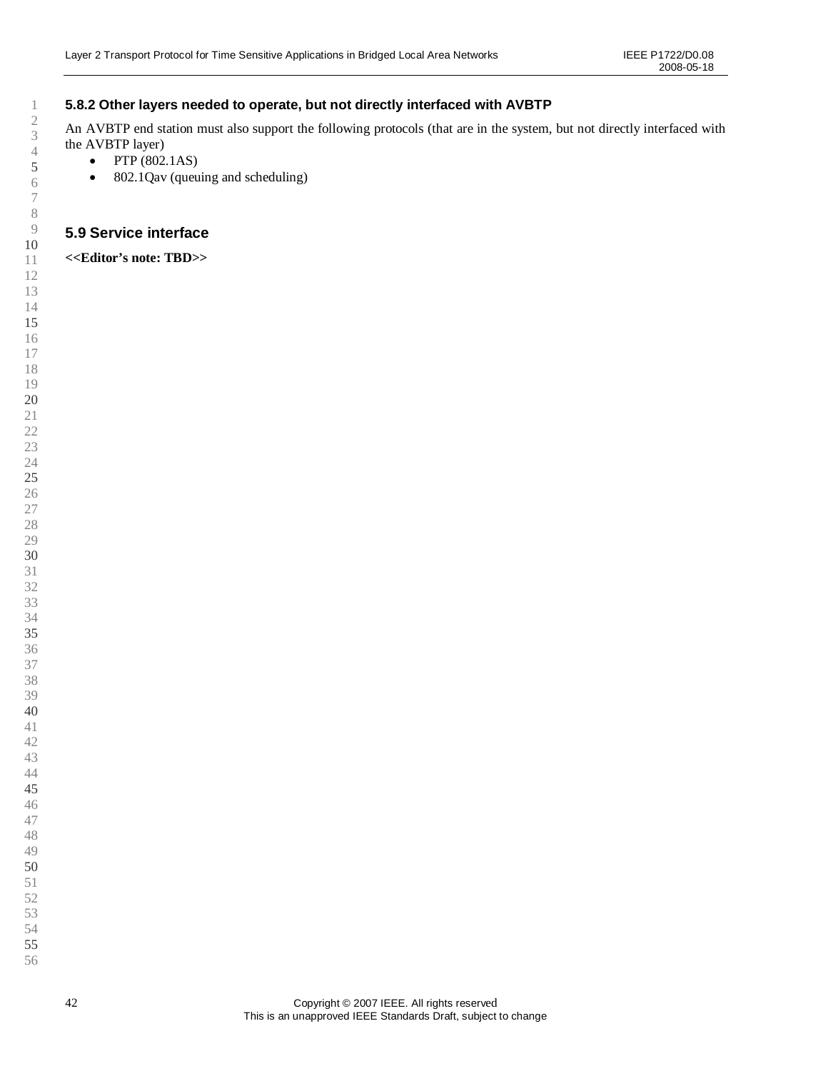### 5.8.2 Other layers needed to operate, but not directly interfaced with AVBTP

An AVBTP end station must also support the following protocols (that are in the system, but not directly interfaced with the AVBTP layer)

- PTP (802.1AS)
- 802.1Qav (queuing and scheduling)

## 5.9 Service interface

**<<Editor's note: TBD>>**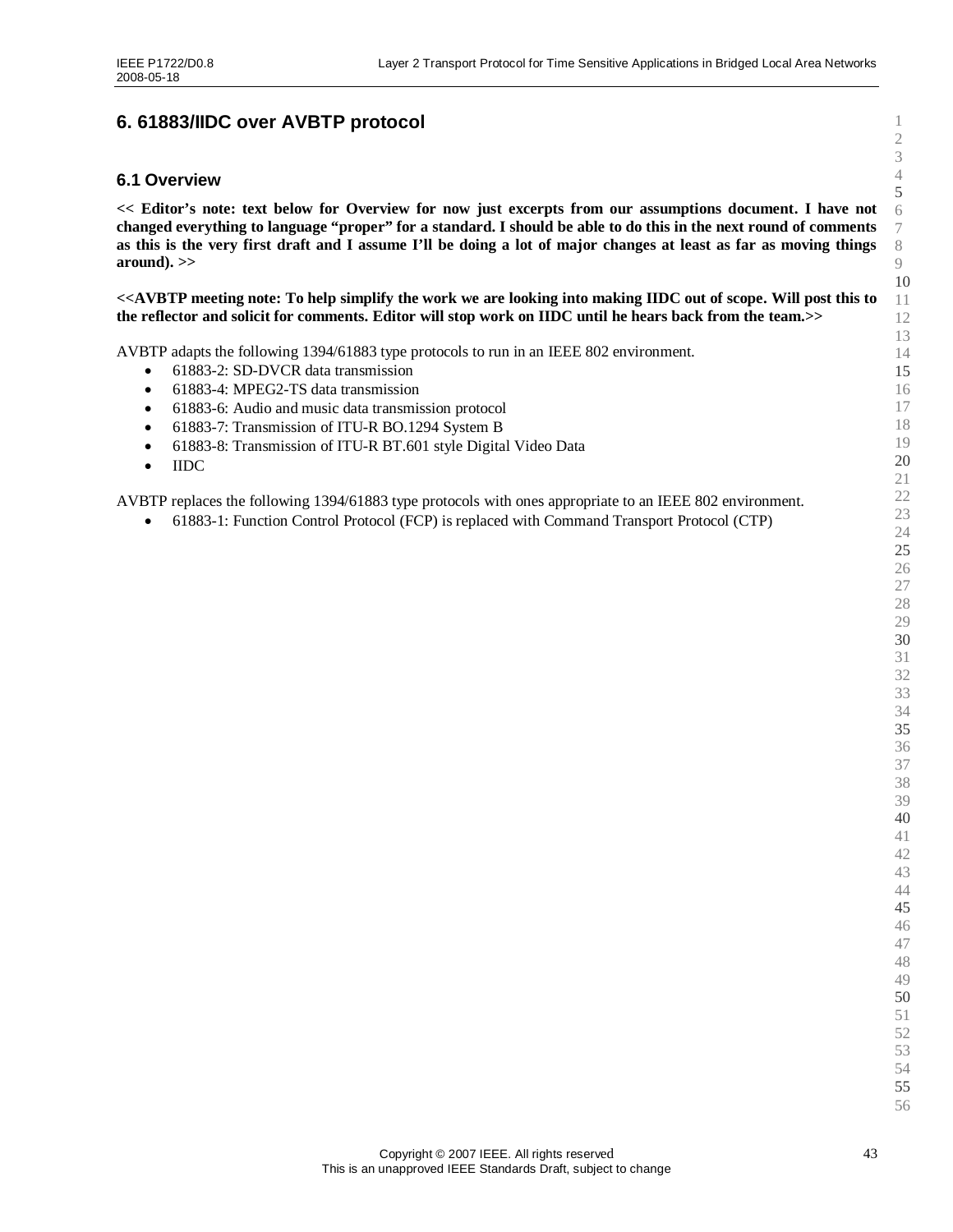# 6. 61883/IIDC over AVBTP protocol

## 6.1 Overview

**<< Editor's note: text below for Overview for now just excerpts from our assumptions document. I have not changed everything to language "proper" for a standard. I should be able to do this in the next round of comments as this is the very first draft and I assume I'll be doing a lot of major changes at least as far as moving things around). >>**

**<<AVBTP meeting note: To help simplify the work we are looking into making IIDC out of scope. Will post this to the reflector and solicit for comments. Editor will stop work on IIDC until he hears back from the team.>>**

AVBTP adapts the following 1394/61883 type protocols to run in an IEEE 802 environment.

- 61883-2: SD-DVCR data transmission
- 61883-4: MPEG2-TS data transmission
- 61883-6: Audio and music data transmission protocol
- 61883-7: Transmission of ITU-R BO.1294 System B
- 61883-8: Transmission of ITU-R BT.601 style Digital Video Data
- IIDC

AVBTP replaces the following 1394/61883 type protocols with ones appropriate to an IEEE 802 environment.

- 61883-1: Function Control Protocol (FCP) is replaced with Command Transport Protocol (CTP)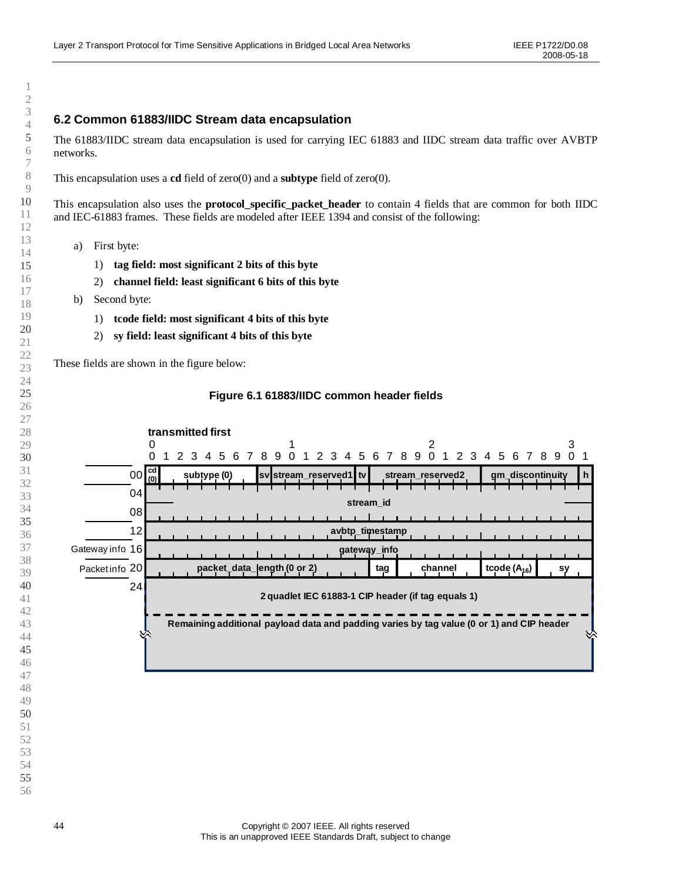## 6.2 Common 61883/IIDC Stream data encapsulation

The 61883/IIDC stream data encapsulation is used for carrying IEC 61883 and IIDC stream data traffic over AVBTP networks.

This encapsulation uses a **cd** field of zero(0) and a **subtype** field of zero(0).

This encapsulation also uses the **protocol_specific_packet_header** to contain 4 fields that are common for both IIDC and IEC-61883 frames. These fields are modeled after IEEE 1394 and consist of the following:

a) First byte:

   1) **tag field: most significant 2 bits of this byte**

   2) **channel field: least significant 6 bits of this byte**

b) Second byte:

   1) **tcode field: most significant 4 bits of this byte**

   2) **sy field: least significant 4 bits of this byte**

These fields are shown in the figure below:

**Figure 6.1 61883/IIDC common header fields**

transmitted first

| Offset | Bits 0–7 | Bits 8–15 | Bits 16–23 | Bits 24–31 |
|---|---|---|---|---|
| 00 | cd (0) (bit 0), subtype (0) (bits 1–7) | sv, stream_reserved1, tv | stream_reserved2 | gm_discontinuity, h |
| 04 | stream_id | | | |
| 08 | stream_id (cont.) | | | |
| 12 | avbtp_timestamp | | | |
| Gateway info 16 | gateway_info | | | |
| Packet info 20 | packet_data_length (0 or 2) | | tag, channel | tcode ($A_{16}$), sy |
| 24 | 2 quadlet IEC 61883-1 CIP header (if tag equals 1) | | | |
| | Remaining additional payload data and padding varies by tag value (0 or 1) and CIP header | | | |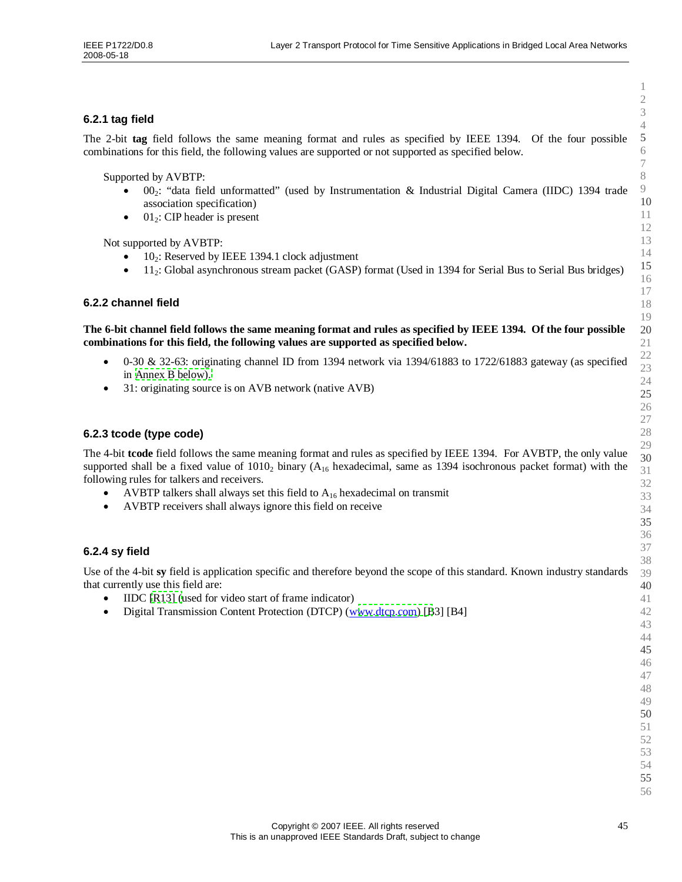### 6.2.1 tag field

The 2-bit **tag** field follows the same meaning format and rules as specified by IEEE 1394. Of the four possible combinations for this field, the following values are supported or not supported as specified below.

Supported by AVBTP:

- $00_2$: "data field unformatted" (used by Instrumentation & Industrial Digital Camera (IIDC) 1394 trade association specification)
- $01_2$: CIP header is present

Not supported by AVBTP:

- $10_2$: Reserved by IEEE 1394.1 clock adjustment
- $11_2$: Global asynchronous stream packet (GASP) format (Used in 1394 for Serial Bus to Serial Bus bridges)

### 6.2.2 channel field

**The 6-bit channel field follows the same meaning format and rules as specified by IEEE 1394. Of the four possible combinations for this field, the following values are supported as specified below.**

- 0-30 & 32-63: originating channel ID from 1394 network via 1394/61883 to 1722/61883 gateway (as specified in Annex B below).
- 31: originating source is on AVB network (native AVB)

### 6.2.3 tcode (type code)

The 4-bit **tcode** field follows the same meaning format and rules as specified by IEEE 1394. For AVBTP, the only value supported shall be a fixed value of $1010_2$ binary ($A_{16}$ hexadecimal, same as 1394 isochronous packet format) with the following rules for talkers and receivers.

- AVBTP talkers shall always set this field to $A_{16}$ hexadecimal on transmit
- AVBTP receivers shall always ignore this field on receive

### 6.2.4 sy field

Use of the 4-bit **sy** field is application specific and therefore beyond the scope of this standard. Known industry standards that currently use this field are:

- IIDC [R13] (used for video start of frame indicator)
- Digital Transmission Content Protection (DTCP) (www.dtcp.com) [B3] [B4]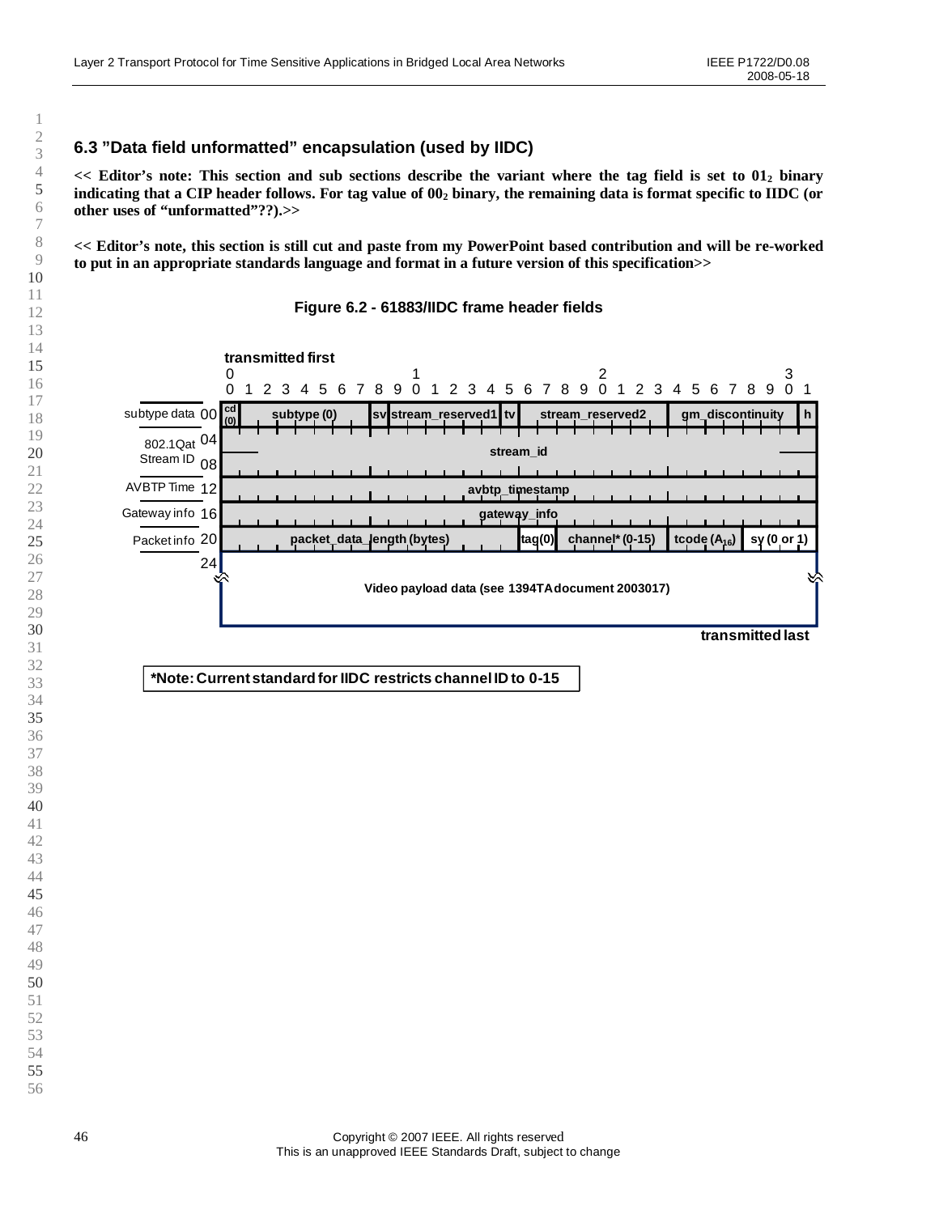## 6.3 "Data field unformatted" encapsulation (used by IIDC)

**<< Editor's note: This section and sub sections describe the variant where the tag field is set to $01_2$ binary indicating that a CIP header follows. For tag value of $00_2$ binary, the remaining data is format specific to IIDC (or other uses of "unformatted"??).>>**

**<< Editor's note, this section is still cut and paste from my PowerPoint based contribution and will be re-worked to put in an appropriate standards language and format in a future version of this specification>>**

**Figure 6.2 - 61883/IIDC frame header fields**

transmitted first

| Offset | Label | Bits 0–31 (fields) |
|---|---|---|
| 00 | subtype data | cd (0) \| subtype (0) \| sv \| stream_reserved1 \| tv \| stream_reserved2 \| gm_discontinuity \| h |
| 04 | 802.1Qat Stream ID | stream_id |
| 08 | | stream_id |
| 12 | AVBTP Time | avbtp_timestamp |
| 16 | Gateway info | gateway_info |
| 20 | Packet info | packet_data_length (bytes) \| tag(0) \| channel* (0-15) \| tcode ($A_{16}$) \| sy (0 or 1) |
| 24 | | Video payload data (see 1394TA document 2003017) |

transmitted last

**\*Note: Current standard for IIDC restricts channel ID to 0-15**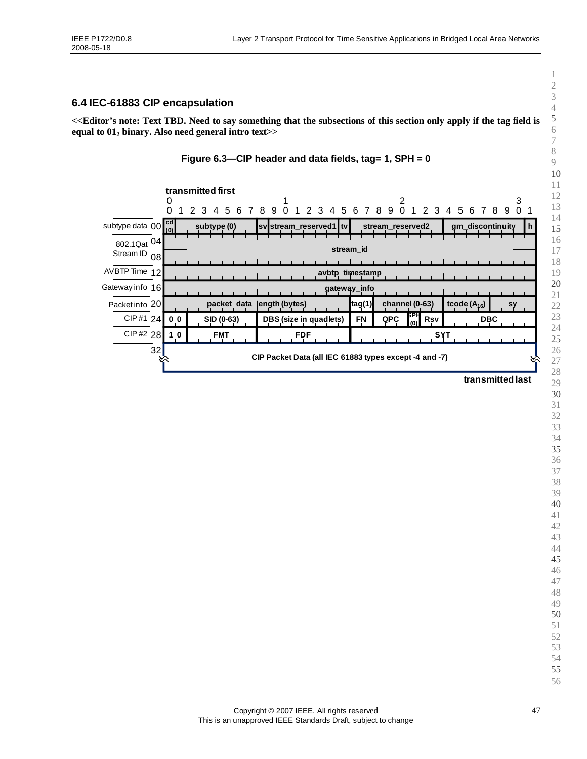## 6.4 IEC-61883 CIP encapsulation

**<<Editor's note: Text TBD. Need to say something that the subsections of this section only apply if the tag field is equal to $01_2$ binary. Also need general intro text>>**

**Figure 6.3—CIP header and data fields, tag= 1, SPH = 0**

| Offset | Bits 0–7 | Bits 8–15 | Bits 16–23 | Bits 24–31 |
|---|---|---|---|---|
| subtype data 00 | cd (0) \| subtype (0) | sv \| stream_reserved1 \| tv | stream_reserved2 | gm_discontinuity \| h |
| 802.1Qat Stream ID 04 | stream_id | | | |
| 08 | stream_id (cont.) | | | |
| AVBTP Time 12 | avbtp_timestamp | | | |
| Gateway info 16 | gateway_info | | | |
| Packet info 20 | packet_data_length (bytes) | | tag(1) \| channel (0-63) | tcode ($A_{16}$) \| sy |
| CIP #1 24 | 0 0 \| SID (0-63) | DBS (size in quadlets) | FN \| QPC \| SPH (0) \| Rsv | DBC |
| CIP #2 28 | 1 0 \| FMT | FDF | SYT | |
| 32 | CIP Packet Data (all IEC 61883 types except -4 and -7) | | | |

transmitted first (bit 0) … transmitted last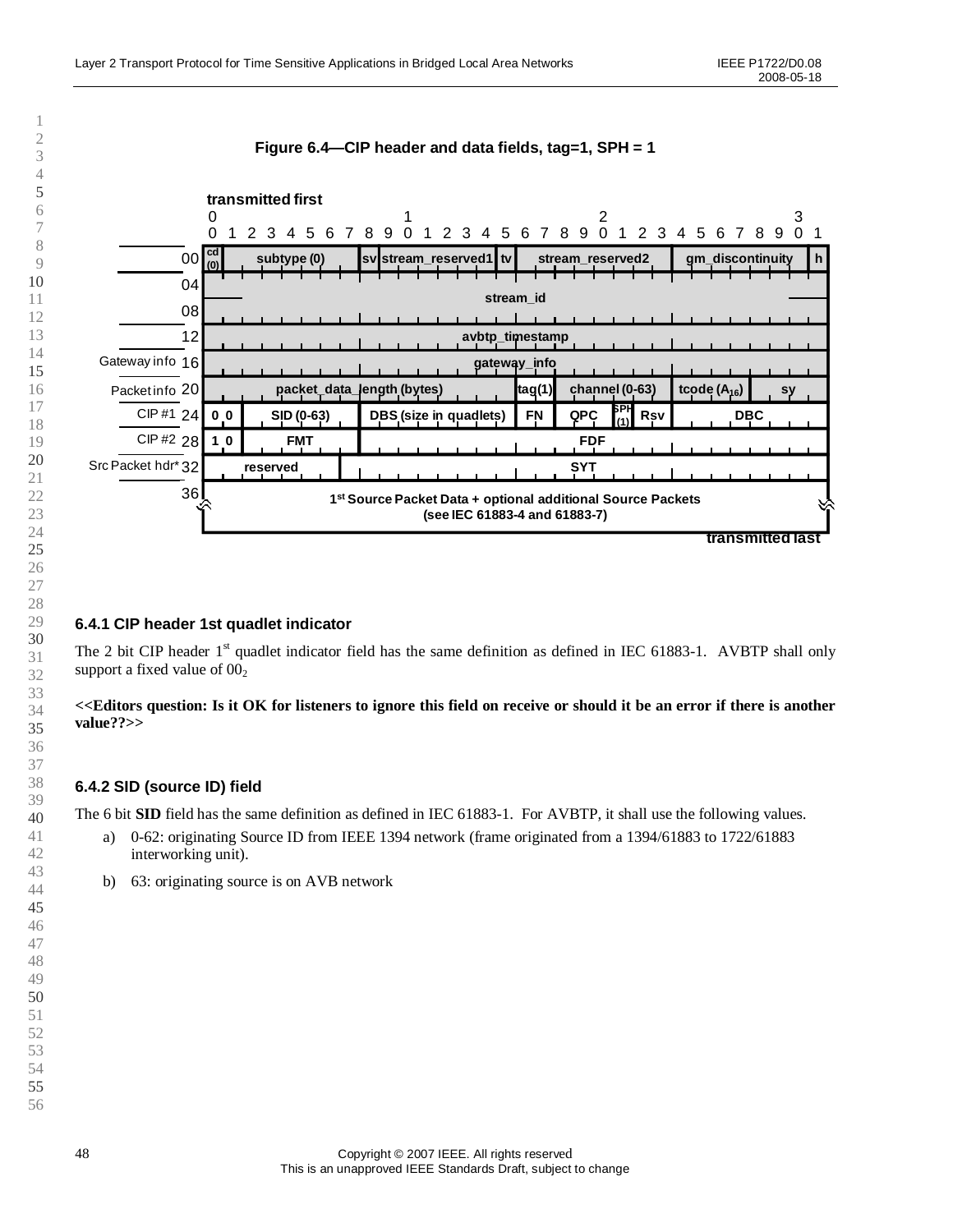**Figure 6.4—CIP header and data fields, tag=1, SPH = 1**

transmitted first

| Offset | Bits 0–31 |
|---|---|
| 00 | cd (0) \| subtype (0) \| sv \| stream_reserved1 \| tv \| stream_reserved2 \| gm_discontinuity \| h |
| 04 | stream_id |
| 08 | stream_id |
| 12 | avbtp_timestamp |
| Gateway info 16 | gateway_info |
| Packet info 20 | packet_data_length (bytes) \| tag(1) \| channel (0-63) \| tcode ($A_{16}$) \| sy |
| CIP #1 24 | 0 0 \| SID (0-63) \| DBS (size in quadlets) \| FN \| QPC \| SPH (1) \| Rsv \| DBC |
| CIP #2 28 | 1 0 \| FMT \| FDF |
| Src Packet hdr* 32 | reserved \| SYT |
| 36 | 1st Source Packet Data + optional additional Source Packets (see IEC 61883-4 and 61883-7) |

transmitted last

### 6.4.1 CIP header 1st quadlet indicator

The 2 bit CIP header 1st quadlet indicator field has the same definition as defined in IEC 61883-1. AVBTP shall only support a fixed value of $00_2$

**<<Editors question: Is it OK for listeners to ignore this field on receive or should it be an error if there is another value??>>**

### 6.4.2 SID (source ID) field

The 6 bit **SID** field has the same definition as defined in IEC 61883-1. For AVBTP, it shall use the following values.

a) 0-62: originating Source ID from IEEE 1394 network (frame originated from a 1394/61883 to 1722/61883 interworking unit).

b) 63: originating source is on AVB network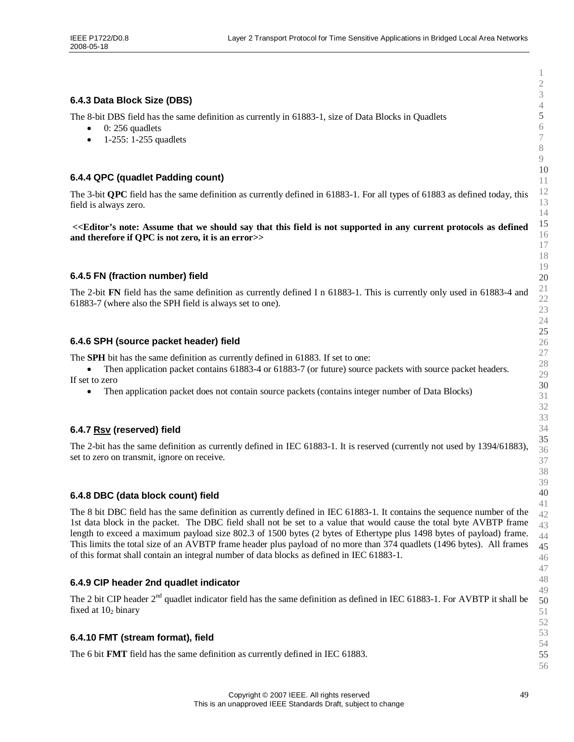### 6.4.3 Data Block Size (DBS)

The 8-bit DBS field has the same definition as currently in 61883-1, size of Data Blocks in Quadlets

- 0: 256 quadlets
- 1-255: 1-255 quadlets

### 6.4.4 QPC (quadlet Padding count)

The 3-bit **QPC** field has the same definition as currently defined in 61883-1. For all types of 61883 as defined today, this field is always zero.

**<<Editor's note: Assume that we should say that this field is not supported in any current protocols as defined and therefore if QPC is not zero, it is an error>>**

### 6.4.5 FN (fraction number) field

The 2-bit **FN** field has the same definition as currently defined I n 61883-1. This is currently only used in 61883-4 and 61883-7 (where also the SPH field is always set to one).

### 6.4.6 SPH (source packet header) field

The **SPH** bit has the same definition as currently defined in 61883. If set to one:

- Then application packet contains 61883-4 or 61883-7 (or future) source packets with source packet headers.

If set to zero

- Then application packet does not contain source packets (contains integer number of Data Blocks)

### 6.4.7 Rsv (reserved) field

The 2-bit has the same definition as currently defined in IEC 61883-1. It is reserved (currently not used by 1394/61883), set to zero on transmit, ignore on receive.

### 6.4.8 DBC (data block count) field

The 8 bit DBC field has the same definition as currently defined in IEC 61883-1. It contains the sequence number of the 1st data block in the packet. The DBC field shall not be set to a value that would cause the total byte AVBTP frame length to exceed a maximum payload size 802.3 of 1500 bytes (2 bytes of Ethertype plus 1498 bytes of payload) frame. This limits the total size of an AVBTP frame header plus payload of no more than 374 quadlets (1496 bytes). All frames of this format shall contain an integral number of data blocks as defined in IEC 61883-1.

### 6.4.9 CIP header 2nd quadlet indicator

The 2 bit CIP header 2nd quadlet indicator field has the same definition as defined in IEC 61883-1. For AVBTP it shall be fixed at $10_2$ binary

### 6.4.10 FMT (stream format), field

The 6 bit **FMT** field has the same definition as currently defined in IEC 61883.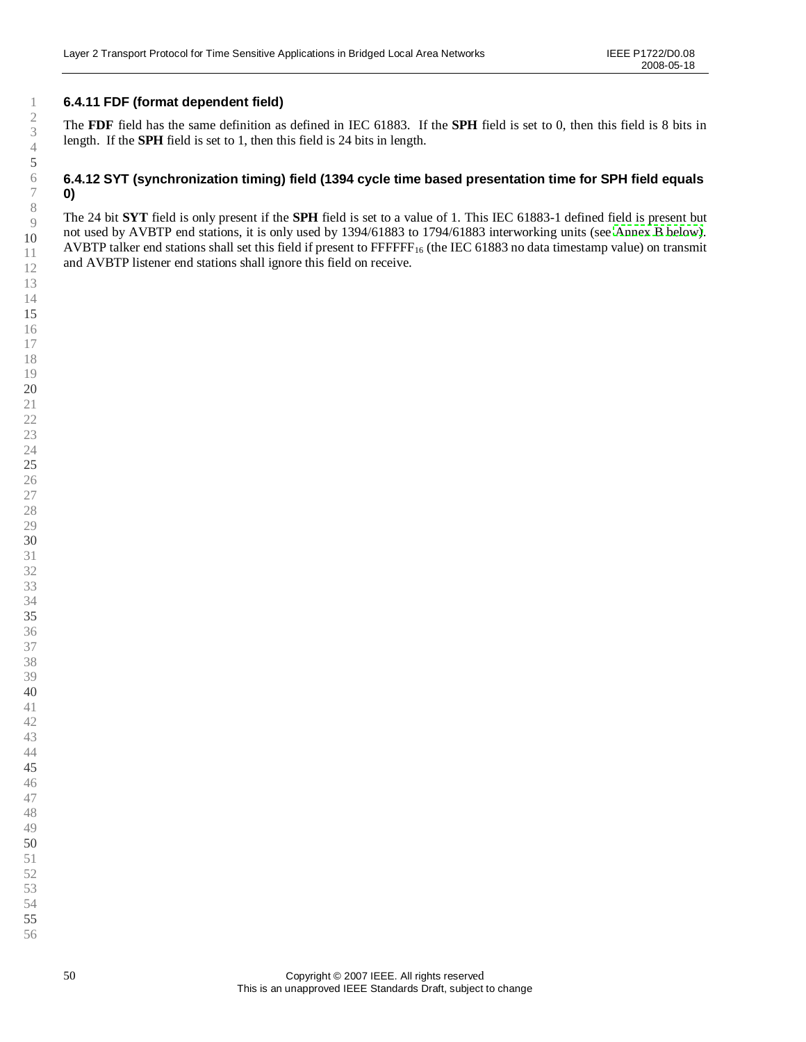### 6.4.11 FDF (format dependent field)

The **FDF** field has the same definition as defined in IEC 61883. If the **SPH** field is set to 0, then this field is 8 bits in length. If the **SPH** field is set to 1, then this field is 24 bits in length.

### 6.4.12 SYT (synchronization timing) field (1394 cycle time based presentation time for SPH field equals 0)

The 24 bit **SYT** field is only present if the **SPH** field is set to a value of 1. This IEC 61883-1 defined field is present but not used by AVBTP end stations, it is only used by 1394/61883 to 1794/61883 interworking units (see Annex B below). AVBTP talker end stations shall set this field if present to $FFFFFF_{16}$ (the IEC 61883 no data timestamp value) on transmit and AVBTP listener end stations shall ignore this field on receive.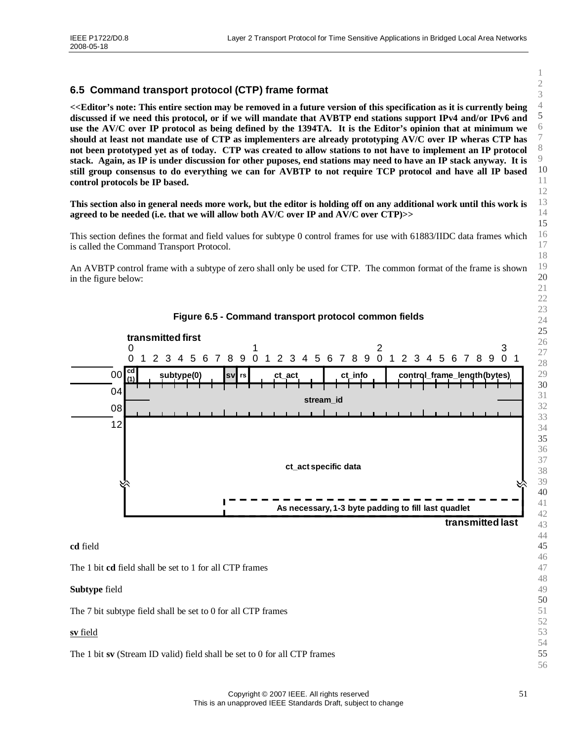## 6.5 Command transport protocol (CTP) frame format

**<<Editor's note: This entire section may be removed in a future version of this specification as it is currently being discussed if we need this protocol, or if we will mandate that AVBTP end stations support IPv4 and/or IPv6 and use the AV/C over IP protocol as being defined by the 1394TA. It is the Editor's opinion that at minimum we should at least not mandate use of CTP as implementers are already prototyping AV/C over IP wheras CTP has not been prototyped yet as of today. CTP was created to allow stations to not have to implement an IP protocol stack. Again, as IP is under discussion for other puposes, end stations may need to have an IP stack anyway. It is still group consensus to do everything we can for AVBTP to not require TCP protocol and have all IP based control protocols be IP based.**

**This section also in general needs more work, but the editor is holding off on any additional work until this work is agreed to be needed (i.e. that we will allow both AV/C over IP and AV/C over CTP)>>**

This section defines the format and field values for subtype 0 control frames for use with 61883/IIDC data frames which is called the Command Transport Protocol.

An AVBTP control frame with a subtype of zero shall only be used for CTP. The common format of the frame is shown in the figure below:

**Figure 6.5 - Command transport protocol common fields**

| Offset | Bits 0 | 1–7 | 8 | 9 | 10–15 | 16–19 | 20–31 |
|---|---|---|---|---|---|---|---|
| 00 | cd (1) | subtype(0) | sv | rs | ct_act | ct_info | control_frame_length(bytes) |
| 04 | stream_id | | | | | | |
| 08 | stream_id | | | | | | |
| 12 | ct_act specific data | | | | | | |
| ... | As necessary, 1-3 byte padding to fill last quadlet | | | | | | |

(transmitted first … transmitted last)

**cd** field

The 1 bit **cd** field shall be set to 1 for all CTP frames

**Subtype** field

The 7 bit subtype field shall be set to 0 for all CTP frames

**sv** field

The 1 bit **sv** (Stream ID valid) field shall be set to 0 for all CTP frames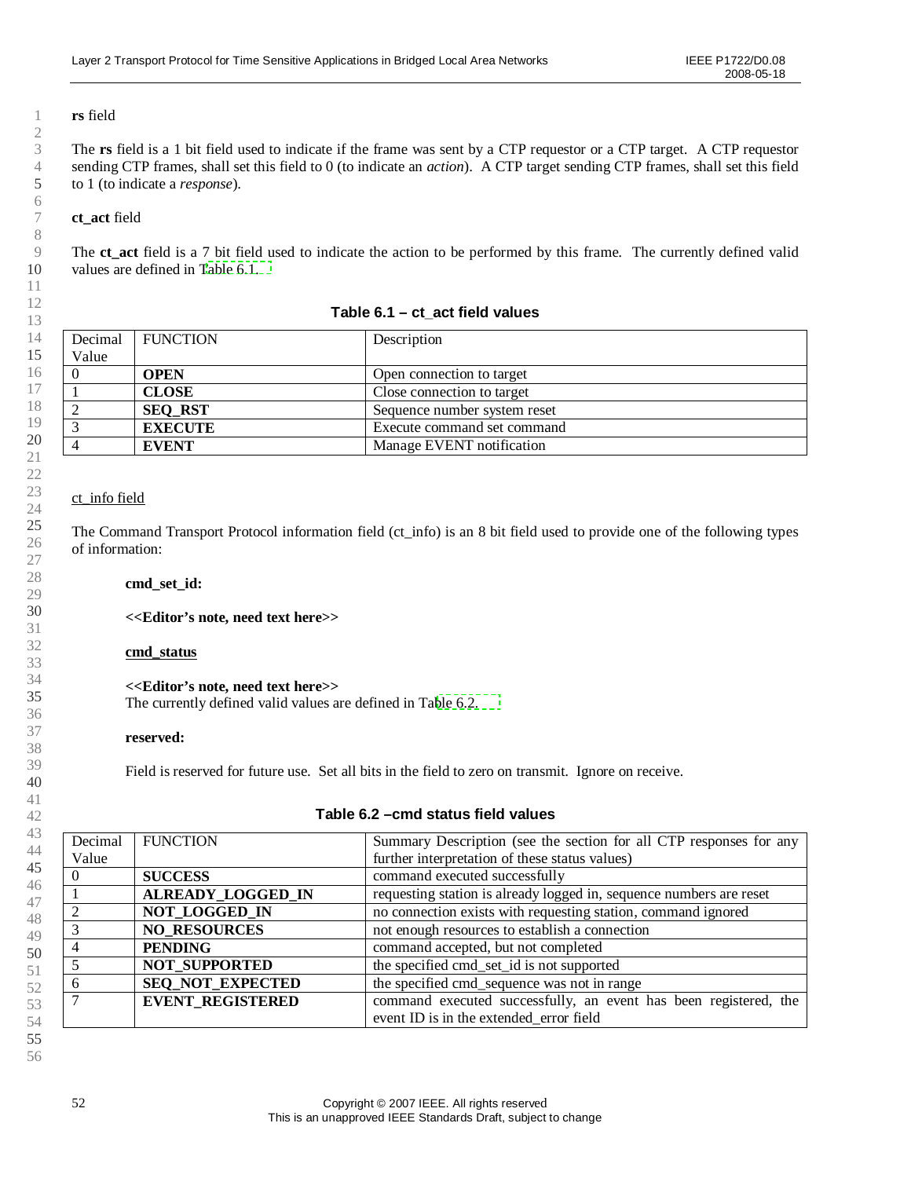**rs** field

The **rs** field is a 1 bit field used to indicate if the frame was sent by a CTP requestor or a CTP target. A CTP requestor sending CTP frames, shall set this field to 0 (to indicate an *action*). A CTP target sending CTP frames, shall set this field to 1 (to indicate a *response*).

**ct_act** field

The **ct_act** field is a 7 bit field used to indicate the action to be performed by this frame. The currently defined valid values are defined in Table 6.1.

**Table 6.1 – ct_act field values**

| Decimal Value | FUNCTION | Description |
|---|---|---|
| 0 | **OPEN** | Open connection to target |
| 1 | **CLOSE** | Close connection to target |
| 2 | **SEQ_RST** | Sequence number system reset |
| 3 | **EXECUTE** | Execute command set command |
| 4 | **EVENT** | Manage EVENT notification |

ct_info field

The Command Transport Protocol information field (ct_info) is an 8 bit field used to provide one of the following types of information:

**cmd_set_id:**

**<<Editor's note, need text here>>**

**cmd_status**

**<<Editor's note, need text here>>**
The currently defined valid values are defined in Table 6.2.

**reserved:**

Field is reserved for future use. Set all bits in the field to zero on transmit. Ignore on receive.

**Table 6.2 –cmd status field values**

| Decimal Value | FUNCTION | Summary Description (see the section for all CTP responses for any further interpretation of these status values) |
|---|---|---|
| 0 | **SUCCESS** | command executed successfully |
| 1 | **ALREADY_LOGGED_IN** | requesting station is already logged in, sequence numbers are reset |
| 2 | **NOT_LOGGED_IN** | no connection exists with requesting station, command ignored |
| 3 | **NO_RESOURCES** | not enough resources to establish a connection |
| 4 | **PENDING** | command accepted, but not completed |
| 5 | **NOT_SUPPORTED** | the specified cmd_set_id is not supported |
| 6 | **SEQ_NOT_EXPECTED** | the specified cmd_sequence was not in range |
| 7 | **EVENT_REGISTERED** | command executed successfully, an event has been registered, the event ID is in the extended_error field |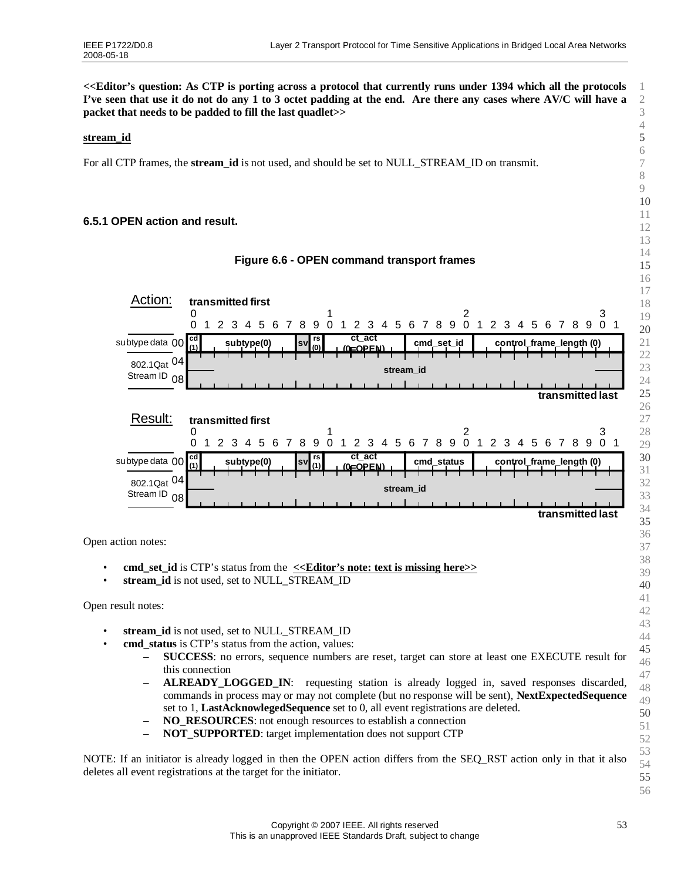**<<Editor's question: As CTP is porting across a protocol that currently runs under 1394 which all the protocols I've seen that use it do not do any 1 to 3 octet padding at the end. Are there any cases where AV/C will have a packet that needs to be padded to fill the last quadlet>>**

**stream_id**

For all CTP frames, the **stream_id** is not used, and should be set to NULL_STREAM_ID on transmit.

### 6.5.1 OPEN action and result.

**Figure 6.6 - OPEN command transport frames**

Action:

| Offset | Bits 0 | 1–7 | 8 | 9 | 10–15 | 16–19 | 20–31 |
|---|---|---|---|---|---|---|---|
| subtype data 00 | cd (1) | subtype(0) | sv | rs (0) | ct_act (0=OPEN) | cmd_set_id | control_frame_length (0) |
| 802.1Qat Stream ID 04–08 | stream_id | | | | | | |

Result:

| Offset | Bits 0 | 1–7 | 8 | 9 | 10–15 | 16–19 | 20–31 |
|---|---|---|---|---|---|---|---|
| subtype data 00 | cd (1) | subtype(0) | sv | rs (1) | ct_act (0=OPEN) | cmd_status | control_frame_length (0) |
| 802.1Qat Stream ID 04–08 | stream_id | | | | | | |

Open action notes:

- **cmd_set_id** is CTP's status from the **<<Editor's note: text is missing here>>**
- **stream_id** is not used, set to NULL_STREAM_ID

Open result notes:

- **stream_id** is not used, set to NULL_STREAM_ID
- **cmd_status** is CTP's status from the action, values:
  - **SUCCESS**: no errors, sequence numbers are reset, target can store at least one EXECUTE result for this connection
  - **ALREADY_LOGGED_IN**: requesting station is already logged in, saved responses discarded, commands in process may or may not complete (but no response will be sent), **NextExpectedSequence** set to 1, **LastAcknowlegedSequence** set to 0, all event registrations are deleted.
  - **NO_RESOURCES**: not enough resources to establish a connection
  - **NOT_SUPPORTED**: target implementation does not support CTP

NOTE: If an initiator is already logged in then the OPEN action differs from the SEQ_RST action only in that it also deletes all event registrations at the target for the initiator.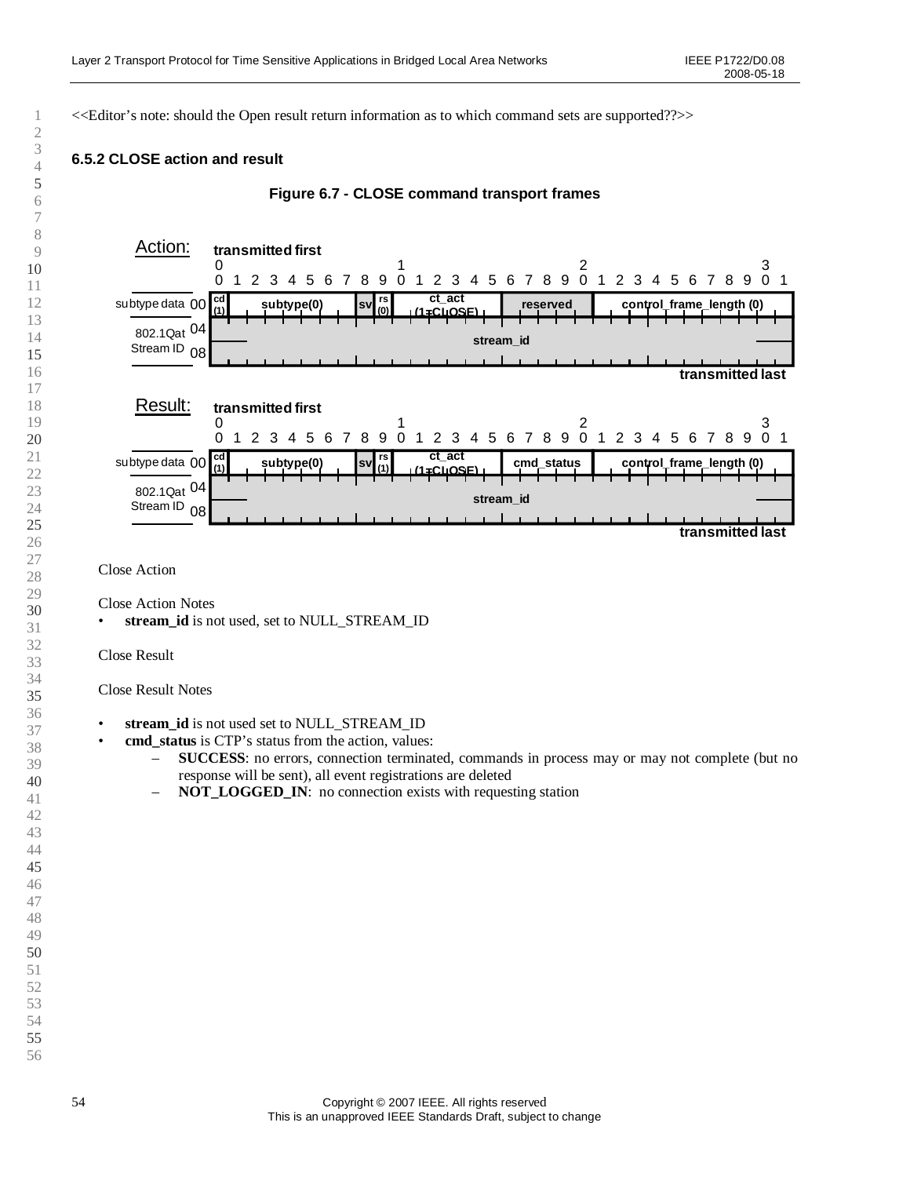<<Editor's note: should the Open result return information as to which command sets are supported??>>

### 6.5.2 CLOSE action and result

**Figure 6.7 - CLOSE command transport frames**

Action:

| | Bits 0 | 1–7 | 8 | 9 | 10–15 | 16–20 | 21–31 |
|---|---|---|---|---|---|---|---|
| subtype data 00 | cd (1) | subtype(0) | sv | rs (0) | ct_act (1=CLOSE) | reserved | control_frame_length (0) |
| 802.1Qat Stream ID 04–08 | stream_id | | | | | | |

transmitted first ... transmitted last

Result:

| | Bits 0 | 1–7 | 8 | 9 | 10–15 | 16–20 | 21–31 |
|---|---|---|---|---|---|---|---|
| subtype data 00 | cd (1) | subtype(0) | sv | rs (1) | ct_act (1=CLOSE) | cmd_status | control_frame_length (0) |
| 802.1Qat Stream ID 04–08 | stream_id | | | | | | |

transmitted first ... transmitted last

Close Action

Close Action Notes

- **stream_id** is not used, set to NULL_STREAM_ID

Close Result

Close Result Notes

- **stream_id** is not used set to NULL_STREAM_ID
- **cmd_status** is CTP's status from the action, values:
  - **SUCCESS**: no errors, connection terminated, commands in process may or may not complete (but no response will be sent), all event registrations are deleted
  - **NOT_LOGGED_IN**: no connection exists with requesting station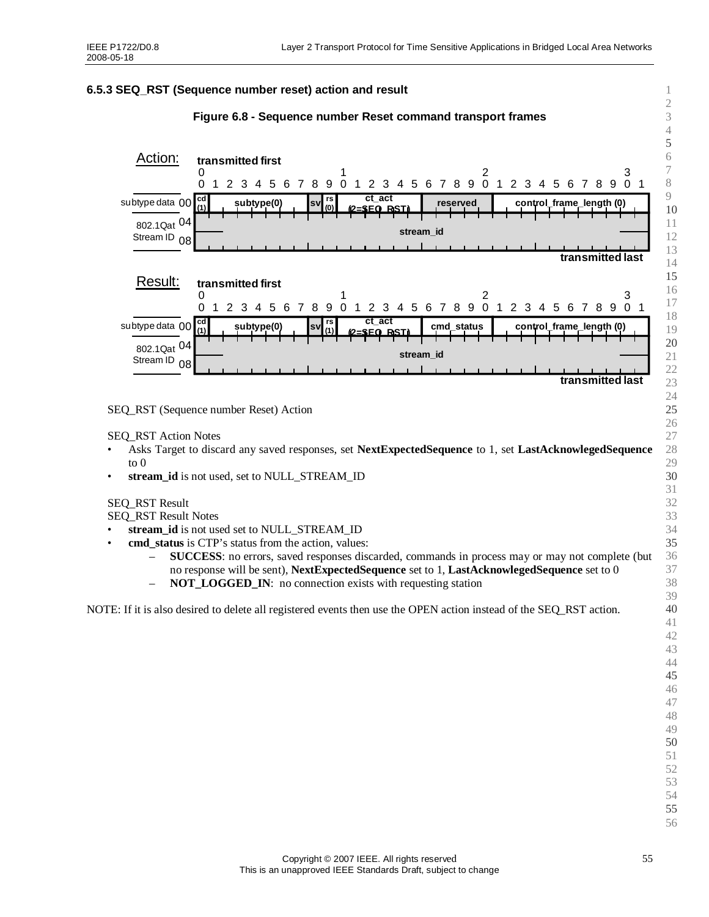### 6.5.3 SEQ_RST (Sequence number reset) action and result

**Figure 6.8 - Sequence number Reset command transport frames**

Action:

transmitted first

| | 0 | 1–7 | 8 | 9 | 10–15 | 16–23 | 24–31 |
|---|---|---|---|---|---|---|---|
| subtype data 00 | cd (1) | subtype(0) | sv | rs (0) | ct_act (2=SEQ_RST) | reserved | control_frame_length (0) |
| 802.1Qat Stream ID 04 | stream_id | | | | | | |
| 08 | | | | | | | |

transmitted last

Result:

transmitted first

| | 0 | 1–7 | 8 | 9 | 10–15 | 16–23 | 24–31 |
|---|---|---|---|---|---|---|---|
| subtype data 00 | cd (1) | subtype(0) | sv | rs (1) | ct_act (2=SEQ_RST) | cmd_status | control_frame_length (0) |
| 802.1Qat Stream ID 04 | stream_id | | | | | | |
| 08 | | | | | | | |

transmitted last

SEQ_RST (Sequence number Reset) Action

SEQ_RST Action Notes

- Asks Target to discard any saved responses, set **NextExpectedSequence** to 1, set **LastAcknowlegedSequence** to 0
- **stream_id** is not used, set to NULL_STREAM_ID

SEQ_RST Result

SEQ_RST Result Notes

- **stream_id** is not used set to NULL_STREAM_ID
- **cmd_status** is CTP's status from the action, values:
  - **SUCCESS**: no errors, saved responses discarded, commands in process may or may not complete (but no response will be sent), **NextExpectedSequence** set to 1, **LastAcknowlegedSequence** set to 0
  - **NOT_LOGGED_IN**: no connection exists with requesting station

NOTE: If it is also desired to delete all registered events then use the OPEN action instead of the SEQ_RST action.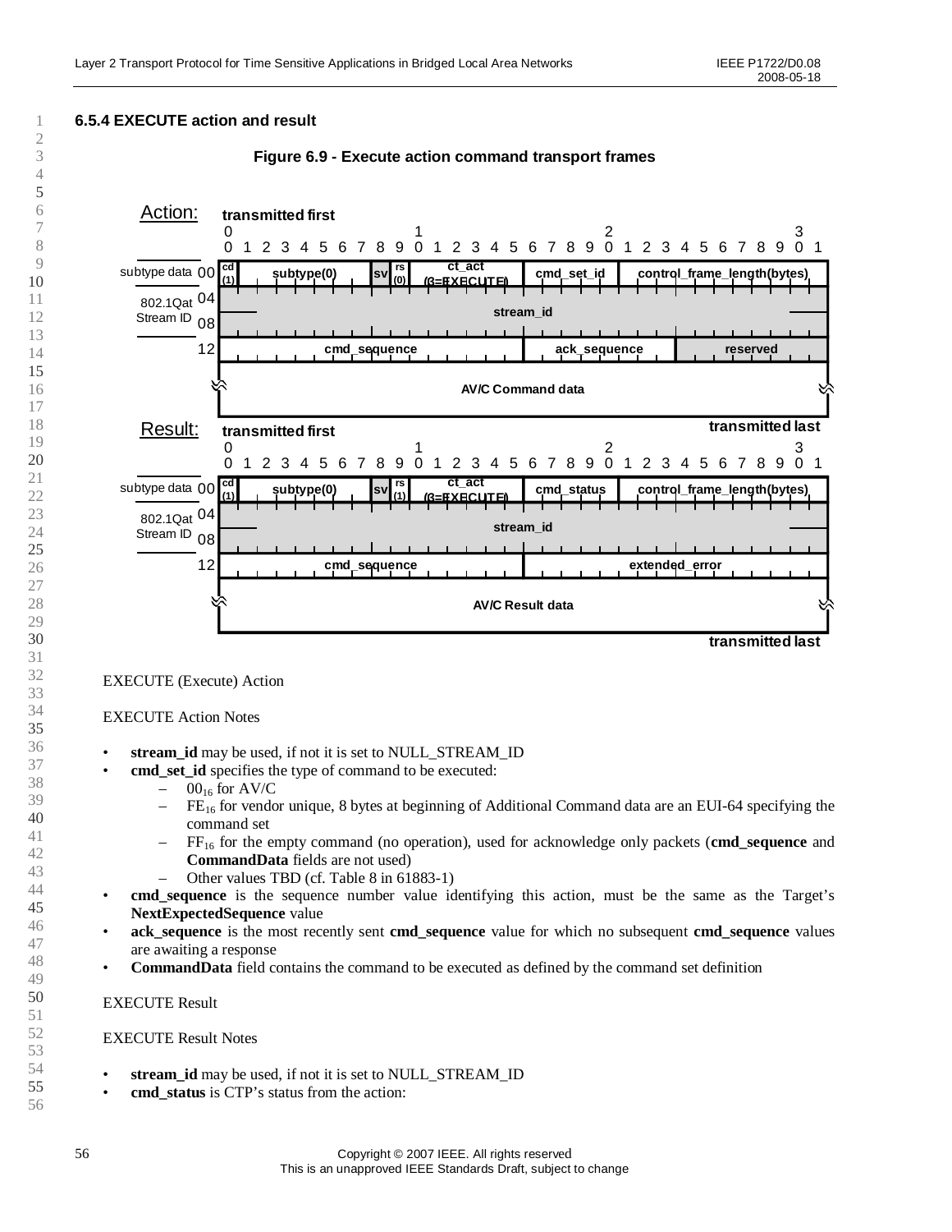### 6.5.4 EXECUTE action and result

**Figure 6.9 - Execute action command transport frames**

Action:

| Offset | Bits 0 | 1–7 | 8 | 9 | 10–15 | 16–23 | 24–31 |
|---|---|---|---|---|---|---|---|
| subtype data 00 | cd (1) | subtype(0) | sv | rs (0) | ct_act (3=EXECUTE) | cmd_set_id | control_frame_length(bytes) |
| 802.1Qat Stream ID 04–08 | stream_id | | | | | | |
| 12 | cmd_sequence | | | | | ack_sequence | reserved |
| | AV/C Command data | | | | | | |

transmitted first … transmitted last

Result:

| Offset | Bits 0 | 1–7 | 8 | 9 | 10–15 | 16–23 | 24–31 |
|---|---|---|---|---|---|---|---|
| subtype data 00 | cd (1) | subtype(0) | sv | rs (1) | ct_act (3=EXECUTE) | cmd_status | control_frame_length(bytes) |
| 802.1Qat Stream ID 04–08 | stream_id | | | | | | |
| 12 | cmd_sequence | | | | | extended_error | |
| | AV/C Result data | | | | | | |

transmitted first … transmitted last

EXECUTE (Execute) Action

EXECUTE Action Notes

- **stream_id** may be used, if not it is set to NULL_STREAM_ID
- **cmd_set_id** specifies the type of command to be executed:
  - $00_{16}$ for AV/C
  - $FE_{16}$ for vendor unique, 8 bytes at beginning of Additional Command data are an EUI-64 specifying the command set
  - $FF_{16}$ for the empty command (no operation), used for acknowledge only packets (**cmd_sequence** and **CommandData** fields are not used)
  - Other values TBD (cf. Table 8 in 61883-1)
- **cmd_sequence** is the sequence number value identifying this action, must be the same as the Target's **NextExpectedSequence** value
- **ack_sequence** is the most recently sent **cmd_sequence** value for which no subsequent **cmd_sequence** values are awaiting a response
- **CommandData** field contains the command to be executed as defined by the command set definition

EXECUTE Result

EXECUTE Result Notes

- **stream_id** may be used, if not it is set to NULL_STREAM_ID
- **cmd_status** is CTP's status from the action: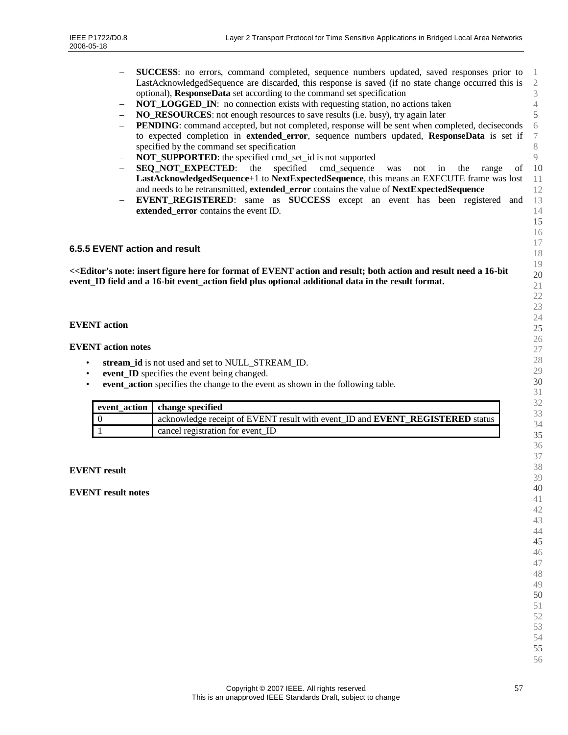- **SUCCESS**: no errors, command completed, sequence numbers updated, saved responses prior to LastAcknowledgedSequence are discarded, this response is saved (if no state change occurred this is optional), **ResponseData** set according to the command set specification
- **NOT_LOGGED_IN**: no connection exists with requesting station, no actions taken
- **NO_RESOURCES**: not enough resources to save results (i.e. busy), try again later
- **PENDING**: command accepted, but not completed, response will be sent when completed, deciseconds to expected completion in **extended_error**, sequence numbers updated, **ResponseData** is set if specified by the command set specification
- **NOT_SUPPORTED**: the specified cmd_set_id is not supported
- **SEQ_NOT_EXPECTED**: the specified cmd_sequence was not in the range of **LastAcknowledgedSequence**+1 to **NextExpectedSequence**, this means an EXECUTE frame was lost and needs to be retransmitted, **extended_error** contains the value of **NextExpectedSequence**
- **EVENT_REGISTERED**: same as **SUCCESS** except an event has been registered and **extended_error** contains the event ID.

### 6.5.5 EVENT action and result

**<<Editor's note: insert figure here for format of EVENT action and result; both action and result need a 16-bit event_ID field and a 16-bit event_action field plus optional additional data in the result format.**

**EVENT action**

**EVENT action notes**

- **stream_id** is not used and set to NULL_STREAM_ID.
- **event_ID** specifies the event being changed.
- **event_action** specifies the change to the event as shown in the following table.

| event_action | change specified |
|---|---|
| 0 | acknowledge receipt of EVENT result with event_ID and **EVENT_REGISTERED** status |
| 1 | cancel registration for event_ID |

**EVENT result**

**EVENT result notes**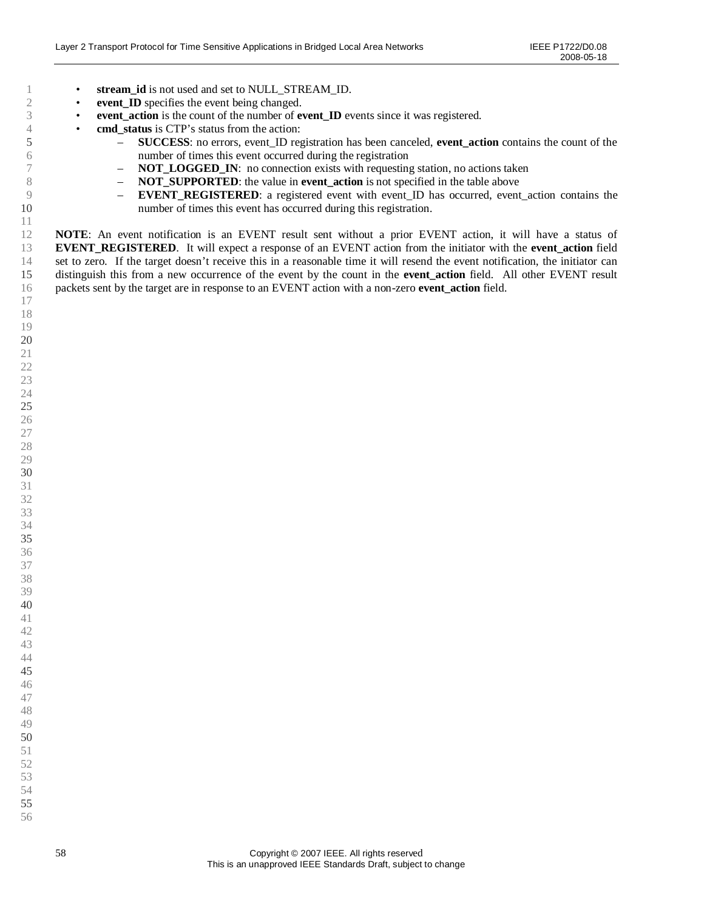- **stream_id** is not used and set to NULL_STREAM_ID.
- **event_ID** specifies the event being changed.
- **event_action** is the count of the number of **event_ID** events since it was registered.
- **cmd_status** is CTP's status from the action:
  - **SUCCESS**: no errors, event_ID registration has been canceled, **event_action** contains the count of the number of times this event occurred during the registration
  - **NOT_LOGGED_IN**: no connection exists with requesting station, no actions taken
  - **NOT_SUPPORTED**: the value in **event_action** is not specified in the table above
  - **EVENT_REGISTERED**: a registered event with event_ID has occurred, event_action contains the number of times this event has occurred during this registration.

**NOTE**: An event notification is an EVENT result sent without a prior EVENT action, it will have a status of **EVENT_REGISTERED**. It will expect a response of an EVENT action from the initiator with the **event_action** field set to zero. If the target doesn't receive this in a reasonable time it will resend the event notification, the initiator can distinguish this from a new occurrence of the event by the count in the **event_action** field. All other EVENT result packets sent by the target are in response to an EVENT action with a non-zero **event_action** field.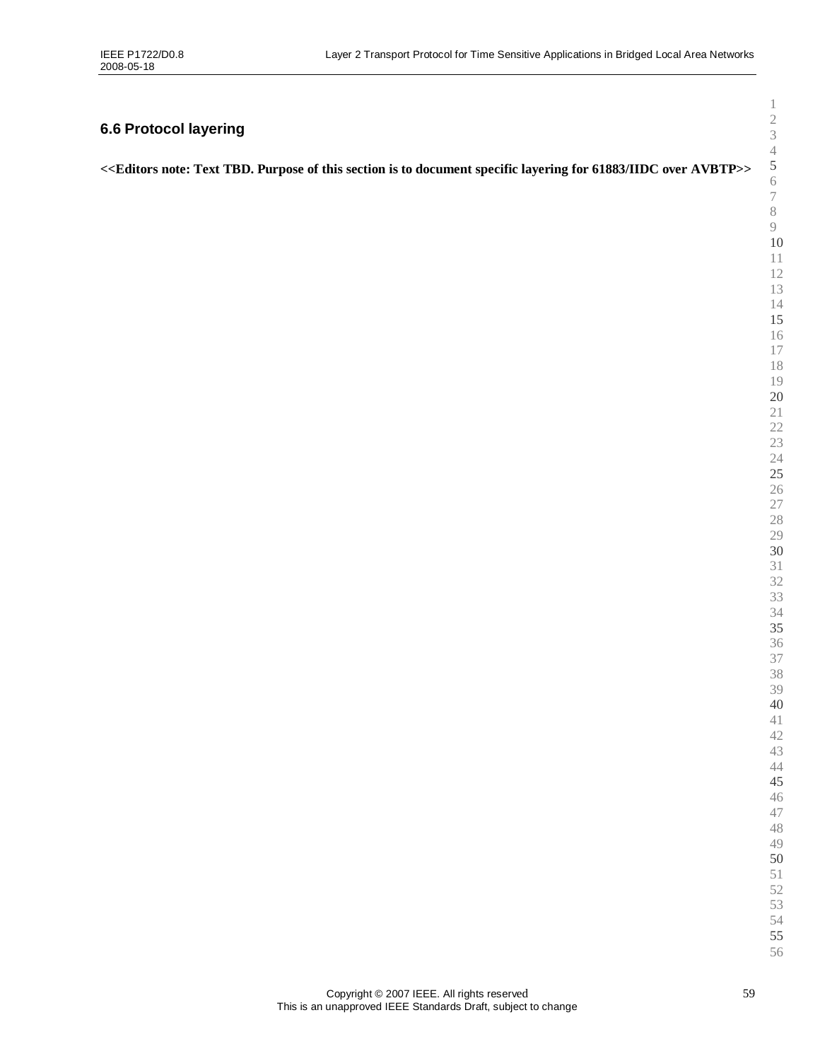## 6.6 Protocol layering

**<<Editors note: Text TBD. Purpose of this section is to document specific layering for 61883/IIDC over AVBTP>>**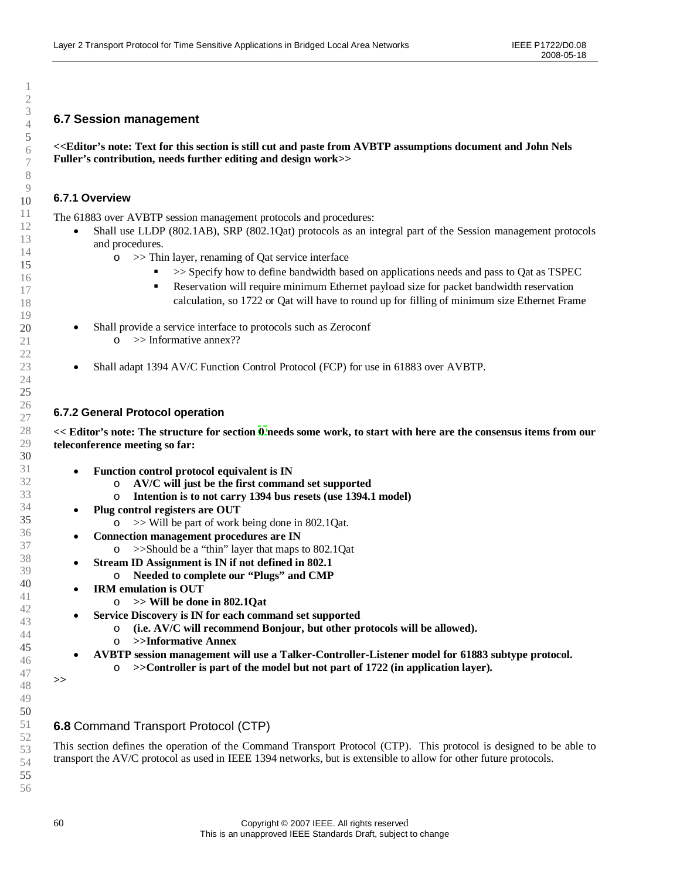## 6.7 Session management

**<<Editor's note: Text for this section is still cut and paste from AVBTP assumptions document and John Nels Fuller's contribution, needs further editing and design work>>**

### 6.7.1 Overview

The 61883 over AVBTP session management protocols and procedures:

- Shall use LLDP (802.1AB), SRP (802.1Qat) protocols as an integral part of the Session management protocols and procedures.
  - >> Thin layer, renaming of Qat service interface
    - >> Specify how to define bandwidth based on applications needs and pass to Qat as TSPEC
    - Reservation will require minimum Ethernet payload size for packet bandwidth reservation calculation, so 1722 or Qat will have to round up for filling of minimum size Ethernet Frame
- Shall provide a service interface to protocols such as Zeroconf
  - >> Informative annex??
- Shall adapt 1394 AV/C Function Control Protocol (FCP) for use in 61883 over AVBTP.

### 6.7.2 General Protocol operation

**<< Editor's note: The structure for section 0 needs some work, to start with here are the consensus items from our teleconference meeting so far:**

- **Function control protocol equivalent is IN**
  - **AV/C will just be the first command set supported**
  - **Intention is to not carry 1394 bus resets (use 1394.1 model)**
- **Plug control registers are OUT**
  - >> Will be part of work being done in 802.1Qat.
- **Connection management procedures are IN**
  - >>Should be a "thin" layer that maps to 802.1Qat
- **Stream ID Assignment is IN if not defined in 802.1**
  - **Needed to complete our "Plugs" and CMP**
- **IRM emulation is OUT**
  - **>> Will be done in 802.1Qat**
- **Service Discovery is IN for each command set supported**
  - **(i.e. AV/C will recommend Bonjour, but other protocols will be allowed).**
  - **>>Informative Annex**
- **AVBTP session management will use a Talker-Controller-Listener model for 61883 subtype protocol.**
  - **>>Controller is part of the model but not part of 1722 (in application layer).**

**>>**

## 6.8 Command Transport Protocol (CTP)

This section defines the operation of the Command Transport Protocol (CTP). This protocol is designed to be able to transport the AV/C protocol as used in IEEE 1394 networks, but is extensible to allow for other future protocols.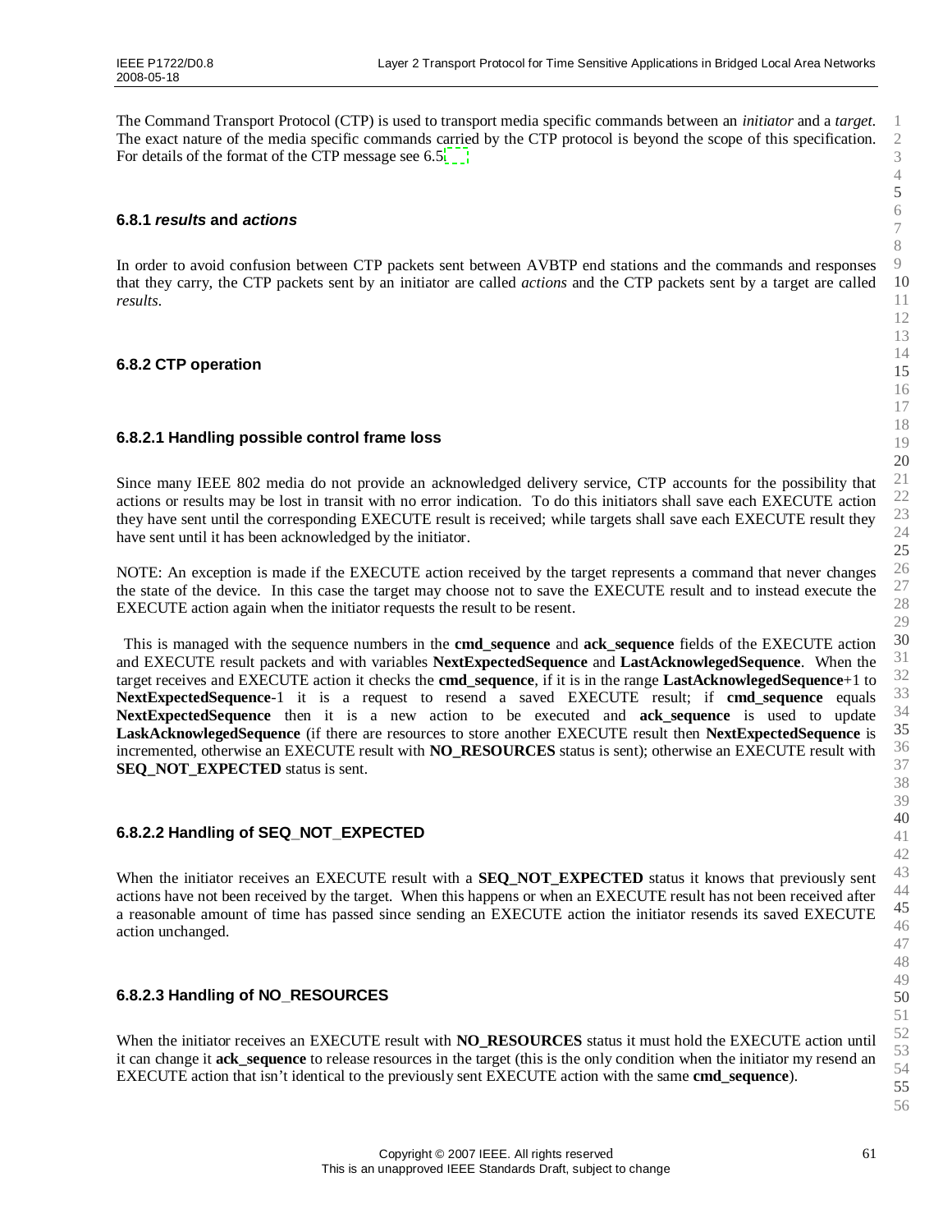The Command Transport Protocol (CTP) is used to transport media specific commands between an *initiator* and a *target*. The exact nature of the media specific commands carried by the CTP protocol is beyond the scope of this specification. For details of the format of the CTP message see 6.5.

### 6.8.1 *results* and *actions*

In order to avoid confusion between CTP packets sent between AVBTP end stations and the commands and responses that they carry, the CTP packets sent by an initiator are called *actions* and the CTP packets sent by a target are called *results*.

### 6.8.2 CTP operation

#### 6.8.2.1 Handling possible control frame loss

Since many IEEE 802 media do not provide an acknowledged delivery service, CTP accounts for the possibility that actions or results may be lost in transit with no error indication. To do this initiators shall save each EXECUTE action they have sent until the corresponding EXECUTE result is received; while targets shall save each EXECUTE result they have sent until it has been acknowledged by the initiator.

NOTE: An exception is made if the EXECUTE action received by the target represents a command that never changes the state of the device. In this case the target may choose not to save the EXECUTE result and to instead execute the EXECUTE action again when the initiator requests the result to be resent.

This is managed with the sequence numbers in the **cmd_sequence** and **ack_sequence** fields of the EXECUTE action and EXECUTE result packets and with variables **NextExpectedSequence** and **LastAcknowlegedSequence**. When the target receives and EXECUTE action it checks the **cmd_sequence**, if it is in the range **LastAcknowlegedSequence**+1 to **NextExpectedSequence**-1 it is a request to resend a saved EXECUTE result; if **cmd_sequence** equals **NextExpectedSequence** then it is a new action to be executed and **ack_sequence** is used to update **LaskAcknowlegedSequence** (if there are resources to store another EXECUTE result then **NextExpectedSequence** is incremented, otherwise an EXECUTE result with **NO_RESOURCES** status is sent); otherwise an EXECUTE result with **SEQ_NOT_EXPECTED** status is sent.

#### 6.8.2.2 Handling of SEQ_NOT_EXPECTED

When the initiator receives an EXECUTE result with a **SEQ_NOT_EXPECTED** status it knows that previously sent actions have not been received by the target. When this happens or when an EXECUTE result has not been received after a reasonable amount of time has passed since sending an EXECUTE action the initiator resends its saved EXECUTE action unchanged.

#### 6.8.2.3 Handling of NO_RESOURCES

When the initiator receives an EXECUTE result with **NO_RESOURCES** status it must hold the EXECUTE action until it can change it **ack_sequence** to release resources in the target (this is the only condition when the initiator my resend an EXECUTE action that isn't identical to the previously sent EXECUTE action with the same **cmd_sequence**).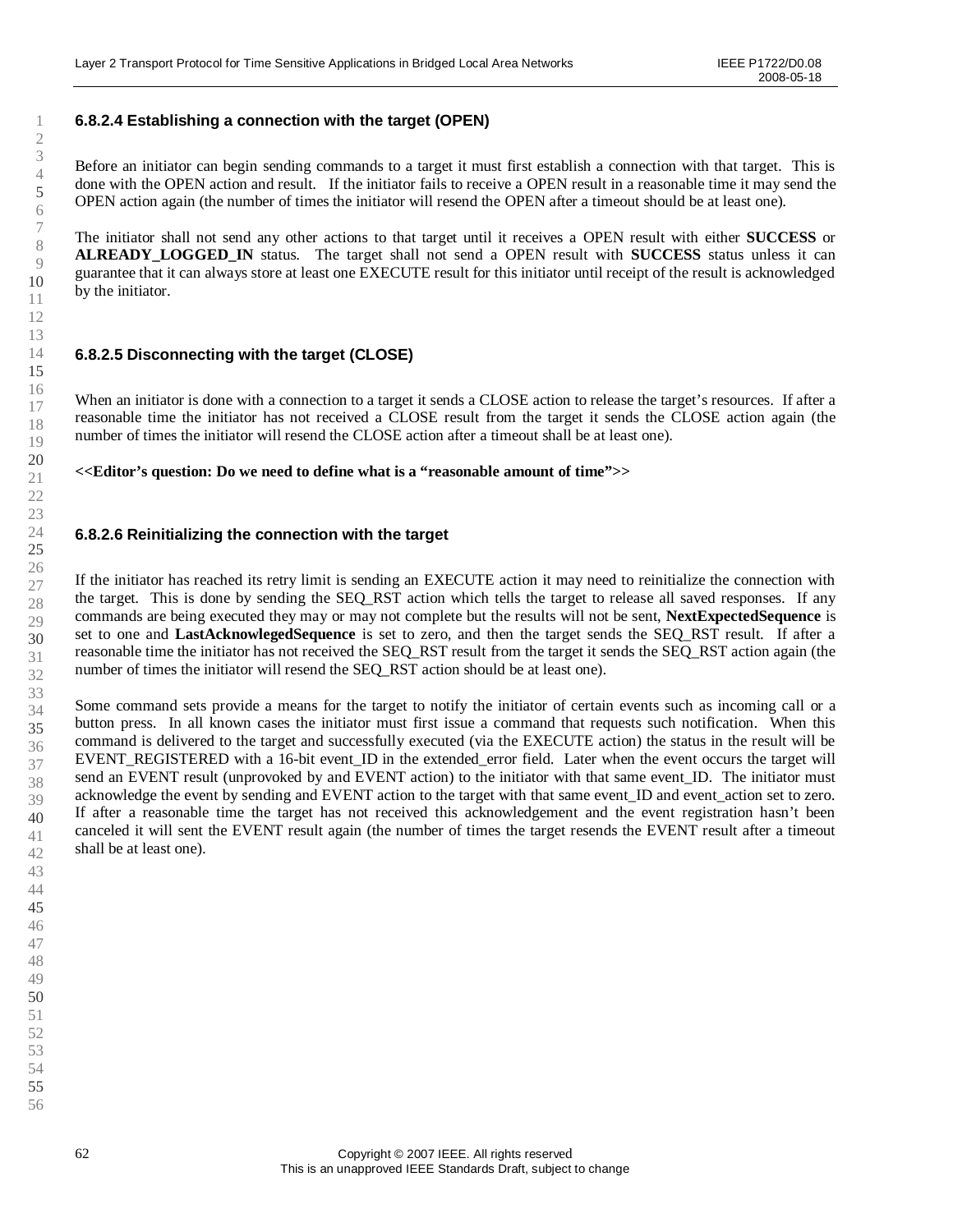#### 6.8.2.4 Establishing a connection with the target (OPEN)

Before an initiator can begin sending commands to a target it must first establish a connection with that target. This is done with the OPEN action and result. If the initiator fails to receive a OPEN result in a reasonable time it may send the OPEN action again (the number of times the initiator will resend the OPEN after a timeout should be at least one).

The initiator shall not send any other actions to that target until it receives a OPEN result with either **SUCCESS** or **ALREADY_LOGGED_IN** status. The target shall not send a OPEN result with **SUCCESS** status unless it can guarantee that it can always store at least one EXECUTE result for this initiator until receipt of the result is acknowledged by the initiator.

#### 6.8.2.5 Disconnecting with the target (CLOSE)

When an initiator is done with a connection to a target it sends a CLOSE action to release the target's resources. If after a reasonable time the initiator has not received a CLOSE result from the target it sends the CLOSE action again (the number of times the initiator will resend the CLOSE action after a timeout shall be at least one).

**<<Editor's question: Do we need to define what is a "reasonable amount of time">>**

#### 6.8.2.6 Reinitializing the connection with the target

If the initiator has reached its retry limit is sending an EXECUTE action it may need to reinitialize the connection with the target. This is done by sending the SEQ_RST action which tells the target to release all saved responses. If any commands are being executed they may or may not complete but the results will not be sent, **NextExpectedSequence** is set to one and **LastAcknowlegedSequence** is set to zero, and then the target sends the SEQ_RST result. If after a reasonable time the initiator has not received the SEQ_RST result from the target it sends the SEQ_RST action again (the number of times the initiator will resend the SEQ_RST action should be at least one).

Some command sets provide a means for the target to notify the initiator of certain events such as incoming call or a button press. In all known cases the initiator must first issue a command that requests such notification. When this command is delivered to the target and successfully executed (via the EXECUTE action) the status in the result will be EVENT_REGISTERED with a 16-bit event_ID in the extended_error field. Later when the event occurs the target will send an EVENT result (unprovoked by and EVENT action) to the initiator with that same event_ID. The initiator must acknowledge the event by sending and EVENT action to the target with that same event_ID and event_action set to zero. If after a reasonable time the target has not received this acknowledgement and the event registration hasn't been canceled it will sent the EVENT result again (the number of times the target resends the EVENT result after a timeout shall be at least one).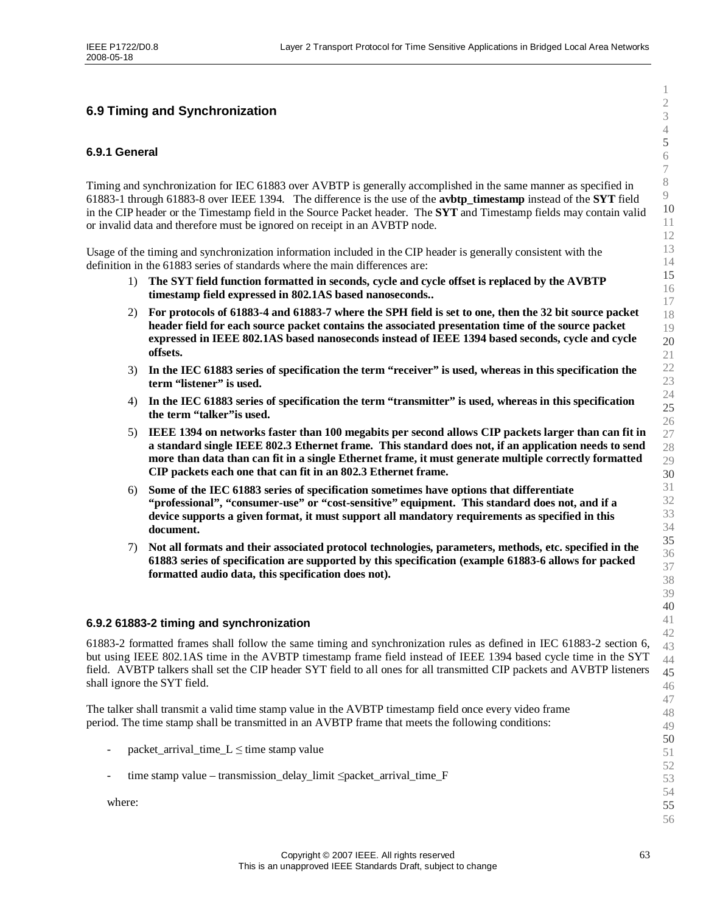## 6.9 Timing and Synchronization

### 6.9.1 General

Timing and synchronization for IEC 61883 over AVBTP is generally accomplished in the same manner as specified in 61883-1 through 61883-8 over IEEE 1394. The difference is the use of the **avbtp_timestamp** instead of the **SYT** field in the CIP header or the Timestamp field in the Source Packet header. The **SYT** and Timestamp fields may contain valid or invalid data and therefore must be ignored on receipt in an AVBTP node.

Usage of the timing and synchronization information included in the CIP header is generally consistent with the definition in the 61883 series of standards where the main differences are:

1) **The SYT field function formatted in seconds, cycle and cycle offset is replaced by the AVBTP timestamp field expressed in 802.1AS based nanoseconds..**
2) **For protocols of 61883-4 and 61883-7 where the SPH field is set to one, then the 32 bit source packet header field for each source packet contains the associated presentation time of the source packet expressed in IEEE 802.1AS based nanoseconds instead of IEEE 1394 based seconds, cycle and cycle offsets.**
3) **In the IEC 61883 series of specification the term "receiver" is used, whereas in this specification the term "listener" is used.**
4) **In the IEC 61883 series of specification the term "transmitter" is used, whereas in this specification the term "talker"is used.**
5) **IEEE 1394 on networks faster than 100 megabits per second allows CIP packets larger than can fit in a standard single IEEE 802.3 Ethernet frame. This standard does not, if an application needs to send more than data than can fit in a single Ethernet frame, it must generate multiple correctly formatted CIP packets each one that can fit in an 802.3 Ethernet frame.**
6) **Some of the IEC 61883 series of specification sometimes have options that differentiate "professional", "consumer-use" or "cost-sensitive" equipment. This standard does not, and if a device supports a given format, it must support all mandatory requirements as specified in this document.**
7) **Not all formats and their associated protocol technologies, parameters, methods, etc. specified in the 61883 series of specification are supported by this specification (example 61883-6 allows for packed formatted audio data, this specification does not).**

### 6.9.2 61883-2 timing and synchronization

61883-2 formatted frames shall follow the same timing and synchronization rules as defined in IEC 61883-2 section 6, but using IEEE 802.1AS time in the AVBTP timestamp frame field instead of IEEE 1394 based cycle time in the SYT field. AVBTP talkers shall set the CIP header SYT field to all ones for all transmitted CIP packets and AVBTP listeners shall ignore the SYT field.

The talker shall transmit a valid time stamp value in the AVBTP timestamp field once every video frame period. The time stamp shall be transmitted in an AVBTP frame that meets the following conditions:

- packet_arrival_time_L ≤ time stamp value
- time stamp value – transmission_delay_limit ≤packet_arrival_time_F

where: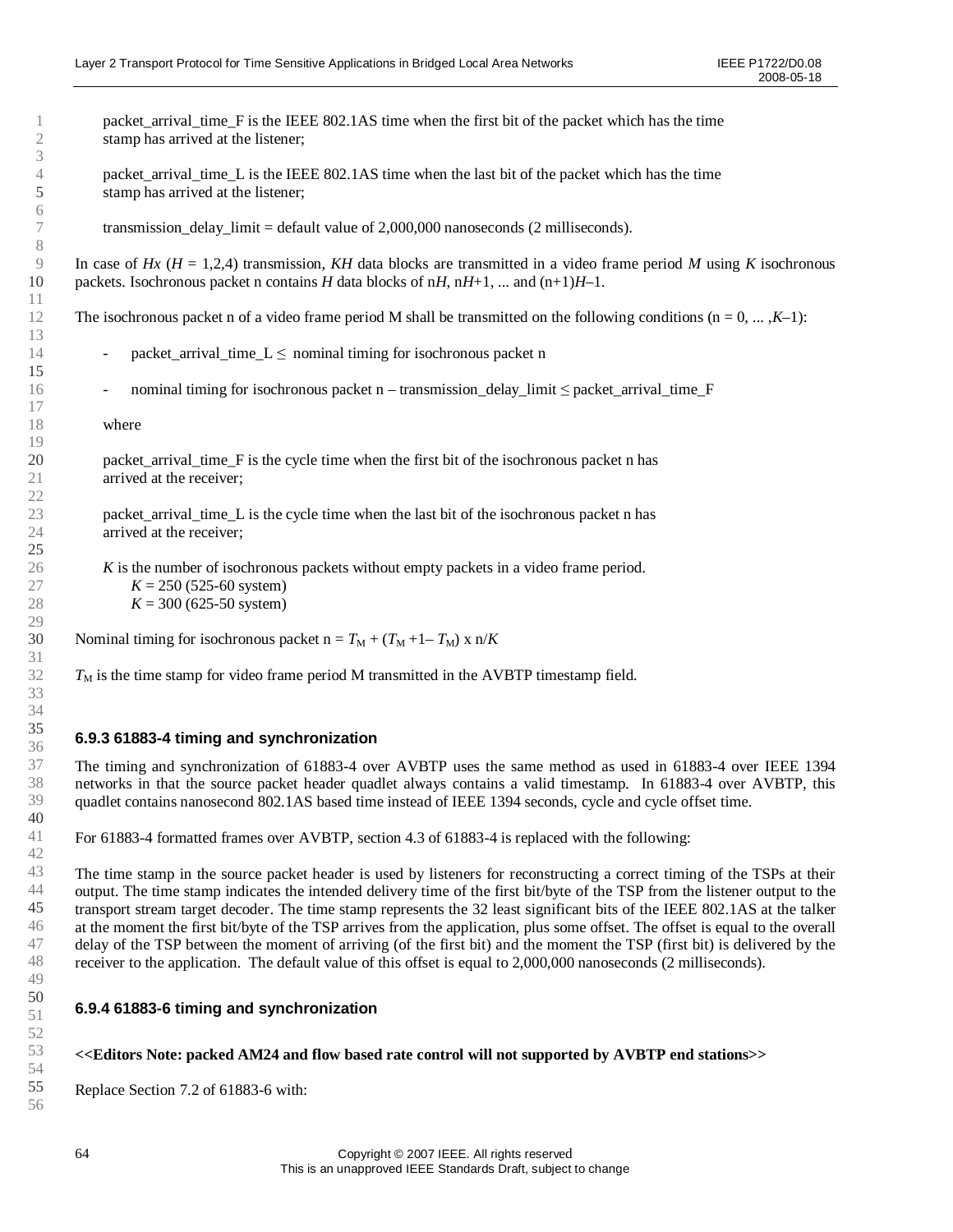packet_arrival_time_F is the IEEE 802.1AS time when the first bit of the packet which has the time stamp has arrived at the listener;

packet_arrival_time_L is the IEEE 802.1AS time when the last bit of the packet which has the time stamp has arrived at the listener;

transmission_delay_limit = default value of 2,000,000 nanoseconds (2 milliseconds).

In case of $Hx$ ($H$ = 1,2,4) transmission, $KH$ data blocks are transmitted in a video frame period $M$ using $K$ isochronous packets. Isochronous packet n contains $H$ data blocks of n$H$, n$H$+1, ... and (n+1)$H$–1.

The isochronous packet n of a video frame period M shall be transmitted on the following conditions (n = 0, ... ,$K$–1):

- packet_arrival_time_L $\leq$ nominal timing for isochronous packet n
- nominal timing for isochronous packet n – transmission_delay_limit $\leq$ packet_arrival_time_F

where

packet_arrival_time_F is the cycle time when the first bit of the isochronous packet n has arrived at the receiver;

packet_arrival_time_L is the cycle time when the last bit of the isochronous packet n has arrived at the receiver;

$K$ is the number of isochronous packets without empty packets in a video frame period.
$K$ = 250 (525-60 system)
$K$ = 300 (625-50 system)

Nominal timing for isochronous packet n = $T_M + (T_{M+1} - T_M) \times n/K$

$T_M$ is the time stamp for video frame period M transmitted in the AVBTP timestamp field.

### 6.9.3 61883-4 timing and synchronization

The timing and synchronization of 61883-4 over AVBTP uses the same method as used in 61883-4 over IEEE 1394 networks in that the source packet header quadlet always contains a valid timestamp. In 61883-4 over AVBTP, this quadlet contains nanosecond 802.1AS based time instead of IEEE 1394 seconds, cycle and cycle offset time.

For 61883-4 formatted frames over AVBTP, section 4.3 of 61883-4 is replaced with the following:

The time stamp in the source packet header is used by listeners for reconstructing a correct timing of the TSPs at their output. The time stamp indicates the intended delivery time of the first bit/byte of the TSP from the listener output to the transport stream target decoder. The time stamp represents the 32 least significant bits of the IEEE 802.1AS at the talker at the moment the first bit/byte of the TSP arrives from the application, plus some offset. The offset is equal to the overall delay of the TSP between the moment of arriving (of the first bit) and the moment the TSP (first bit) is delivered by the receiver to the application. The default value of this offset is equal to 2,000,000 nanoseconds (2 milliseconds).

### 6.9.4 61883-6 timing and synchronization

**<<Editors Note: packed AM24 and flow based rate control will not supported by AVBTP end stations>>**

Replace Section 7.2 of 61883-6 with: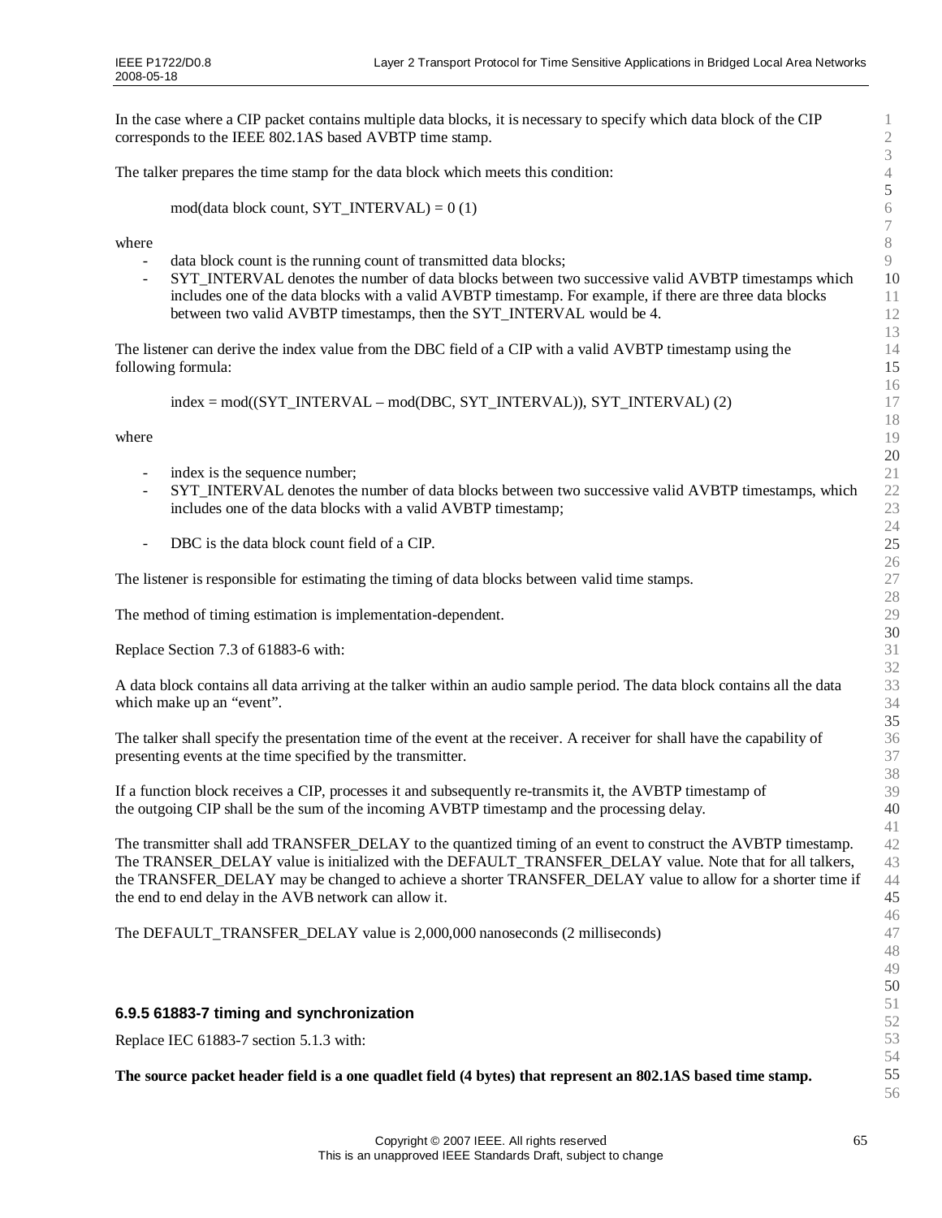In the case where a CIP packet contains multiple data blocks, it is necessary to specify which data block of the CIP corresponds to the IEEE 802.1AS based AVBTP time stamp.

The talker prepares the time stamp for the data block which meets this condition:

mod(data block count, SYT_INTERVAL) = 0 (1)

where

- data block count is the running count of transmitted data blocks;
- SYT_INTERVAL denotes the number of data blocks between two successive valid AVBTP timestamps which includes one of the data blocks with a valid AVBTP timestamp. For example, if there are three data blocks between two valid AVBTP timestamps, then the SYT_INTERVAL would be 4.

The listener can derive the index value from the DBC field of a CIP with a valid AVBTP timestamp using the following formula:

index = mod((SYT_INTERVAL – mod(DBC, SYT_INTERVAL)), SYT_INTERVAL) (2)

where

- index is the sequence number;
- SYT_INTERVAL denotes the number of data blocks between two successive valid AVBTP timestamps, which includes one of the data blocks with a valid AVBTP timestamp;
- DBC is the data block count field of a CIP.

The listener is responsible for estimating the timing of data blocks between valid time stamps.

The method of timing estimation is implementation-dependent.

Replace Section 7.3 of 61883-6 with:

A data block contains all data arriving at the talker within an audio sample period. The data block contains all the data which make up an “event”.

The talker shall specify the presentation time of the event at the receiver. A receiver for shall have the capability of presenting events at the time specified by the transmitter.

If a function block receives a CIP, processes it and subsequently re-transmits it, the AVBTP timestamp of the outgoing CIP shall be the sum of the incoming AVBTP timestamp and the processing delay.

The transmitter shall add TRANSFER_DELAY to the quantized timing of an event to construct the AVBTP timestamp. The TRANSER_DELAY value is initialized with the DEFAULT_TRANSFER_DELAY value. Note that for all talkers, the TRANSFER_DELAY may be changed to achieve a shorter TRANSFER_DELAY value to allow for a shorter time if the end to end delay in the AVB network can allow it.

The DEFAULT_TRANSFER_DELAY value is 2,000,000 nanoseconds (2 milliseconds)

### 6.9.5 61883-7 timing and synchronization

Replace IEC 61883-7 section 5.1.3 with:

**The source packet header field is a one quadlet field (4 bytes) that represent an 802.1AS based time stamp.**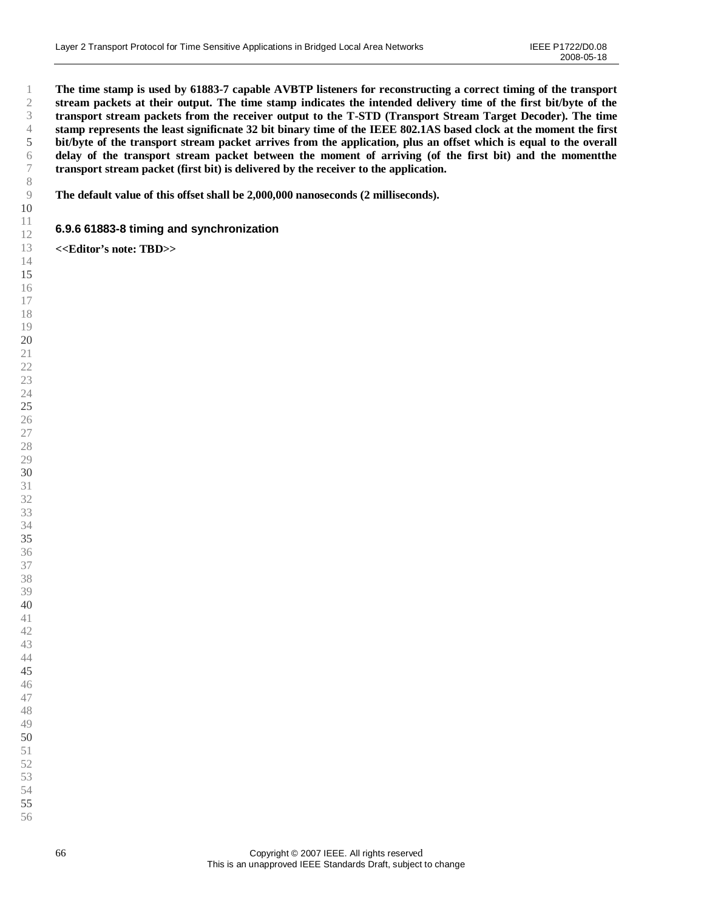**The time stamp is used by 61883-7 capable AVBTP listeners for reconstructing a correct timing of the transport stream packets at their output. The time stamp indicates the intended delivery time of the first bit/byte of the transport stream packets from the receiver output to the T-STD (Transport Stream Target Decoder). The time stamp represents the least significnate 32 bit binary time of the IEEE 802.1AS based clock at the moment the first bit/byte of the transport stream packet arrives from the application, plus an offset which is equal to the overall delay of the transport stream packet between the moment of arriving (of the first bit) and the momentthe transport stream packet (first bit) is delivered by the receiver to the application.**

**The default value of this offset shall be 2,000,000 nanoseconds (2 milliseconds).**

### 6.9.6 61883-8 timing and synchronization

**<<Editor's note: TBD>>**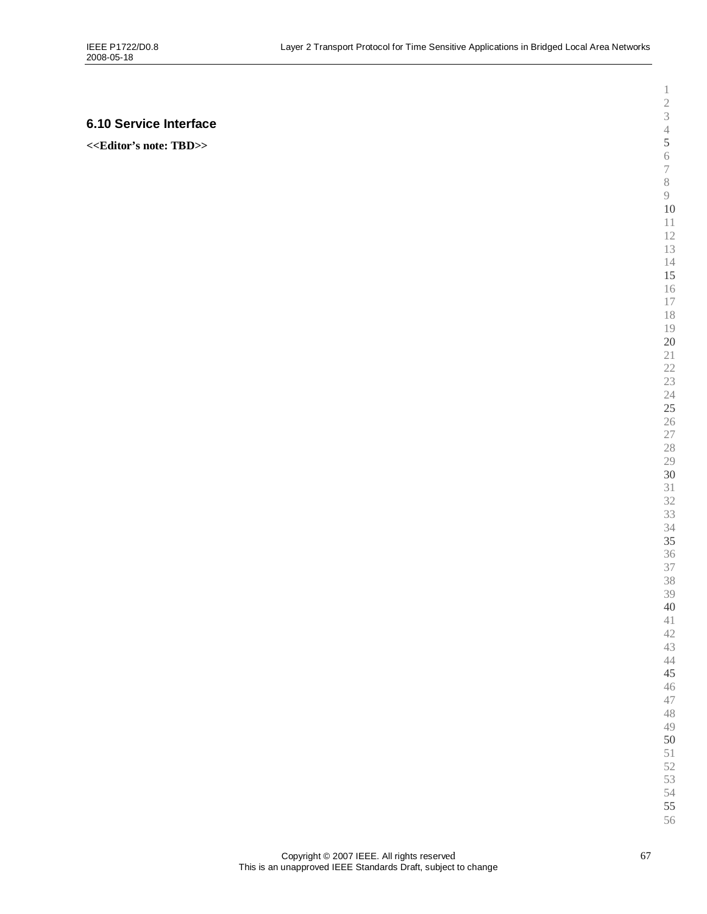## 6.10 Service Interface

**<<Editor's note: TBD>>**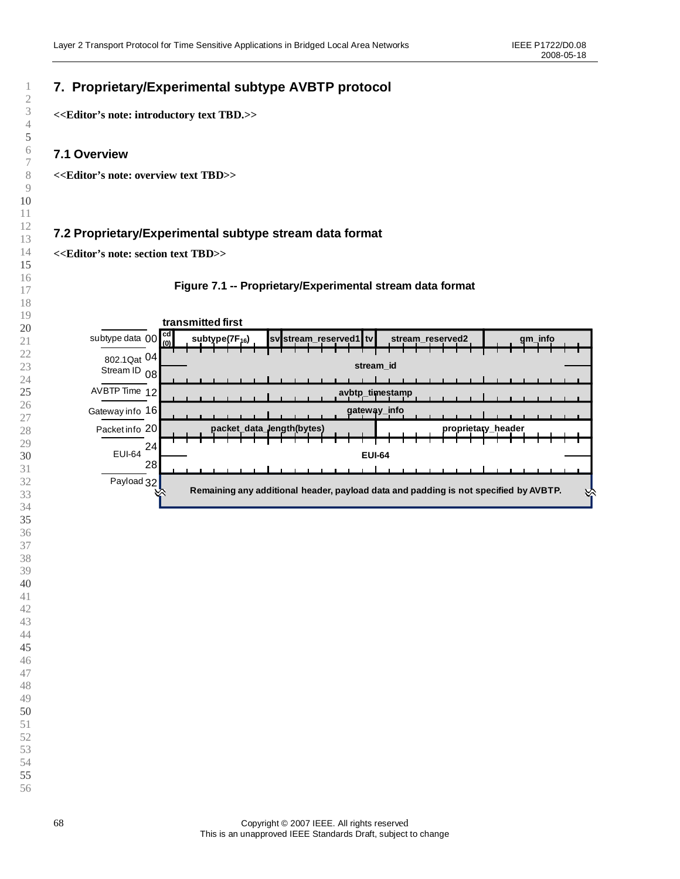# 7. Proprietary/Experimental subtype AVBTP protocol

**<<Editor's note: introductory text TBD.>>**

## 7.1 Overview

**<<Editor's note: overview text TBD>>**

## 7.2 Proprietary/Experimental subtype stream data format

**<<Editor's note: section text TBD>>**

**Figure 7.1 -- Proprietary/Experimental stream data format**

transmitted first

| Field group | Offset | Contents |
|---|---|---|
| subtype data | 00 | cd (0) \| subtype($7F_{16}$) \| sv \| stream_reserved1 \| tv \| stream_reserved2 \| gm_info |
| 802.1Qat Stream ID | 04 | stream_id |
| | 08 | |
| AVBTP Time | 12 | avbtp_timestamp |
| Gateway info | 16 | gateway_info |
| Packet info | 20 | packet_data_length(bytes) \| proprietary_header |
| EUI-64 | 24 | EUI-64 |
| | 28 | |
| Payload | 32 | Remaining any additional header, payload data and padding is not specified by AVBTP. |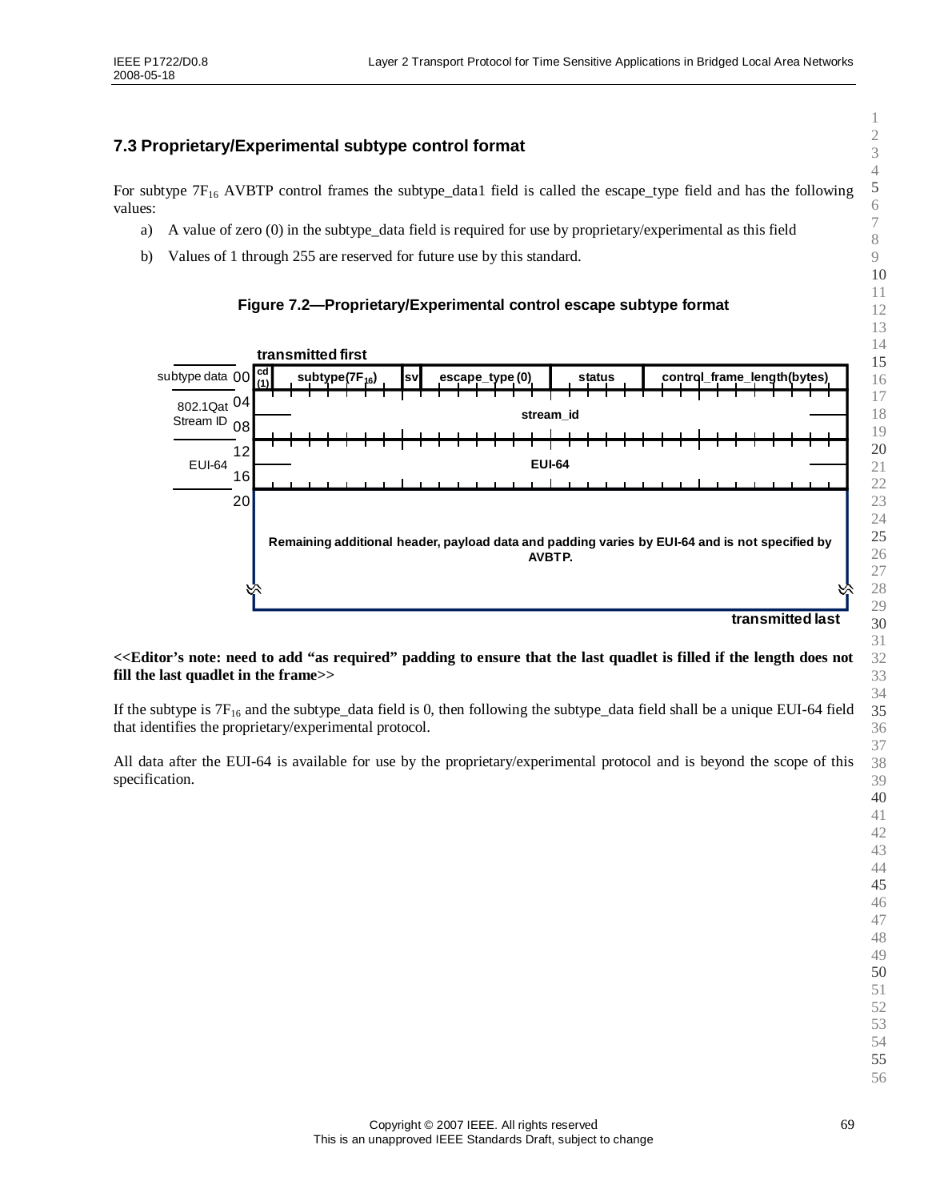## 7.3 Proprietary/Experimental subtype control format

For subtype $7F_{16}$ AVBTP control frames the subtype_data1 field is called the escape_type field and has the following values:

a) A value of zero (0) in the subtype_data field is required for use by proprietary/experimental as this field

b) Values of 1 through 255 are reserved for future use by this standard.

**Figure 7.2—Proprietary/Experimental control escape subtype format**

| | Offset | transmitted first | | | | | |
|---|---|---|---|---|---|---|---|
| subtype data | 00 | cd (1) | subtype($7F_{16}$) | sv | escape_type (0) | status | control_frame_length(bytes) |
| 802.1Qat Stream ID | 04 | stream_id | | | | | |
| | 08 | | | | | | |
| EUI-64 | 12 | EUI-64 | | | | | |
| | 16 | | | | | | |
| | 20 | Remaining additional header, payload data and padding varies by EUI-64 and is not specified by AVBTP. | | | | | |
| | | transmitted last | | | | | |

**<<Editor's note: need to add "as required" padding to ensure that the last quadlet is filled if the length does not fill the last quadlet in the frame>>**

If the subtype is $7F_{16}$ and the subtype_data field is 0, then following the subtype_data field shall be a unique EUI-64 field that identifies the proprietary/experimental protocol.

All data after the EUI-64 is available for use by the proprietary/experimental protocol and is beyond the scope of this specification.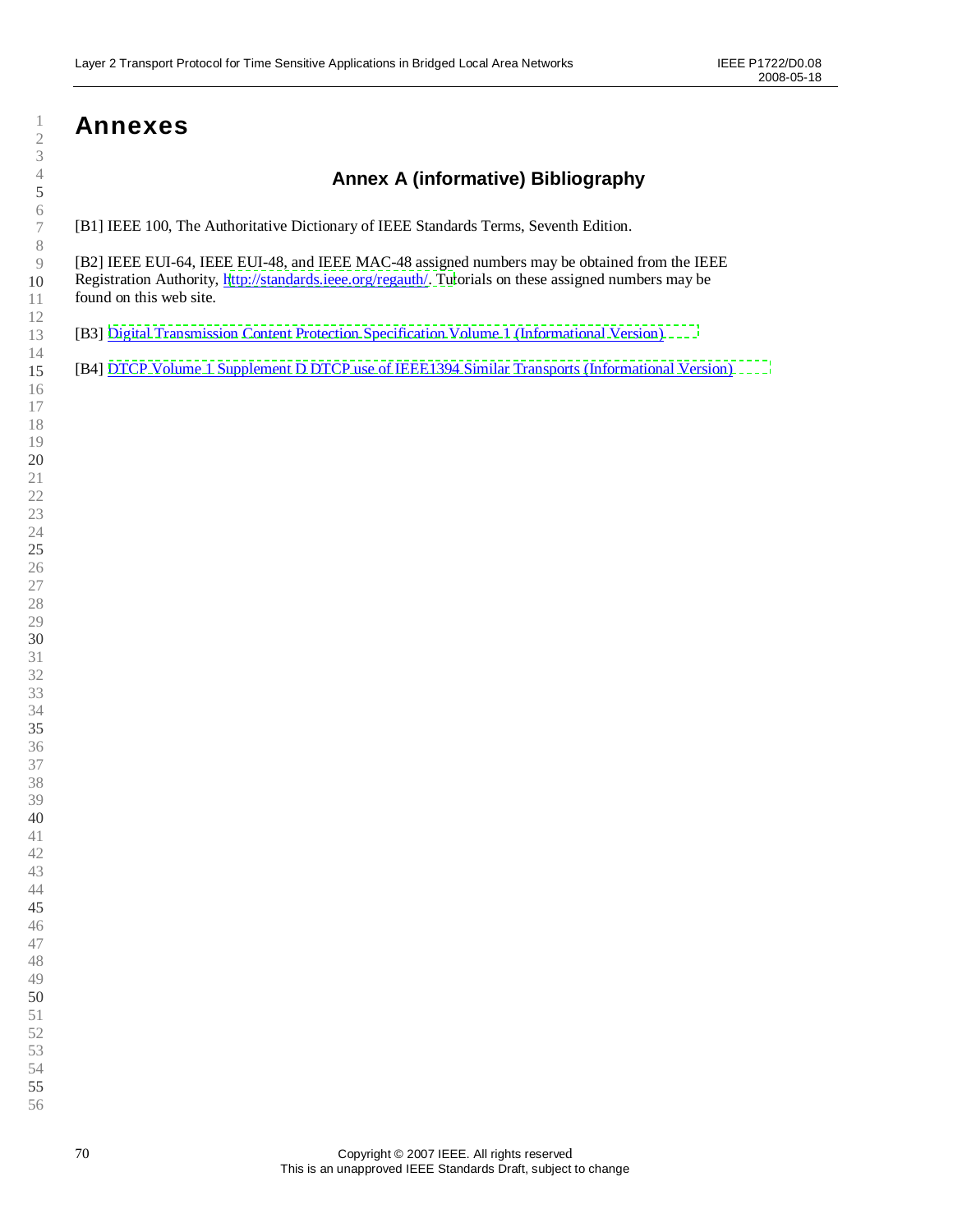# Annexes

## Annex A (informative) Bibliography

[B1] IEEE 100, The Authoritative Dictionary of IEEE Standards Terms, Seventh Edition.

[B2] IEEE EUI-64, IEEE EUI-48, and IEEE MAC-48 assigned numbers may be obtained from the IEEE Registration Authority, http://standards.ieee.org/regauth/. Tutorials on these assigned numbers may be found on this web site.

[B3] Digital Transmission Content Protection Specification Volume 1 (Informational Version)

[B4] DTCP Volume 1 Supplement D DTCP use of IEEE1394 Similar Transports (Informational Version)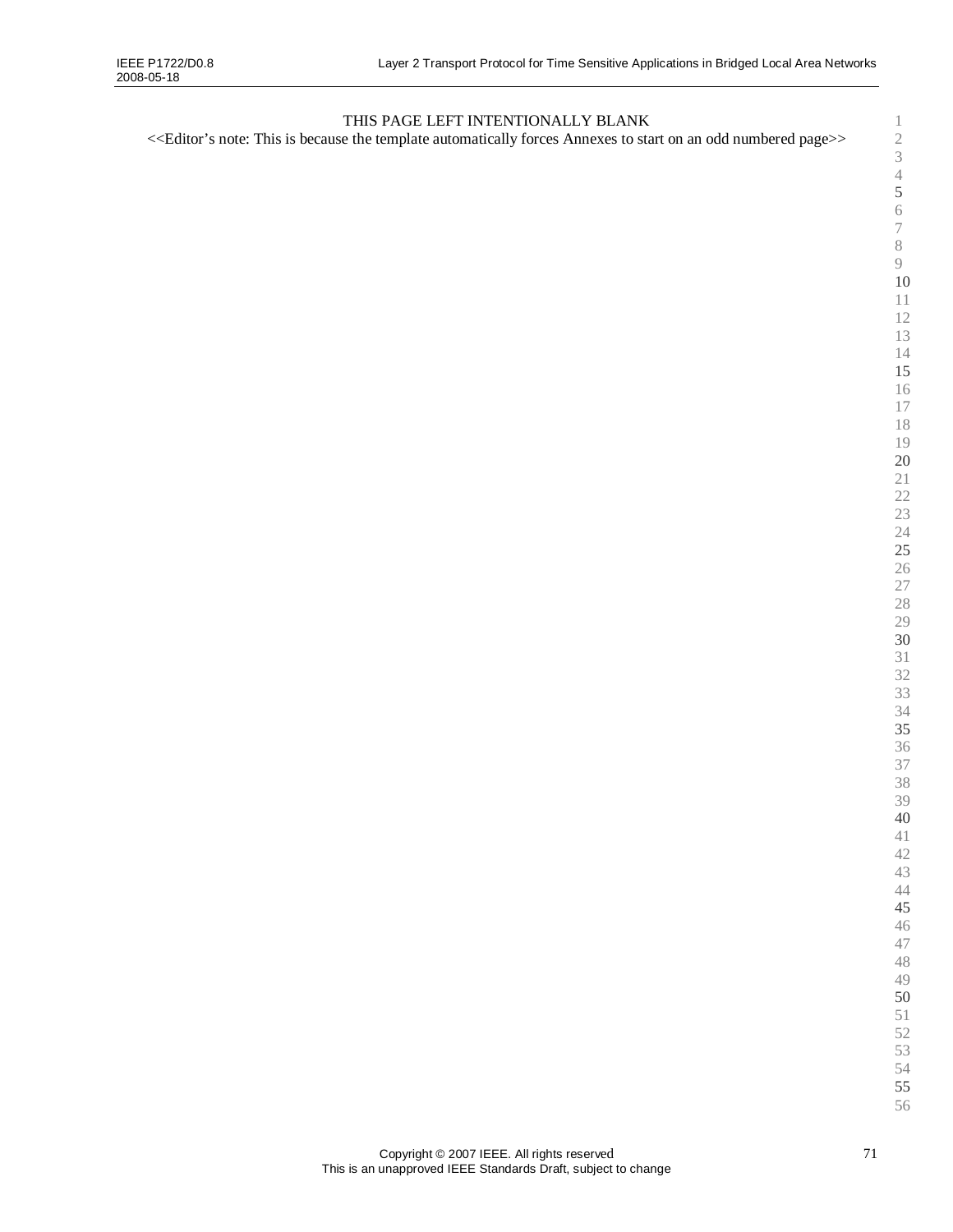THIS PAGE LEFT INTENTIONALLY BLANK

<<Editor's note: This is because the template automatically forces Annexes to start on an odd numbered page>>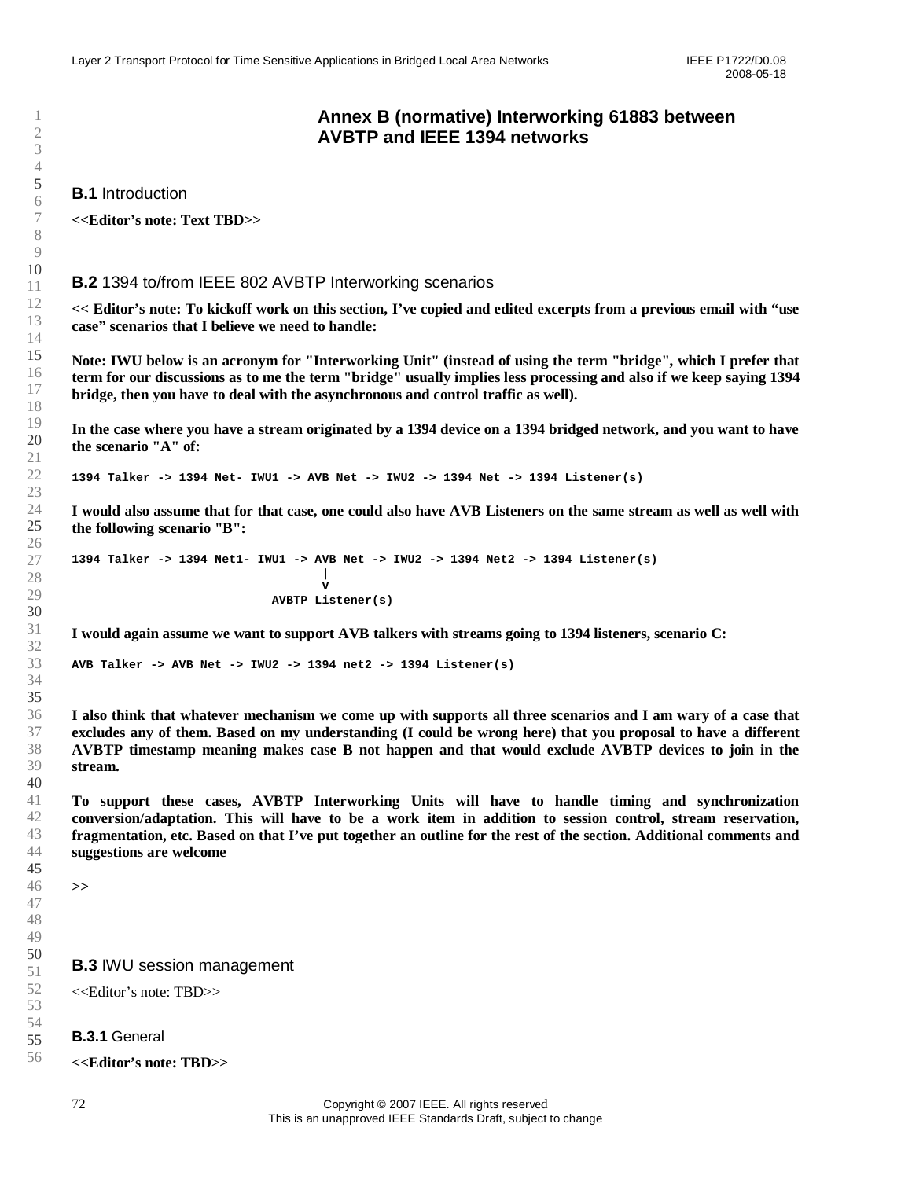# Annex B (normative) Interworking 61883 between AVBTP and IEEE 1394 networks

## B.1 Introduction

**<<Editor's note: Text TBD>>**

## B.2 1394 to/from IEEE 802 AVBTP Interworking scenarios

**<< Editor's note: To kickoff work on this section, I've copied and edited excerpts from a previous email with "use case" scenarios that I believe we need to handle:**

**Note: IWU below is an acronym for "Interworking Unit" (instead of using the term "bridge", which I prefer that term for our discussions as to me the term "bridge" usually implies less processing and also if we keep saying 1394 bridge, then you have to deal with the asynchronous and control traffic as well).**

**In the case where you have a stream originated by a 1394 device on a 1394 bridged network, and you want to have the scenario "A" of:**

```
1394 Talker -> 1394 Net- IWU1 -> AVB Net -> IWU2 -> 1394 Net -> 1394 Listener(s)
```

**I would also assume that for that case, one could also have AVB Listeners on the same stream as well as well with the following scenario "B":**

```
1394 Talker -> 1394 Net1- IWU1 -> AVB Net -> IWU2 -> 1394 Net2 -> 1394 Listener(s)
                                     |
                                     V
                              AVBTP Listener(s)
```

**I would again assume we want to support AVB talkers with streams going to 1394 listeners, scenario C:**

```
AVB Talker -> AVB Net -> IWU2 -> 1394 net2 -> 1394 Listener(s)
```

**I also think that whatever mechanism we come up with supports all three scenarios and I am wary of a case that excludes any of them. Based on my understanding (I could be wrong here) that you proposal to have a different AVBTP timestamp meaning makes case B not happen and that would exclude AVBTP devices to join in the stream.**

**To support these cases, AVBTP Interworking Units will have to handle timing and synchronization conversion/adaptation. This will have to be a work item in addition to session control, stream reservation, fragmentation, etc. Based on that I've put together an outline for the rest of the section. Additional comments and suggestions are welcome**

**>>**

## B.3 IWU session management

<<Editor's note: TBD>>

### B.3.1 General

**<<Editor's note: TBD>>**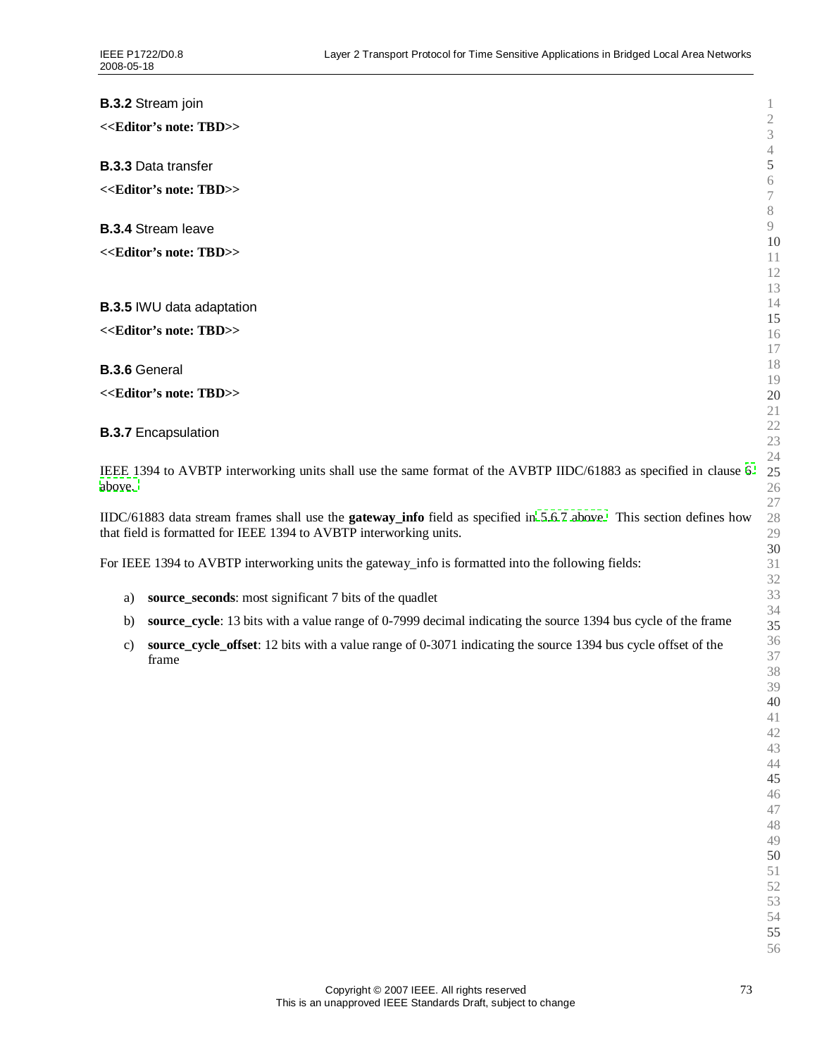### **B.3.2** Stream join

**<<Editor's note: TBD>>**

### **B.3.3** Data transfer

**<<Editor's note: TBD>>**

### **B.3.4** Stream leave

**<<Editor's note: TBD>>**

### **B.3.5** IWU data adaptation

**<<Editor's note: TBD>>**

### **B.3.6** General

**<<Editor's note: TBD>>**

### **B.3.7** Encapsulation

IEEE 1394 to AVBTP interworking units shall use the same format of the AVBTP IIDC/61883 as specified in clause 6 above.

IIDC/61883 data stream frames shall use the **gateway_info** field as specified in 5.6.7 above. This section defines how that field is formatted for IEEE 1394 to AVBTP interworking units.

For IEEE 1394 to AVBTP interworking units the gateway_info is formatted into the following fields:

a) **source_seconds**: most significant 7 bits of the quadlet

b) **source_cycle**: 13 bits with a value range of 0-7999 decimal indicating the source 1394 bus cycle of the frame

c) **source_cycle_offset**: 12 bits with a value range of 0-3071 indicating the source 1394 bus cycle offset of the frame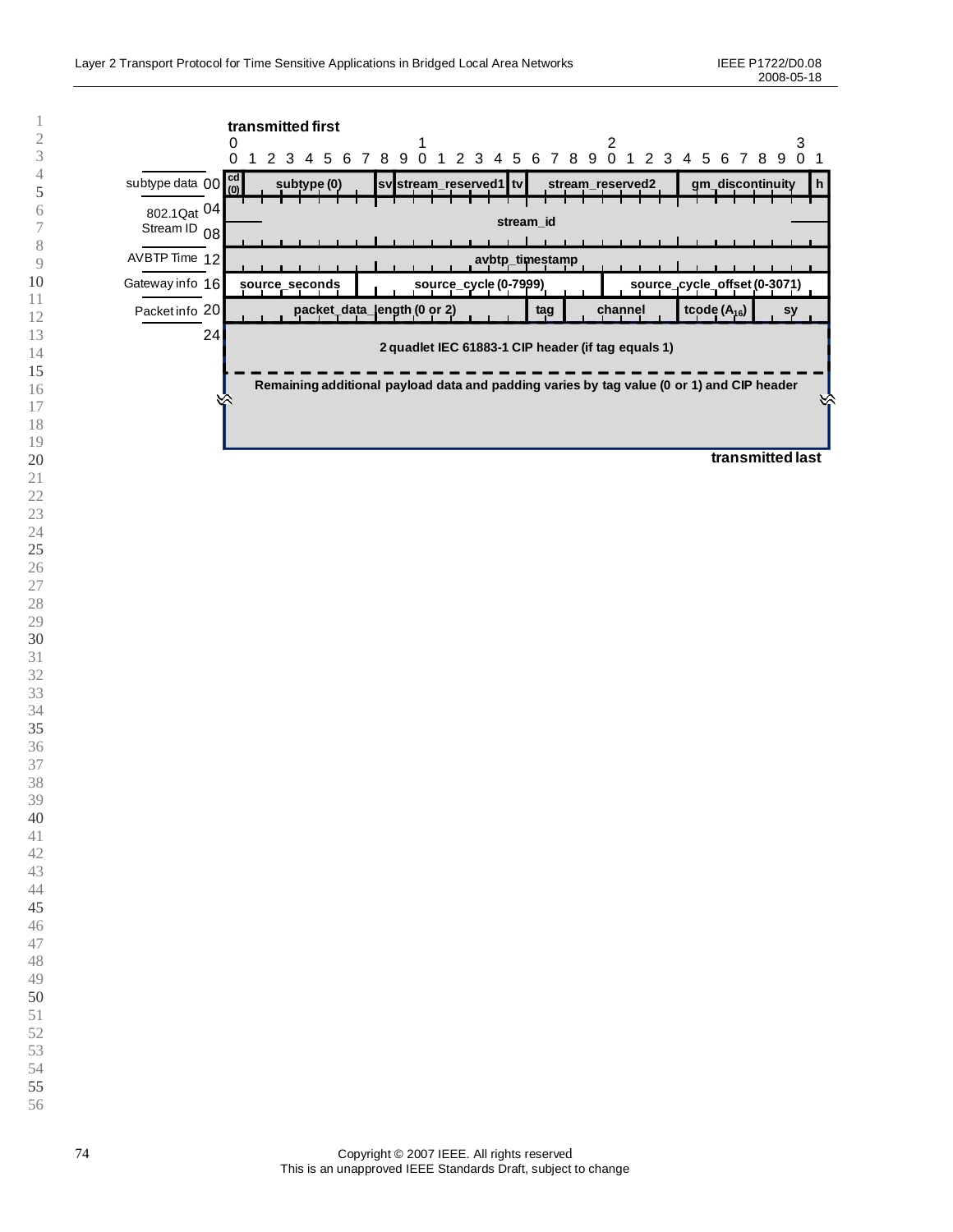transmitted first

| Row | Offset | Bits 0–31 |
|---|---|---|
| subtype data | 00 | cd (0) [bit 0] \| subtype (0) [bits 1–7] \| sv [bit 8] \| stream_reserved1 [bits 9–14] \| tv [bit 15] \| stream_reserved2 [bits 16–23] \| gm_discontinuity [bits 24–30] \| h [bit 31] |
| 802.1Qat Stream ID | 04 | stream_id |
| | 08 | |
| AVBTP Time | 12 | avbtp_timestamp |
| Gateway info | 16 | source_seconds \| source_cycle (0-7999) \| source_cycle_offset (0-3071) |
| Packet info | 20 | packet_data_length (0 or 2) \| tag \| channel \| tcode ($A_{16}$) \| sy |
| | 24 | 2 quadlet IEC 61883-1 CIP header (if tag equals 1) |
| | | Remaining additional payload data and padding varies by tag value (0 or 1) and CIP header |

transmitted last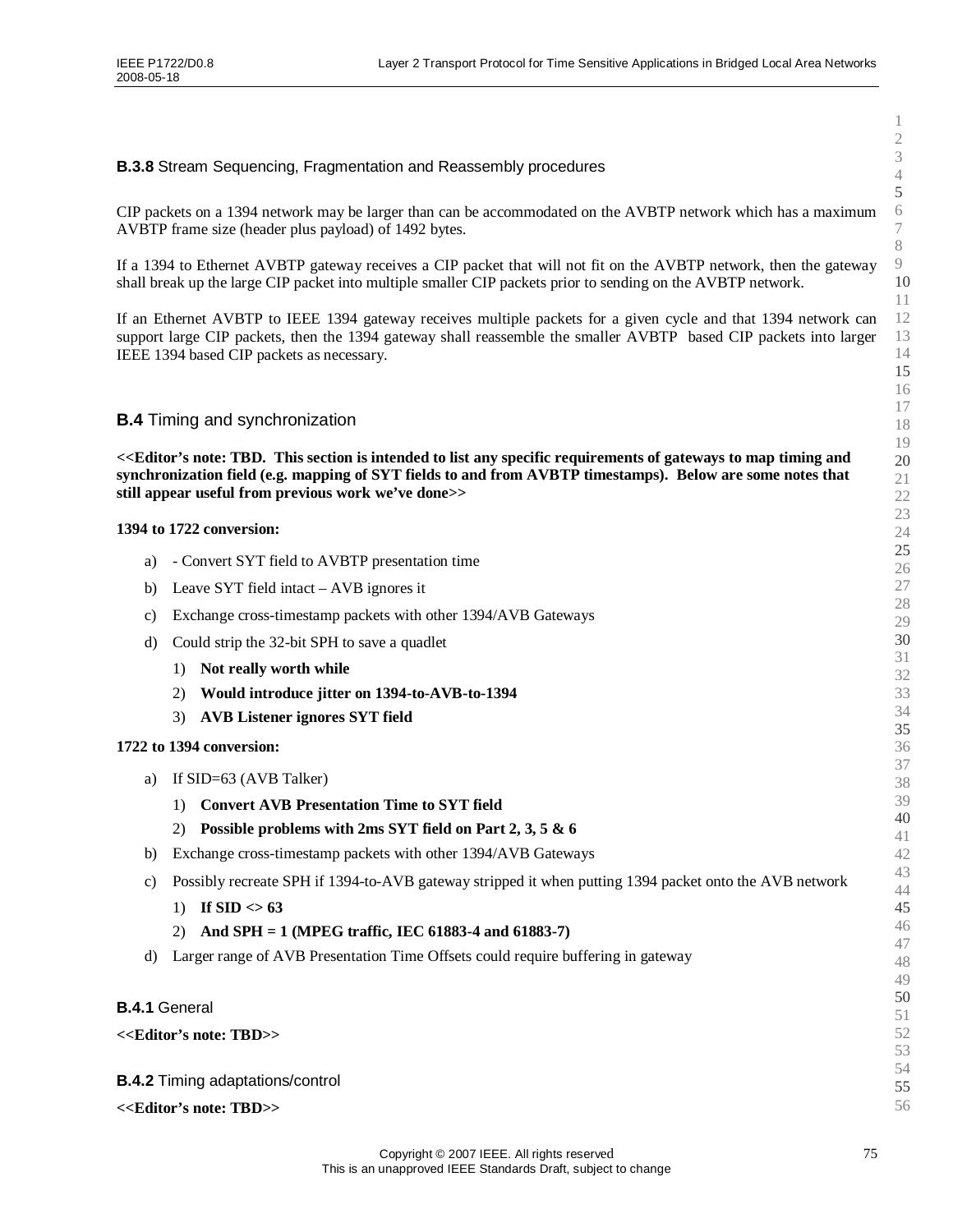### **B.3.8** Stream Sequencing, Fragmentation and Reassembly procedures

CIP packets on a 1394 network may be larger than can be accommodated on the AVBTP network which has a maximum AVBTP frame size (header plus payload) of 1492 bytes.

If a 1394 to Ethernet AVBTP gateway receives a CIP packet that will not fit on the AVBTP network, then the gateway shall break up the large CIP packet into multiple smaller CIP packets prior to sending on the AVBTP network.

If an Ethernet AVBTP to IEEE 1394 gateway receives multiple packets for a given cycle and that 1394 network can support large CIP packets, then the 1394 gateway shall reassemble the smaller AVBTP based CIP packets into larger IEEE 1394 based CIP packets as necessary.

## **B.4** Timing and synchronization

**<<Editor's note: TBD. This section is intended to list any specific requirements of gateways to map timing and synchronization field (e.g. mapping of SYT fields to and from AVBTP timestamps). Below are some notes that still appear useful from previous work we've done>>**

**1394 to 1722 conversion:**

a) - Convert SYT field to AVBTP presentation time

b) Leave SYT field intact – AVB ignores it

c) Exchange cross-timestamp packets with other 1394/AVB Gateways

d) Could strip the 32-bit SPH to save a quadlet

   1) **Not really worth while**

   2) **Would introduce jitter on 1394-to-AVB-to-1394**

   3) **AVB Listener ignores SYT field**

**1722 to 1394 conversion:**

a) If SID=63 (AVB Talker)

   1) **Convert AVB Presentation Time to SYT field**

   2) **Possible problems with 2ms SYT field on Part 2, 3, 5 & 6**

b) Exchange cross-timestamp packets with other 1394/AVB Gateways

c) Possibly recreate SPH if 1394-to-AVB gateway stripped it when putting 1394 packet onto the AVB network

   1) **If SID <> 63**

   2) **And SPH = 1 (MPEG traffic, IEC 61883-4 and 61883-7)**

d) Larger range of AVB Presentation Time Offsets could require buffering in gateway

### **B.4.1** General

**<<Editor's note: TBD>>**

### **B.4.2** Timing adaptations/control

**<<Editor's note: TBD>>**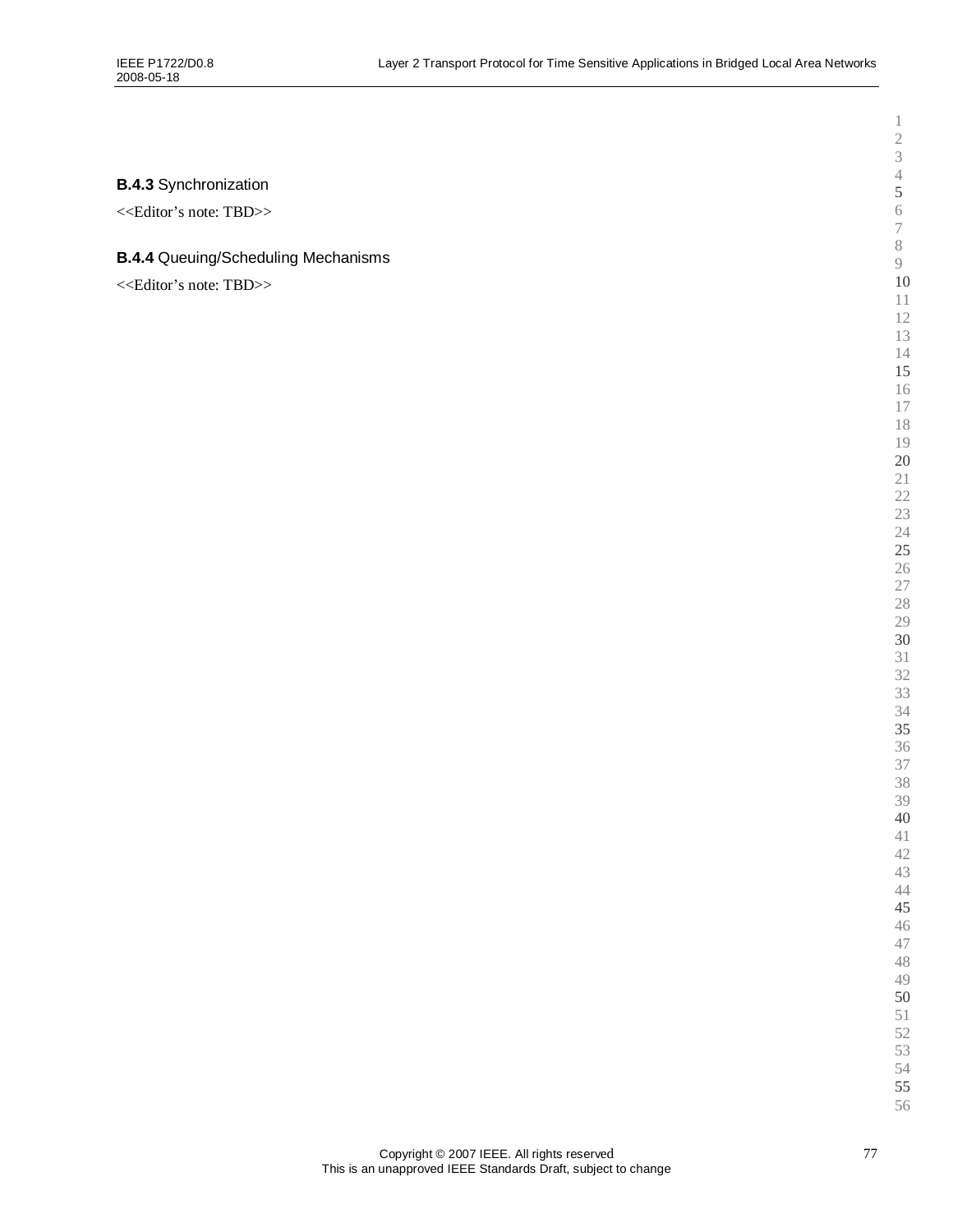### **B.4.3** Synchronization

<<Editor’s note: TBD>>

### **B.4.4** Queuing/Scheduling Mechanisms

<<Editor’s note: TBD>>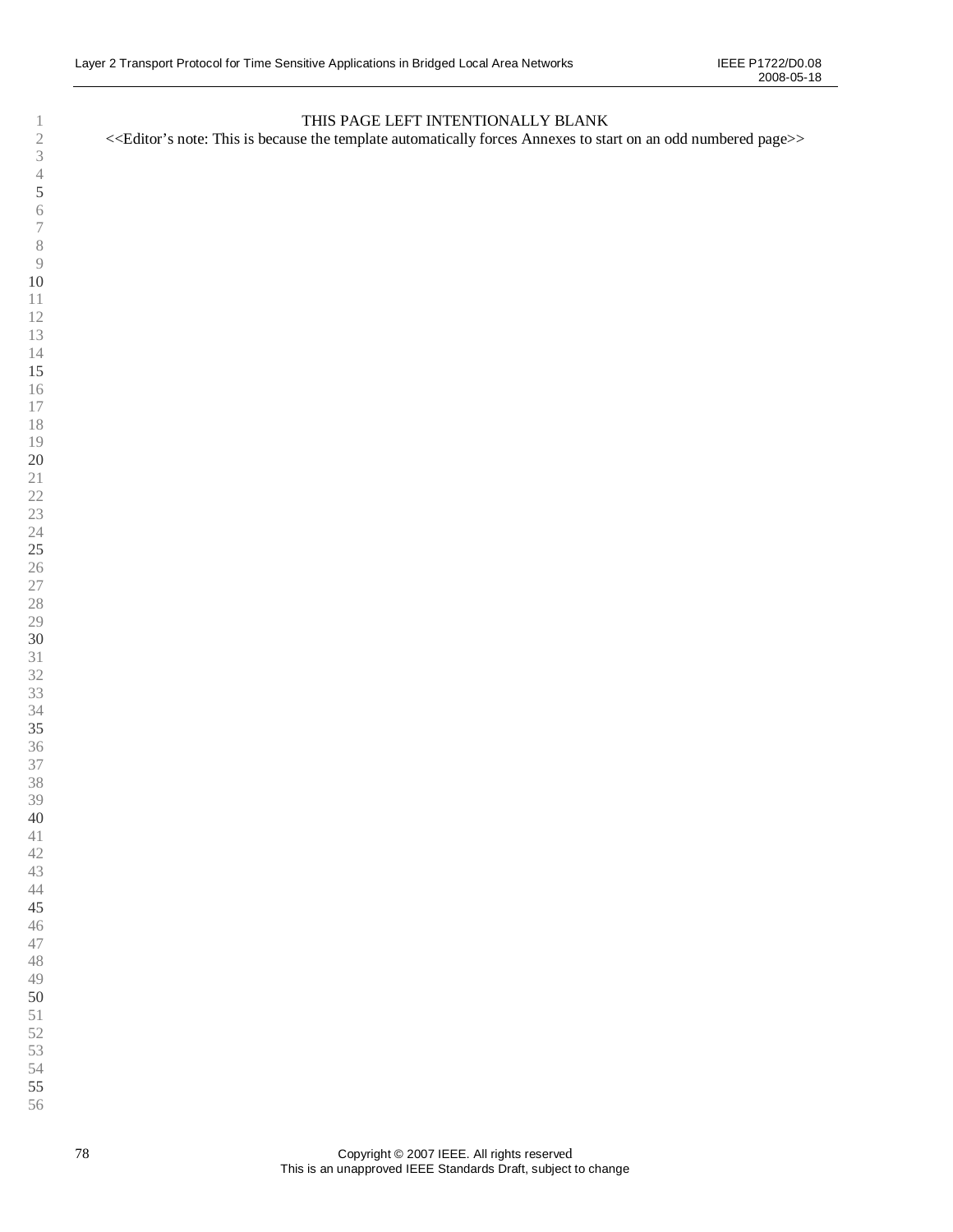THIS PAGE LEFT INTENTIONALLY BLANK

<<Editor's note: This is because the template automatically forces Annexes to start on an odd numbered page>>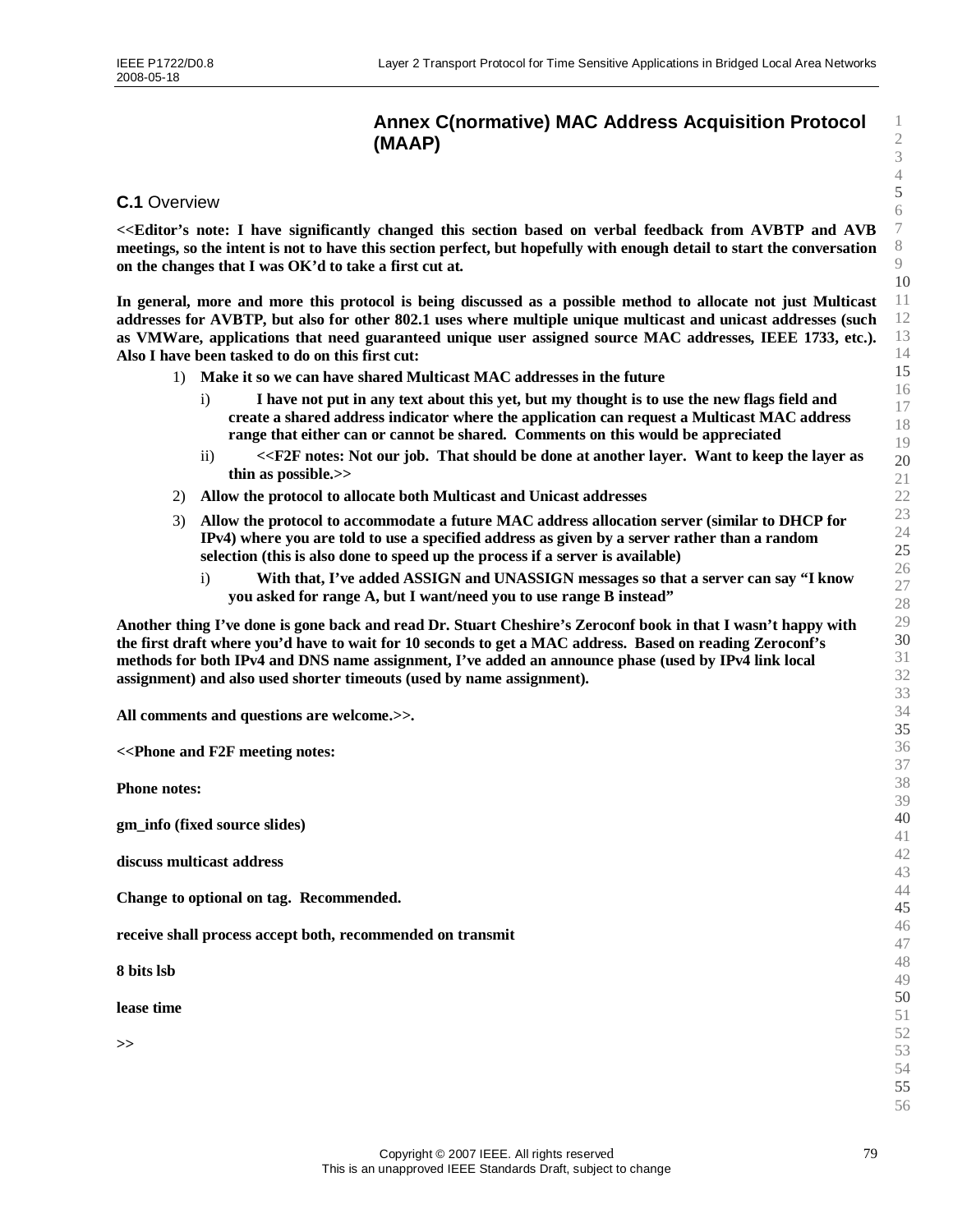# Annex C(normative) MAC Address Acquisition Protocol (MAAP)

## C.1 Overview

**<<Editor's note: I have significantly changed this section based on verbal feedback from AVBTP and AVB meetings, so the intent is not to have this section perfect, but hopefully with enough detail to start the conversation on the changes that I was OK'd to take a first cut at.**

**In general, more and more this protocol is being discussed as a possible method to allocate not just Multicast addresses for AVBTP, but also for other 802.1 uses where multiple unique multicast and unicast addresses (such as VMWare, applications that need guaranteed unique user assigned source MAC addresses, IEEE 1733, etc.). Also I have been tasked to do on this first cut:**

1) **Make it so we can have shared Multicast MAC addresses in the future**
   i) **I have not put in any text about this yet, but my thought is to use the new flags field and create a shared address indicator where the application can request a Multicast MAC address range that either can or cannot be shared. Comments on this would be appreciated**
   ii) **<<F2F notes: Not our job. That should be done at another layer. Want to keep the layer as thin as possible.>>**
2) **Allow the protocol to allocate both Multicast and Unicast addresses**
3) **Allow the protocol to accommodate a future MAC address allocation server (similar to DHCP for IPv4) where you are told to use a specified address as given by a server rather than a random selection (this is also done to speed up the process if a server is available)**
   i) **With that, I've added ASSIGN and UNASSIGN messages so that a server can say "I know you asked for range A, but I want/need you to use range B instead"**

**Another thing I've done is gone back and read Dr. Stuart Cheshire's Zeroconf book in that I wasn't happy with the first draft where you'd have to wait for 10 seconds to get a MAC address. Based on reading Zeroconf's methods for both IPv4 and DNS name assignment, I've added an announce phase (used by IPv4 link local assignment) and also used shorter timeouts (used by name assignment).**

**All comments and questions are welcome.>>.**

**<<Phone and F2F meeting notes:**

**Phone notes:**

**gm_info (fixed source slides)**

**discuss multicast address**

**Change to optional on tag. Recommended.**

**receive shall process accept both, recommended on transmit**

**8 bits lsb**

**lease time**

**>>**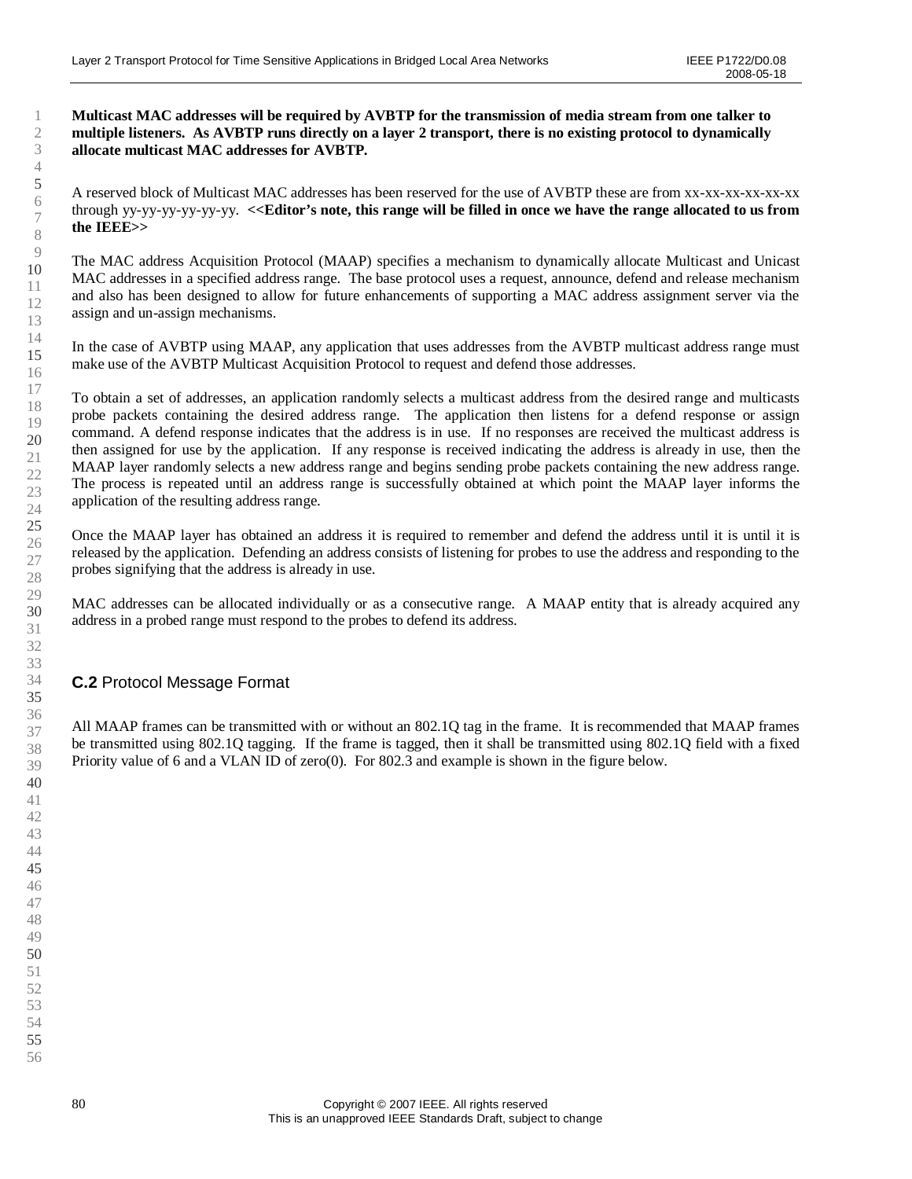**Multicast MAC addresses will be required by AVBTP for the transmission of media stream from one talker to multiple listeners. As AVBTP runs directly on a layer 2 transport, there is no existing protocol to dynamically allocate multicast MAC addresses for AVBTP.**

A reserved block of Multicast MAC addresses has been reserved for the use of AVBTP these are from xx-xx-xx-xx-xx-xx through yy-yy-yy-yy-yy-yy. **<<Editor's note, this range will be filled in once we have the range allocated to us from the IEEE>>**

The MAC address Acquisition Protocol (MAAP) specifies a mechanism to dynamically allocate Multicast and Unicast MAC addresses in a specified address range. The base protocol uses a request, announce, defend and release mechanism and also has been designed to allow for future enhancements of supporting a MAC address assignment server via the assign and un-assign mechanisms.

In the case of AVBTP using MAAP, any application that uses addresses from the AVBTP multicast address range must make use of the AVBTP Multicast Acquisition Protocol to request and defend those addresses.

To obtain a set of addresses, an application randomly selects a multicast address from the desired range and multicasts probe packets containing the desired address range. The application then listens for a defend response or assign command. A defend response indicates that the address is in use. If no responses are received the multicast address is then assigned for use by the application. If any response is received indicating the address is already in use, then the MAAP layer randomly selects a new address range and begins sending probe packets containing the new address range. The process is repeated until an address range is successfully obtained at which point the MAAP layer informs the application of the resulting address range.

Once the MAAP layer has obtained an address it is required to remember and defend the address until it is until it is released by the application. Defending an address consists of listening for probes to use the address and responding to the probes signifying that the address is already in use.

MAC addresses can be allocated individually or as a consecutive range. A MAAP entity that is already acquired any address in a probed range must respond to the probes to defend its address.

## **C.2** Protocol Message Format

All MAAP frames can be transmitted with or without an 802.1Q tag in the frame. It is recommended that MAAP frames be transmitted using 802.1Q tagging. If the frame is tagged, then it shall be transmitted using 802.1Q field with a fixed Priority value of 6 and a VLAN ID of zero(0). For 802.3 and example is shown in the figure below.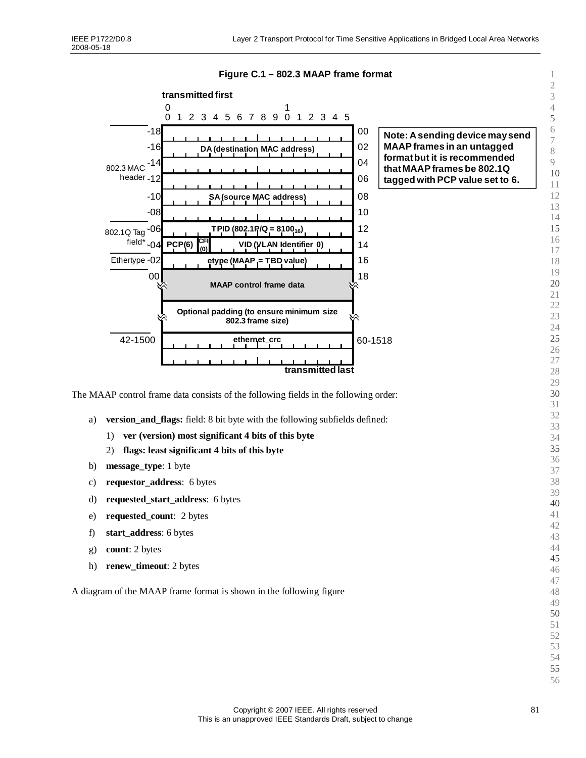**Figure C.1 – 802.3 MAAP frame format**

| Label | Offset | Field (bits 00–15, transmitted first) | Offset |
|---|---|---|---|
| 802.3 MAC header | -18 | DA (destination MAC address) | 00 |
| | -16 | | 02 |
| | -14 | | 04 |
| | -12 | SA (source MAC address) | 06 |
| | -10 | | 08 |
| | -08 | | 10 |
| 802.1Q Tag field* | -06 | TPID (802.1P/Q = $8100_{16}$) | 12 |
| | -04 | PCP(6) \| CFI (0) \| VID (VLAN Identifier 0) | 14 |
| Ethertype | -02 | etype (MAAP = TBD value) | 16 |
| | 00 | MAAP control frame data | 18 |
| | | Optional padding (to ensure minimum size 802.3 frame size) | |
| | 42-1500 | ethernet_crc (transmitted last) | 60-1518 |

**Note: A sending device may send MAAP frames in an untagged format but it is recommended that MAAP frames be 802.1Q tagged with PCP value set to 6.**

The MAAP control frame data consists of the following fields in the following order:

a) **version_and_flags:** field: 8 bit byte with the following subfields defined:
   1) **ver (version) most significant 4 bits of this byte**
   2) **flags: least significant 4 bits of this byte**

b) **message_type**: 1 byte

c) **requestor_address**: 6 bytes

d) **requested_start_address**: 6 bytes

e) **requested_count**: 2 bytes

f) **start_address**: 6 bytes

g) **count**: 2 bytes

h) **renew_timeout**: 2 bytes

A diagram of the MAAP frame format is shown in the following figure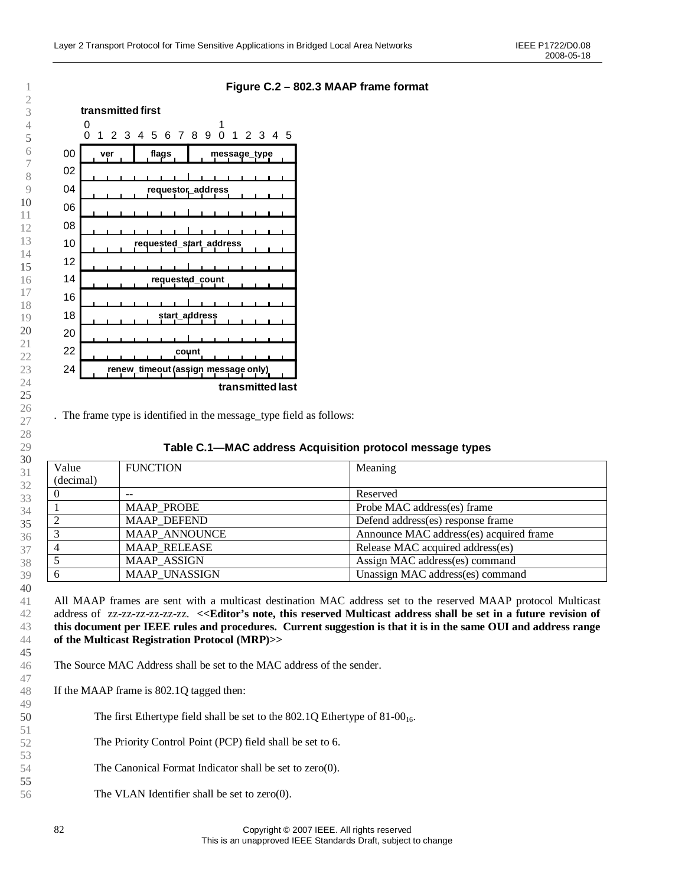**Figure C.2 – 802.3 MAAP frame format**

| Offset | Bits 0–3 | Bits 4–7 | Bits 8–15 |
|---|---|---|---|
| 00 | ver | flags | message_type |
| 02 | requestor_address | | |
| 04 | | | |
| 06 | | | |
| 08 | requested_start_address | | |
| 10 | | | |
| 12 | | | |
| 14 | requested_count | | |
| 16 | start_address | | |
| 18 | | | |
| 20 | | | |
| 22 | count | | |
| 24 | renew_timeout (assign message only) | | |

transmitted first (bit 0, offset 00) … transmitted last (bit 15, offset 24)

. The frame type is identified in the message_type field as follows:

**Table C.1—MAC address Acquisition protocol message types**

| Value (decimal) | FUNCTION | Meaning |
|---|---|---|
| 0 | -- | Reserved |
| 1 | MAAP_PROBE | Probe MAC address(es) frame |
| 2 | MAAP_DEFEND | Defend address(es) response frame |
| 3 | MAAP_ANNOUNCE | Announce MAC address(es) acquired frame |
| 4 | MAAP_RELEASE | Release MAC acquired address(es) |
| 5 | MAAP_ASSIGN | Assign MAC address(es) command |
| 6 | MAAP_UNASSIGN | Unassign MAC address(es) command |

All MAAP frames are sent with a multicast destination MAC address set to the reserved MAAP protocol Multicast address of zz-zz-zz-zz-zz-zz. **<<Editor's note, this reserved Multicast address shall be set in a future revision of this document per IEEE rules and procedures. Current suggestion is that it is in the same OUI and address range of the Multicast Registration Protocol (MRP)>>**

The Source MAC Address shall be set to the MAC address of the sender.

If the MAAP frame is 802.1Q tagged then:

The first Ethertype field shall be set to the 802.1Q Ethertype of $81\text{-}00_{16}$.

The Priority Control Point (PCP) field shall be set to 6.

The Canonical Format Indicator shall be set to zero(0).

The VLAN Identifier shall be set to zero(0).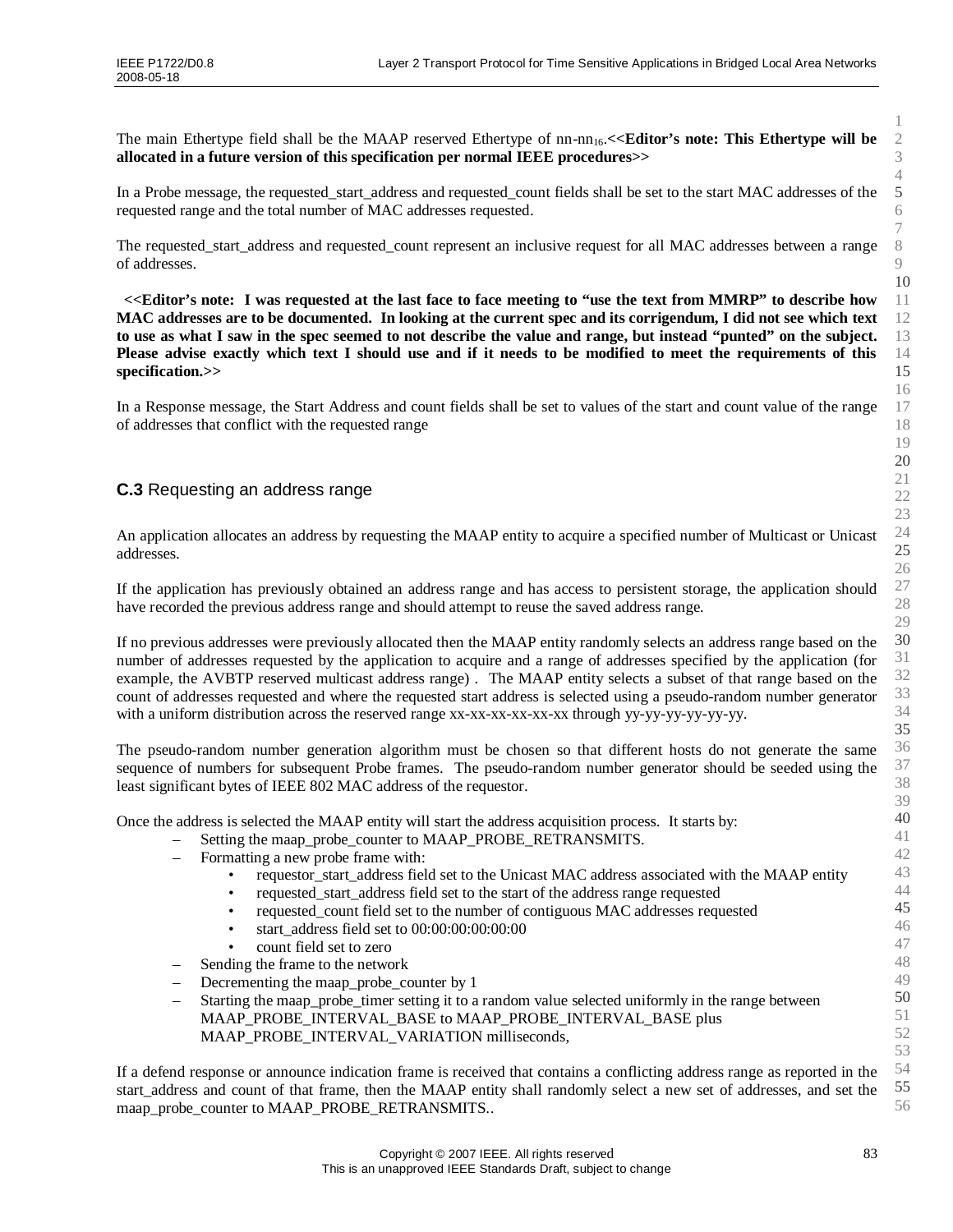The main Ethertype field shall be the MAAP reserved Ethertype of nn-nn$_{16}$.**<<Editor's note: This Ethertype will be allocated in a future version of this specification per normal IEEE procedures>>**

In a Probe message, the requested_start_address and requested_count fields shall be set to the start MAC addresses of the requested range and the total number of MAC addresses requested.

The requested_start_address and requested_count represent an inclusive request for all MAC addresses between a range of addresses.

**<<Editor's note: I was requested at the last face to face meeting to "use the text from MMRP" to describe how MAC addresses are to be documented. In looking at the current spec and its corrigendum, I did not see which text to use as what I saw in the spec seemed to not describe the value and range, but instead "punted" on the subject. Please advise exactly which text I should use and if it needs to be modified to meet the requirements of this specification.>>**

In a Response message, the Start Address and count fields shall be set to values of the start and count value of the range of addresses that conflict with the requested range

## C.3 Requesting an address range

An application allocates an address by requesting the MAAP entity to acquire a specified number of Multicast or Unicast addresses.

If the application has previously obtained an address range and has access to persistent storage, the application should have recorded the previous address range and should attempt to reuse the saved address range.

If no previous addresses were previously allocated then the MAAP entity randomly selects an address range based on the number of addresses requested by the application to acquire and a range of addresses specified by the application (for example, the AVBTP reserved multicast address range) . The MAAP entity selects a subset of that range based on the count of addresses requested and where the requested start address is selected using a pseudo-random number generator with a uniform distribution across the reserved range xx-xx-xx-xx-xx-xx through yy-yy-yy-yy-yy-yy.

The pseudo-random number generation algorithm must be chosen so that different hosts do not generate the same sequence of numbers for subsequent Probe frames. The pseudo-random number generator should be seeded using the least significant bytes of IEEE 802 MAC address of the requestor.

Once the address is selected the MAAP entity will start the address acquisition process. It starts by:

- Setting the maap_probe_counter to MAAP_PROBE_RETRANSMITS.
- Formatting a new probe frame with:
  - requestor_start_address field set to the Unicast MAC address associated with the MAAP entity
  - requested_start_address field set to the start of the address range requested
  - requested_count field set to the number of contiguous MAC addresses requested
  - start_address field set to 00:00:00:00:00:00
  - count field set to zero
- Sending the frame to the network
- Decrementing the maap_probe_counter by 1
- Starting the maap_probe_timer setting it to a random value selected uniformly in the range between MAAP_PROBE_INTERVAL_BASE to MAAP_PROBE_INTERVAL_BASE plus MAAP_PROBE_INTERVAL_VARIATION milliseconds,

If a defend response or announce indication frame is received that contains a conflicting address range as reported in the start_address and count of that frame, then the MAAP entity shall randomly select a new set of addresses, and set the maap_probe_counter to MAAP_PROBE_RETRANSMITS..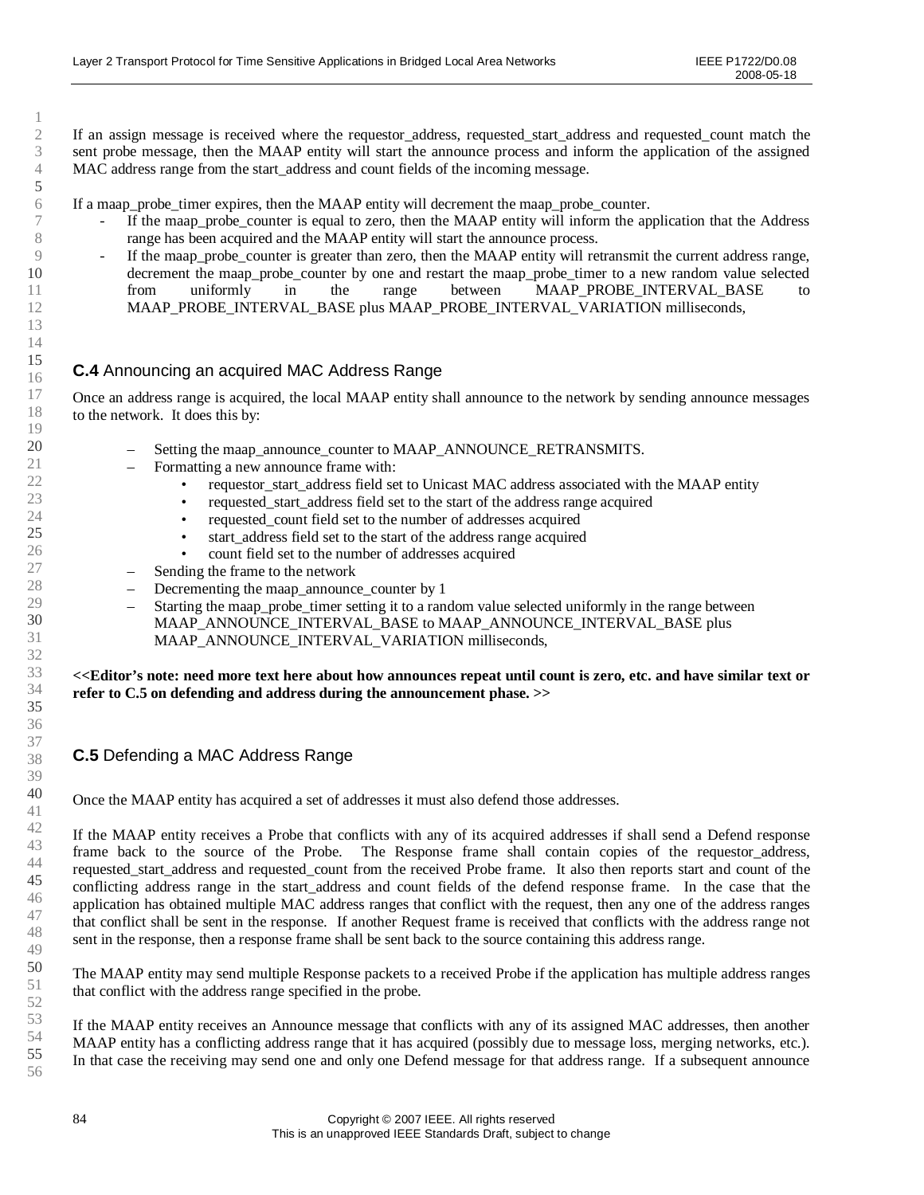If an assign message is received where the requestor_address, requested_start_address and requested_count match the sent probe message, then the MAAP entity will start the announce process and inform the application of the assigned MAC address range from the start_address and count fields of the incoming message.

If a maap_probe_timer expires, then the MAAP entity will decrement the maap_probe_counter.

- If the maap_probe_counter is equal to zero, then the MAAP entity will inform the application that the Address range has been acquired and the MAAP entity will start the announce process.
- If the maap_probe_counter is greater than zero, then the MAAP entity will retransmit the current address range, decrement the maap_probe_counter by one and restart the maap_probe_timer to a new random value selected from uniformly in the range between MAAP_PROBE_INTERVAL_BASE to MAAP_PROBE_INTERVAL_BASE plus MAAP_PROBE_INTERVAL_VARIATION milliseconds,

## C.4 Announcing an acquired MAC Address Range

Once an address range is acquired, the local MAAP entity shall announce to the network by sending announce messages to the network. It does this by:

- Setting the maap_announce_counter to MAAP_ANNOUNCE_RETRANSMITS.
- Formatting a new announce frame with:
  - requestor_start_address field set to Unicast MAC address associated with the MAAP entity
  - requested_start_address field set to the start of the address range acquired
  - requested_count field set to the number of addresses acquired
  - start_address field set to the start of the address range acquired
  - count field set to the number of addresses acquired
- Sending the frame to the network
- Decrementing the maap_announce_counter by 1
- Starting the maap_probe_timer setting it to a random value selected uniformly in the range between MAAP_ANNOUNCE_INTERVAL_BASE to MAAP_ANNOUNCE_INTERVAL_BASE plus MAAP_ANNOUNCE_INTERVAL_VARIATION milliseconds,

**<<Editor's note: need more text here about how announces repeat until count is zero, etc. and have similar text or refer to C.5 on defending and address during the announcement phase. >>**

## C.5 Defending a MAC Address Range

Once the MAAP entity has acquired a set of addresses it must also defend those addresses.

If the MAAP entity receives a Probe that conflicts with any of its acquired addresses if shall send a Defend response frame back to the source of the Probe. The Response frame shall contain copies of the requestor_address, requested_start_address and requested_count from the received Probe frame. It also then reports start and count of the conflicting address range in the start_address and count fields of the defend response frame. In the case that the application has obtained multiple MAC address ranges that conflict with the request, then any one of the address ranges that conflict shall be sent in the response. If another Request frame is received that conflicts with the address range not sent in the response, then a response frame shall be sent back to the source containing this address range.

The MAAP entity may send multiple Response packets to a received Probe if the application has multiple address ranges that conflict with the address range specified in the probe.

If the MAAP entity receives an Announce message that conflicts with any of its assigned MAC addresses, then another MAAP entity has a conflicting address range that it has acquired (possibly due to message loss, merging networks, etc.). In that case the receiving may send one and only one Defend message for that address range. If a subsequent announce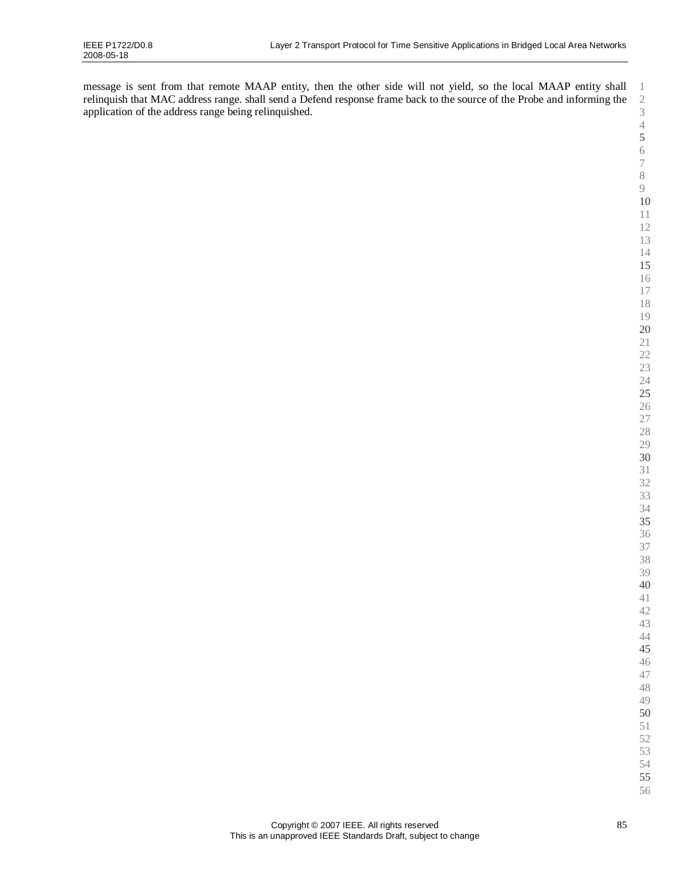message is sent from that remote MAAP entity, then the other side will not yield, so the local MAAP entity shall relinquish that MAC address range. shall send a Defend response frame back to the source of the Probe and informing the application of the address range being relinquished.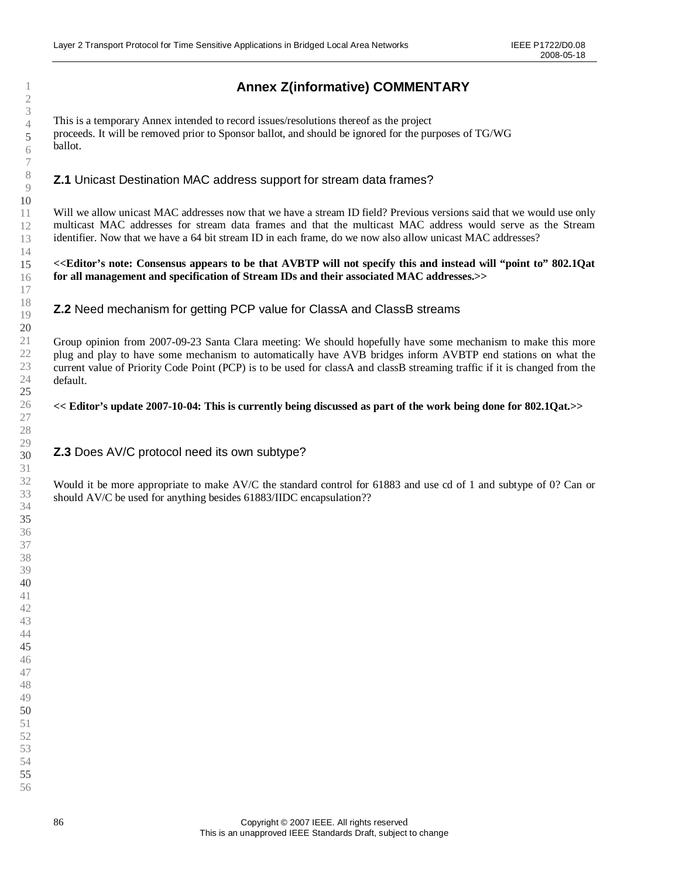# Annex Z(informative) COMMENTARY

This is a temporary Annex intended to record issues/resolutions thereof as the project proceeds. It will be removed prior to Sponsor ballot, and should be ignored for the purposes of TG/WG ballot.

## Z.1 Unicast Destination MAC address support for stream data frames?

Will we allow unicast MAC addresses now that we have a stream ID field? Previous versions said that we would use only multicast MAC addresses for stream data frames and that the multicast MAC address would serve as the Stream identifier. Now that we have a 64 bit stream ID in each frame, do we now also allow unicast MAC addresses?

**<<Editor's note: Consensus appears to be that AVBTP will not specify this and instead will "point to" 802.1Qat for all management and specification of Stream IDs and their associated MAC addresses.>>**

## Z.2 Need mechanism for getting PCP value for ClassA and ClassB streams

Group opinion from 2007-09-23 Santa Clara meeting: We should hopefully have some mechanism to make this more plug and play to have some mechanism to automatically have AVB bridges inform AVBTP end stations on what the current value of Priority Code Point (PCP) is to be used for classA and classB streaming traffic if it is changed from the default.

**<< Editor's update 2007-10-04: This is currently being discussed as part of the work being done for 802.1Qat.>>**

## Z.3 Does AV/C protocol need its own subtype?

Would it be more appropriate to make AV/C the standard control for 61883 and use cd of 1 and subtype of 0? Can or should AV/C be used for anything besides 61883/IIDC encapsulation??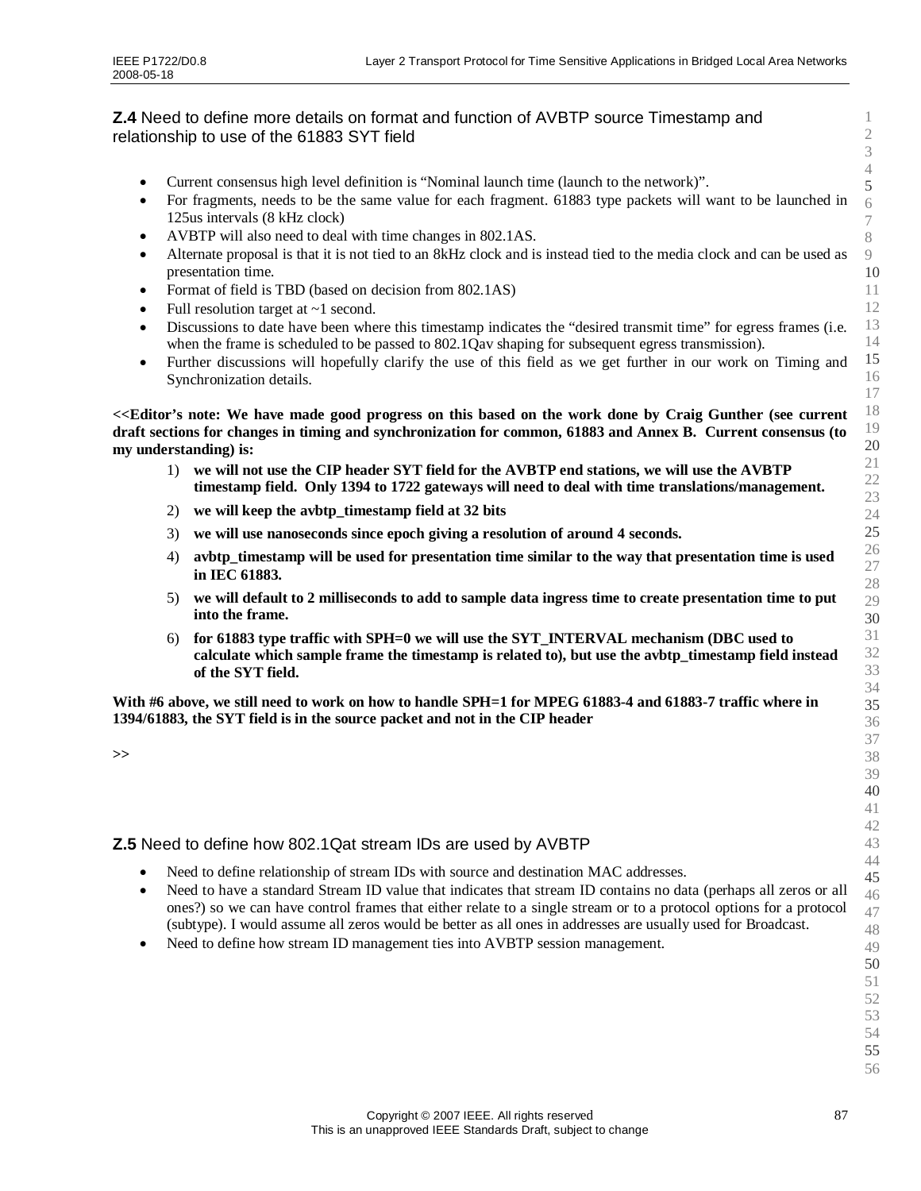## **Z.4** Need to define more details on format and function of AVBTP source Timestamp and relationship to use of the 61883 SYT field

- Current consensus high level definition is "Nominal launch time (launch to the network)".
- For fragments, needs to be the same value for each fragment. 61883 type packets will want to be launched in 125us intervals (8 kHz clock)
- AVBTP will also need to deal with time changes in 802.1AS.
- Alternate proposal is that it is not tied to an 8kHz clock and is instead tied to the media clock and can be used as presentation time.
- Format of field is TBD (based on decision from 802.1AS)
- Full resolution target at ~1 second.
- Discussions to date have been where this timestamp indicates the "desired transmit time" for egress frames (i.e. when the frame is scheduled to be passed to 802.1Qav shaping for subsequent egress transmission).
- Further discussions will hopefully clarify the use of this field as we get further in our work on Timing and Synchronization details.

**<<Editor's note: We have made good progress on this based on the work done by Craig Gunther (see current draft sections for changes in timing and synchronization for common, 61883 and Annex B. Current consensus (to my understanding) is:**

1) **we will not use the CIP header SYT field for the AVBTP end stations, we will use the AVBTP timestamp field. Only 1394 to 1722 gateways will need to deal with time translations/management.**
2) **we will keep the avbtp_timestamp field at 32 bits**
3) **we will use nanoseconds since epoch giving a resolution of around 4 seconds.**
4) **avbtp_timestamp will be used for presentation time similar to the way that presentation time is used in IEC 61883.**
5) **we will default to 2 milliseconds to add to sample data ingress time to create presentation time to put into the frame.**
6) **for 61883 type traffic with SPH=0 we will use the SYT_INTERVAL mechanism (DBC used to calculate which sample frame the timestamp is related to), but use the avbtp_timestamp field instead of the SYT field.**

**With #6 above, we still need to work on how to handle SPH=1 for MPEG 61883-4 and 61883-7 traffic where in 1394/61883, the SYT field is in the source packet and not in the CIP header**

**>>**

## **Z.5** Need to define how 802.1Qat stream IDs are used by AVBTP

- Need to define relationship of stream IDs with source and destination MAC addresses.
- Need to have a standard Stream ID value that indicates that stream ID contains no data (perhaps all zeros or all ones?) so we can have control frames that either relate to a single stream or to a protocol options for a protocol (subtype). I would assume all zeros would be better as all ones in addresses are usually used for Broadcast.
- Need to define how stream ID management ties into AVBTP session management.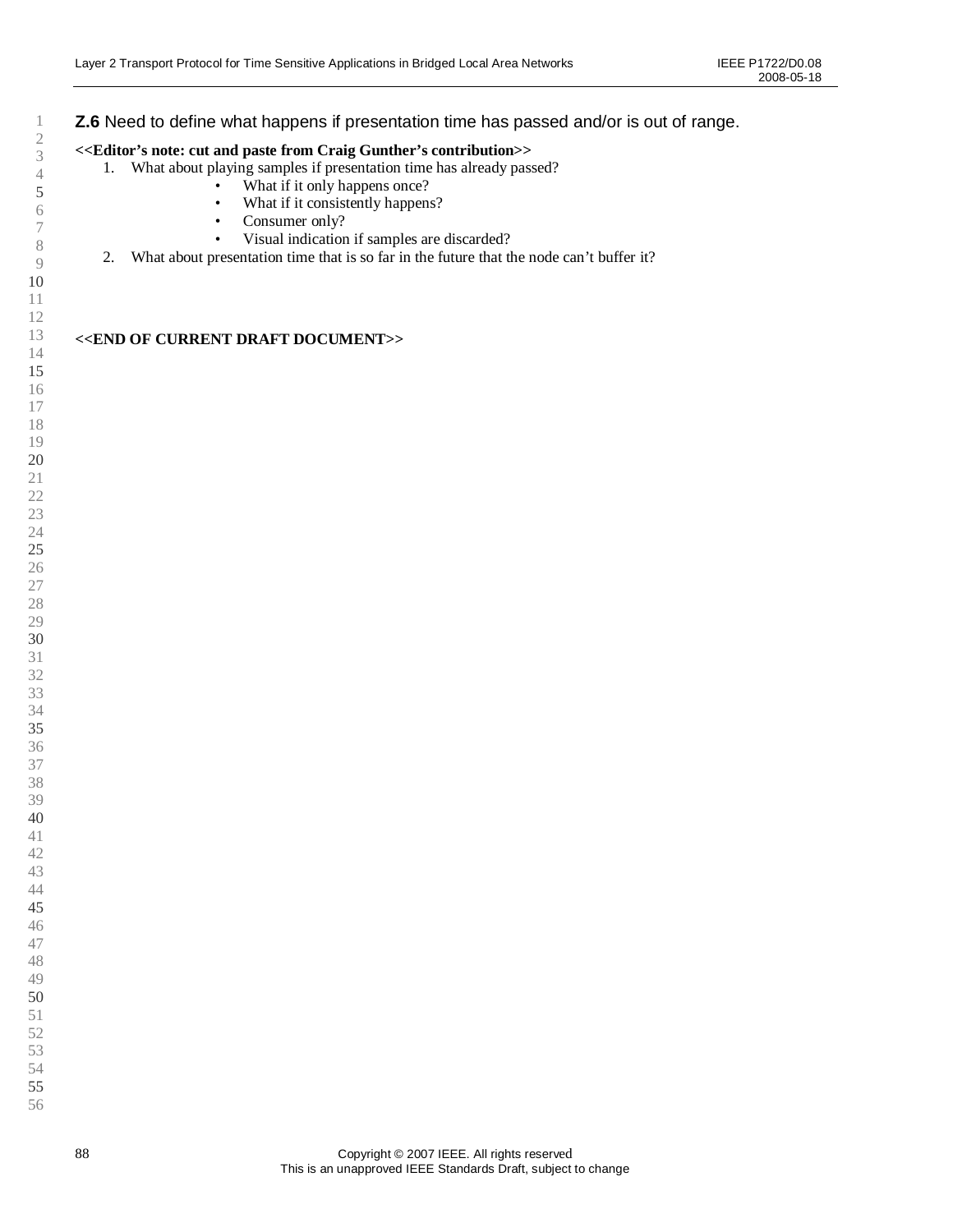## **Z.6** Need to define what happens if presentation time has passed and/or is out of range.

**<<Editor's note: cut and paste from Craig Gunther's contribution>>**

1. What about playing samples if presentation time has already passed?
    - What if it only happens once?
    - What if it consistently happens?
    - Consumer only?
    - Visual indication if samples are discarded?
2. What about presentation time that is so far in the future that the node can't buffer it?

**<<END OF CURRENT DRAFT DOCUMENT>>**